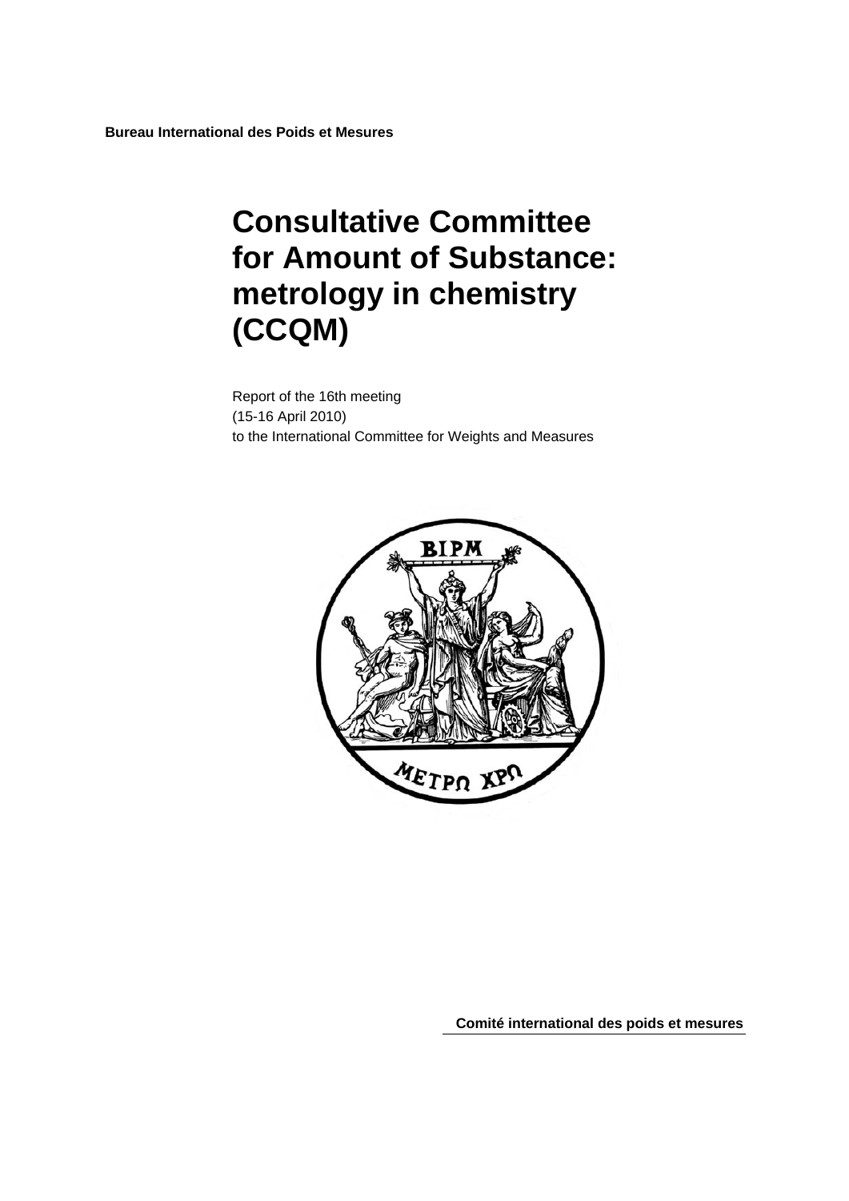**Bureau International des Poids et Mesures**

# Consultative Committee for Amount of Substance: metrology in chemistry (CCQM)

Report of the 16th meeting
(15-16 April 2010)
to the International Committee for Weights and Measures

**Comité international des poids et mesures**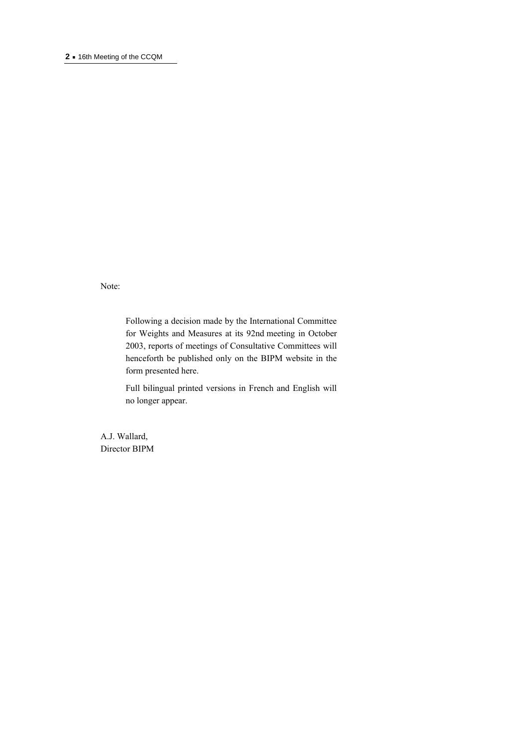Note:

> Following a decision made by the International Committee for Weights and Measures at its 92nd meeting in October 2003, reports of meetings of Consultative Committees will henceforth be published only on the BIPM website in the form presented here.
>
> Full bilingual printed versions in French and English will no longer appear.

A.J. Wallard,
Director BIPM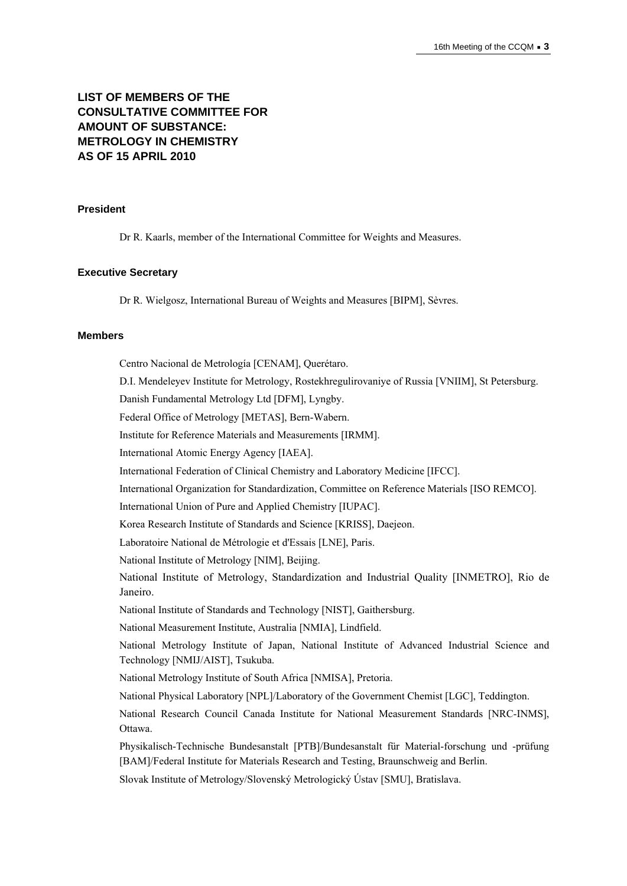# LIST OF MEMBERS OF THE CONSULTATIVE COMMITTEE FOR AMOUNT OF SUBSTANCE: METROLOGY IN CHEMISTRY AS OF 15 APRIL 2010

## President

Dr R. Kaarls, member of the International Committee for Weights and Measures.

## Executive Secretary

Dr R. Wielgosz, International Bureau of Weights and Measures [BIPM], Sèvres.

## Members

Centro Nacional de Metrología [CENAM], Querétaro.

D.I. Mendeleyev Institute for Metrology, Rostekhregulirovaniye of Russia [VNIIM], St Petersburg.

Danish Fundamental Metrology Ltd [DFM], Lyngby.

Federal Office of Metrology [METAS], Bern-Wabern.

Institute for Reference Materials and Measurements [IRMM].

International Atomic Energy Agency [IAEA].

International Federation of Clinical Chemistry and Laboratory Medicine [IFCC].

International Organization for Standardization, Committee on Reference Materials [ISO REMCO].

International Union of Pure and Applied Chemistry [IUPAC].

Korea Research Institute of Standards and Science [KRISS], Daejeon.

Laboratoire National de Métrologie et d'Essais [LNE], Paris.

National Institute of Metrology [NIM], Beijing.

National Institute of Metrology, Standardization and Industrial Quality [INMETRO], Rio de Janeiro.

National Institute of Standards and Technology [NIST], Gaithersburg.

National Measurement Institute, Australia [NMIA], Lindfield.

National Metrology Institute of Japan, National Institute of Advanced Industrial Science and Technology [NMIJ/AIST], Tsukuba.

National Metrology Institute of South Africa [NMISA], Pretoria.

National Physical Laboratory [NPL]/Laboratory of the Government Chemist [LGC], Teddington.

National Research Council Canada Institute for National Measurement Standards [NRC-INMS], Ottawa.

Physikalisch-Technische Bundesanstalt [PTB]/Bundesanstalt für Material-forschung und -prüfung [BAM]/Federal Institute for Materials Research and Testing, Braunschweig and Berlin.

Slovak Institute of Metrology/Slovenský Metrologický Ústav [SMU], Bratislava.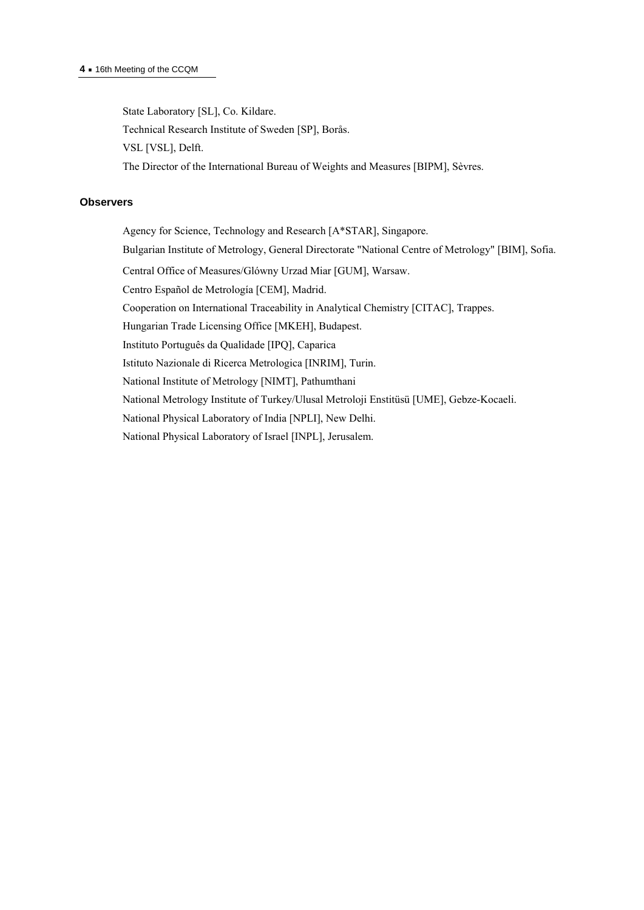State Laboratory [SL], Co. Kildare.

Technical Research Institute of Sweden [SP], Borås.

VSL [VSL], Delft.

The Director of the International Bureau of Weights and Measures [BIPM], Sèvres.

## Observers

Agency for Science, Technology and Research [A*STAR], Singapore.

Bulgarian Institute of Metrology, General Directorate "National Centre of Metrology" [BIM], Sofia.

Central Office of Measures/Glówny Urzad Miar [GUM], Warsaw.

Centro Español de Metrología [CEM], Madrid.

Cooperation on International Traceability in Analytical Chemistry [CITAC], Trappes.

Hungarian Trade Licensing Office [MKEH], Budapest.

Instituto Português da Qualidade [IPQ], Caparica

Istituto Nazionale di Ricerca Metrologica [INRIM], Turin.

National Institute of Metrology [NIMT], Pathumthani

National Metrology Institute of Turkey/Ulusal Metroloji Enstitüsü [UME], Gebze-Kocaeli.

National Physical Laboratory of India [NPLI], New Delhi.

National Physical Laboratory of Israel [INPL], Jerusalem.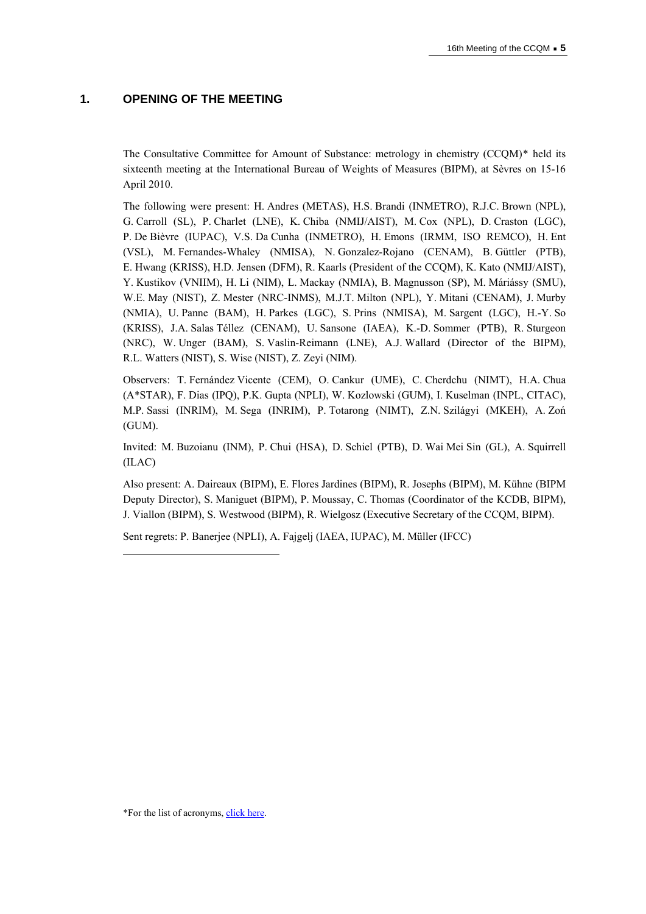## 1. OPENING OF THE MEETING

The Consultative Committee for Amount of Substance: metrology in chemistry (CCQM)* held its sixteenth meeting at the International Bureau of Weights of Measures (BIPM), at Sèvres on 15-16 April 2010.

The following were present: H. Andres (METAS), H.S. Brandi (INMETRO), R.J.C. Brown (NPL), G. Carroll (SL), P. Charlet (LNE), K. Chiba (NMIJ/AIST), M. Cox (NPL), D. Craston (LGC), P. De Bièvre (IUPAC), V.S. Da Cunha (INMETRO), H. Emons (IRMM, ISO REMCO), H. Ent (VSL), M. Fernandes-Whaley (NMISA), N. Gonzalez-Rojano (CENAM), B. Güttler (PTB), E. Hwang (KRISS), H.D. Jensen (DFM), R. Kaarls (President of the CCQM), K. Kato (NMIJ/AIST), Y. Kustikov (VNIIM), H. Li (NIM), L. Mackay (NMIA), B. Magnusson (SP), M. Máriássy (SMU), W.E. May (NIST), Z. Mester (NRC-INMS), M.J.T. Milton (NPL), Y. Mitani (CENAM), J. Murby (NMIA), U. Panne (BAM), H. Parkes (LGC), S. Prins (NMISA), M. Sargent (LGC), H.-Y. So (KRISS), J.A. Salas Téllez (CENAM), U. Sansone (IAEA), K.-D. Sommer (PTB), R. Sturgeon (NRC), W. Unger (BAM), S. Vaslin-Reimann (LNE), A.J. Wallard (Director of the BIPM), R.L. Watters (NIST), S. Wise (NIST), Z. Zeyi (NIM).

Observers: T. Fernández Vicente (CEM), O. Cankur (UME), C. Cherdchu (NIMT), H.A. Chua (A*STAR), F. Dias (IPQ), P.K. Gupta (NPLI), W. Kozlowski (GUM), I. Kuselman (INPL, CITAC), M.P. Sassi (INRIM), M. Sega (INRIM), P. Totarong (NIMT), Z.N. Szilágyi (MKEH), A. Zoń (GUM).

Invited: M. Buzoianu (INM), P. Chui (HSA), D. Schiel (PTB), D. Wai Mei Sin (GL), A. Squirrell (ILAC)

Also present: A. Daireaux (BIPM), E. Flores Jardines (BIPM), R. Josephs (BIPM), M. Kühne (BIPM Deputy Director), S. Maniguet (BIPM), P. Moussay, C. Thomas (Coordinator of the KCDB, BIPM), J. Viallon (BIPM), S. Westwood (BIPM), R. Wielgosz (Executive Secretary of the CCQM, BIPM).

Sent regrets: P. Banerjee (NPLI), A. Fajgelj (IAEA, IUPAC), M. Müller (IFCC)

---

*For the list of acronyms, click here.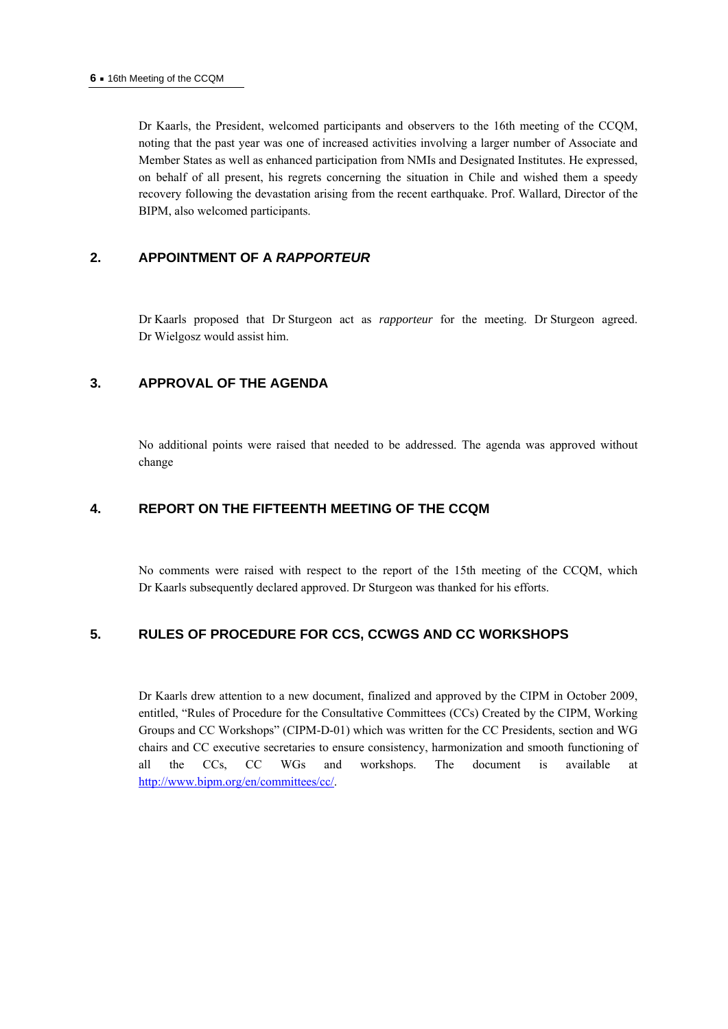Dr Kaarls, the President, welcomed participants and observers to the 16th meeting of the CCQM, noting that the past year was one of increased activities involving a larger number of Associate and Member States as well as enhanced participation from NMIs and Designated Institutes. He expressed, on behalf of all present, his regrets concerning the situation in Chile and wished them a speedy recovery following the devastation arising from the recent earthquake. Prof. Wallard, Director of the BIPM, also welcomed participants.

## 2. APPOINTMENT OF A *RAPPORTEUR*

Dr Kaarls proposed that Dr Sturgeon act as *rapporteur* for the meeting. Dr Sturgeon agreed. Dr Wielgosz would assist him.

## 3. APPROVAL OF THE AGENDA

No additional points were raised that needed to be addressed. The agenda was approved without change

## 4. REPORT ON THE FIFTEENTH MEETING OF THE CCQM

No comments were raised with respect to the report of the 15th meeting of the CCQM, which Dr Kaarls subsequently declared approved. Dr Sturgeon was thanked for his efforts.

## 5. RULES OF PROCEDURE FOR CCS, CCWGS AND CC WORKSHOPS

Dr Kaarls drew attention to a new document, finalized and approved by the CIPM in October 2009, entitled, "Rules of Procedure for the Consultative Committees (CCs) Created by the CIPM, Working Groups and CC Workshops" (CIPM-D-01) which was written for the CC Presidents, section and WG chairs and CC executive secretaries to ensure consistency, harmonization and smooth functioning of all the CCs, CC WGs and workshops. The document is available at http://www.bipm.org/en/committees/cc/.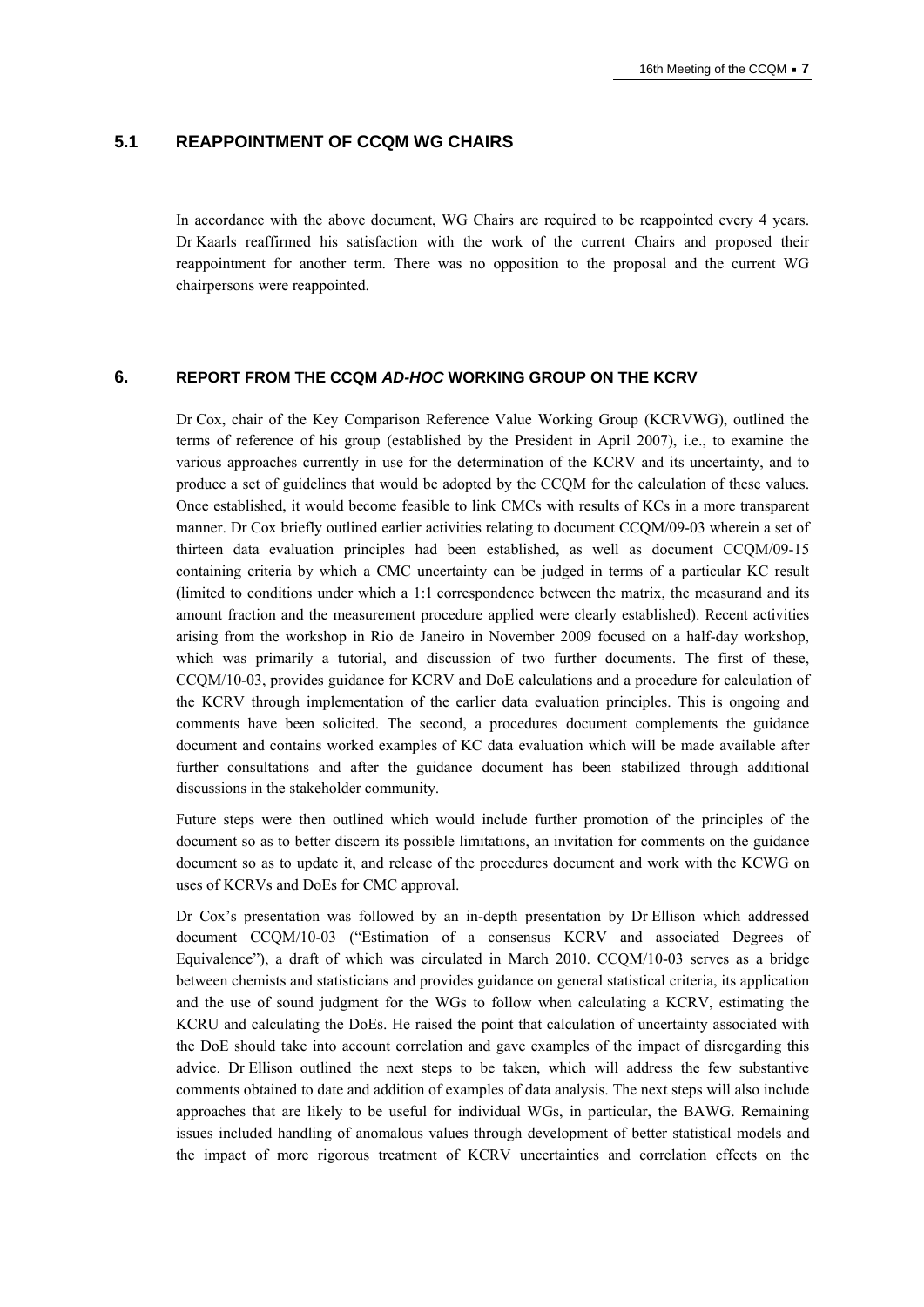## 5.1 REAPPOINTMENT OF CCQM WG CHAIRS

In accordance with the above document, WG Chairs are required to be reappointed every 4 years. Dr Kaarls reaffirmed his satisfaction with the work of the current Chairs and proposed their reappointment for another term. There was no opposition to the proposal and the current WG chairpersons were reappointed.

# 6. REPORT FROM THE CCQM *AD-HOC* WORKING GROUP ON THE KCRV

Dr Cox, chair of the Key Comparison Reference Value Working Group (KCRVWG), outlined the terms of reference of his group (established by the President in April 2007), i.e., to examine the various approaches currently in use for the determination of the KCRV and its uncertainty, and to produce a set of guidelines that would be adopted by the CCQM for the calculation of these values. Once established, it would become feasible to link CMCs with results of KCs in a more transparent manner. Dr Cox briefly outlined earlier activities relating to document CCQM/09-03 wherein a set of thirteen data evaluation principles had been established, as well as document CCQM/09-15 containing criteria by which a CMC uncertainty can be judged in terms of a particular KC result (limited to conditions under which a 1:1 correspondence between the matrix, the measurand and its amount fraction and the measurement procedure applied were clearly established). Recent activities arising from the workshop in Rio de Janeiro in November 2009 focused on a half-day workshop, which was primarily a tutorial, and discussion of two further documents. The first of these, CCQM/10-03, provides guidance for KCRV and DoE calculations and a procedure for calculation of the KCRV through implementation of the earlier data evaluation principles. This is ongoing and comments have been solicited. The second, a procedures document complements the guidance document and contains worked examples of KC data evaluation which will be made available after further consultations and after the guidance document has been stabilized through additional discussions in the stakeholder community.

Future steps were then outlined which would include further promotion of the principles of the document so as to better discern its possible limitations, an invitation for comments on the guidance document so as to update it, and release of the procedures document and work with the KCWG on uses of KCRVs and DoEs for CMC approval.

Dr Cox's presentation was followed by an in-depth presentation by Dr Ellison which addressed document CCQM/10-03 ("Estimation of a consensus KCRV and associated Degrees of Equivalence"), a draft of which was circulated in March 2010. CCQM/10-03 serves as a bridge between chemists and statisticians and provides guidance on general statistical criteria, its application and the use of sound judgment for the WGs to follow when calculating a KCRV, estimating the KCRU and calculating the DoEs. He raised the point that calculation of uncertainty associated with the DoE should take into account correlation and gave examples of the impact of disregarding this advice. Dr Ellison outlined the next steps to be taken, which will address the few substantive comments obtained to date and addition of examples of data analysis. The next steps will also include approaches that are likely to be useful for individual WGs, in particular, the BAWG. Remaining issues included handling of anomalous values through development of better statistical models and the impact of more rigorous treatment of KCRV uncertainties and correlation effects on the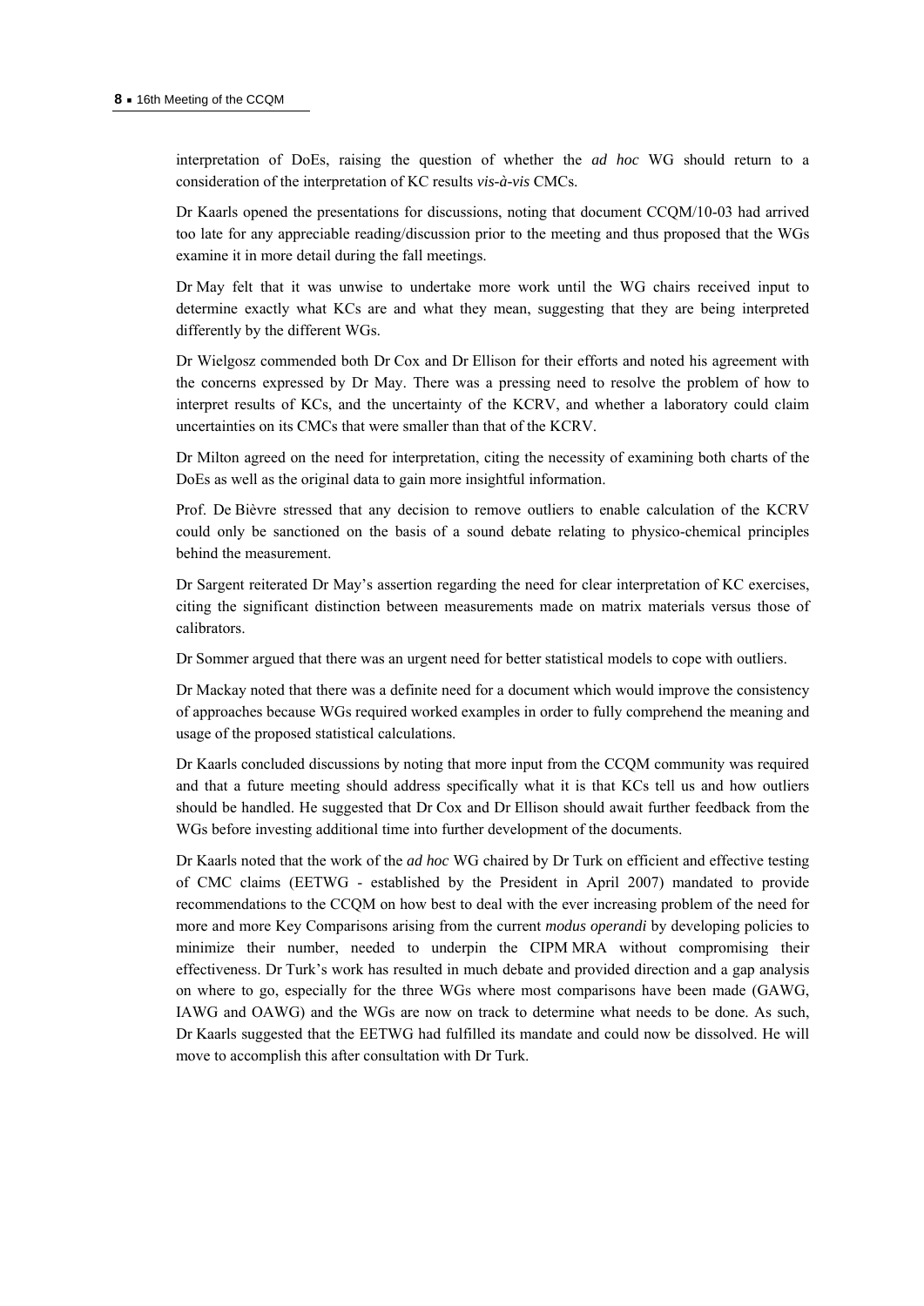interpretation of DoEs, raising the question of whether the *ad hoc* WG should return to a consideration of the interpretation of KC results *vis-à-vis* CMCs.

Dr Kaarls opened the presentations for discussions, noting that document CCQM/10-03 had arrived too late for any appreciable reading/discussion prior to the meeting and thus proposed that the WGs examine it in more detail during the fall meetings.

Dr May felt that it was unwise to undertake more work until the WG chairs received input to determine exactly what KCs are and what they mean, suggesting that they are being interpreted differently by the different WGs.

Dr Wielgosz commended both Dr Cox and Dr Ellison for their efforts and noted his agreement with the concerns expressed by Dr May. There was a pressing need to resolve the problem of how to interpret results of KCs, and the uncertainty of the KCRV, and whether a laboratory could claim uncertainties on its CMCs that were smaller than that of the KCRV.

Dr Milton agreed on the need for interpretation, citing the necessity of examining both charts of the DoEs as well as the original data to gain more insightful information.

Prof. De Bièvre stressed that any decision to remove outliers to enable calculation of the KCRV could only be sanctioned on the basis of a sound debate relating to physico-chemical principles behind the measurement.

Dr Sargent reiterated Dr May's assertion regarding the need for clear interpretation of KC exercises, citing the significant distinction between measurements made on matrix materials versus those of calibrators.

Dr Sommer argued that there was an urgent need for better statistical models to cope with outliers.

Dr Mackay noted that there was a definite need for a document which would improve the consistency of approaches because WGs required worked examples in order to fully comprehend the meaning and usage of the proposed statistical calculations.

Dr Kaarls concluded discussions by noting that more input from the CCQM community was required and that a future meeting should address specifically what it is that KCs tell us and how outliers should be handled. He suggested that Dr Cox and Dr Ellison should await further feedback from the WGs before investing additional time into further development of the documents.

Dr Kaarls noted that the work of the *ad hoc* WG chaired by Dr Turk on efficient and effective testing of CMC claims (EETWG - established by the President in April 2007) mandated to provide recommendations to the CCQM on how best to deal with the ever increasing problem of the need for more and more Key Comparisons arising from the current *modus operandi* by developing policies to minimize their number, needed to underpin the CIPM MRA without compromising their effectiveness. Dr Turk's work has resulted in much debate and provided direction and a gap analysis on where to go, especially for the three WGs where most comparisons have been made (GAWG, IAWG and OAWG) and the WGs are now on track to determine what needs to be done. As such, Dr Kaarls suggested that the EETWG had fulfilled its mandate and could now be dissolved. He will move to accomplish this after consultation with Dr Turk.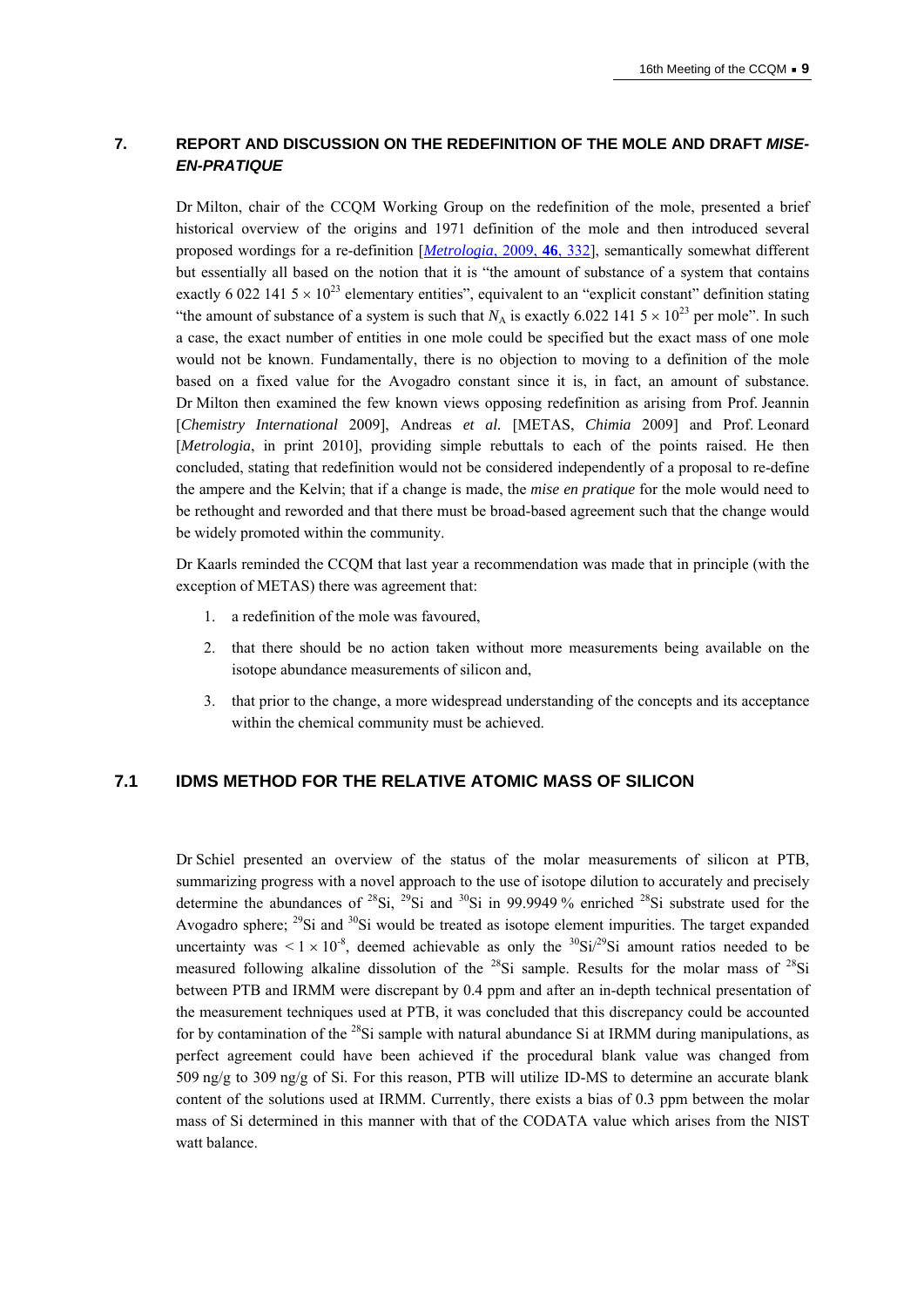## 7. REPORT AND DISCUSSION ON THE REDEFINITION OF THE MOLE AND DRAFT *MISE-EN-PRATIQUE*

Dr Milton, chair of the CCQM Working Group on the redefinition of the mole, presented a brief historical overview of the origins and 1971 definition of the mole and then introduced several proposed wordings for a re-definition [*Metrologia*, 2009, **46**, 332], semantically somewhat different but essentially all based on the notion that it is "the amount of substance of a system that contains exactly 6 022 141 5 × $10^{23}$ elementary entities", equivalent to an "explicit constant" definition stating "the amount of substance of a system is such that $N_A$ is exactly 6.022 141 5 × $10^{23}$ per mole". In such a case, the exact number of entities in one mole could be specified but the exact mass of one mole would not be known. Fundamentally, there is no objection to moving to a definition of the mole based on a fixed value for the Avogadro constant since it is, in fact, an amount of substance. Dr Milton then examined the few known views opposing redefinition as arising from Prof. Jeannin [*Chemistry International* 2009], Andreas *et al.* [METAS, *Chimia* 2009] and Prof. Leonard [*Metrologia*, in print 2010], providing simple rebuttals to each of the points raised. He then concluded, stating that redefinition would not be considered independently of a proposal to re-define the ampere and the Kelvin; that if a change is made, the *mise en pratique* for the mole would need to be rethought and reworded and that there must be broad-based agreement such that the change would be widely promoted within the community.

Dr Kaarls reminded the CCQM that last year a recommendation was made that in principle (with the exception of METAS) there was agreement that:

1. a redefinition of the mole was favoured,
2. that there should be no action taken without more measurements being available on the isotope abundance measurements of silicon and,
3. that prior to the change, a more widespread understanding of the concepts and its acceptance within the chemical community must be achieved.

### 7.1 IDMS METHOD FOR THE RELATIVE ATOMIC MASS OF SILICON

Dr Schiel presented an overview of the status of the molar measurements of silicon at PTB, summarizing progress with a novel approach to the use of isotope dilution to accurately and precisely determine the abundances of $^{28}$Si, $^{29}$Si and $^{30}$Si in 99.9949 % enriched $^{28}$Si substrate used for the Avogadro sphere; $^{29}$Si and $^{30}$Si would be treated as isotope element impurities. The target expanded uncertainty was $< 1 \times 10^{-8}$, deemed achievable as only the $^{30}$Si/$^{29}$Si amount ratios needed to be measured following alkaline dissolution of the $^{28}$Si sample. Results for the molar mass of $^{28}$Si between PTB and IRMM were discrepant by 0.4 ppm and after an in-depth technical presentation of the measurement techniques used at PTB, it was concluded that this discrepancy could be accounted for by contamination of the $^{28}$Si sample with natural abundance Si at IRMM during manipulations, as perfect agreement could have been achieved if the procedural blank value was changed from 509 ng/g to 309 ng/g of Si. For this reason, PTB will utilize ID-MS to determine an accurate blank content of the solutions used at IRMM. Currently, there exists a bias of 0.3 ppm between the molar mass of Si determined in this manner with that of the CODATA value which arises from the NIST watt balance.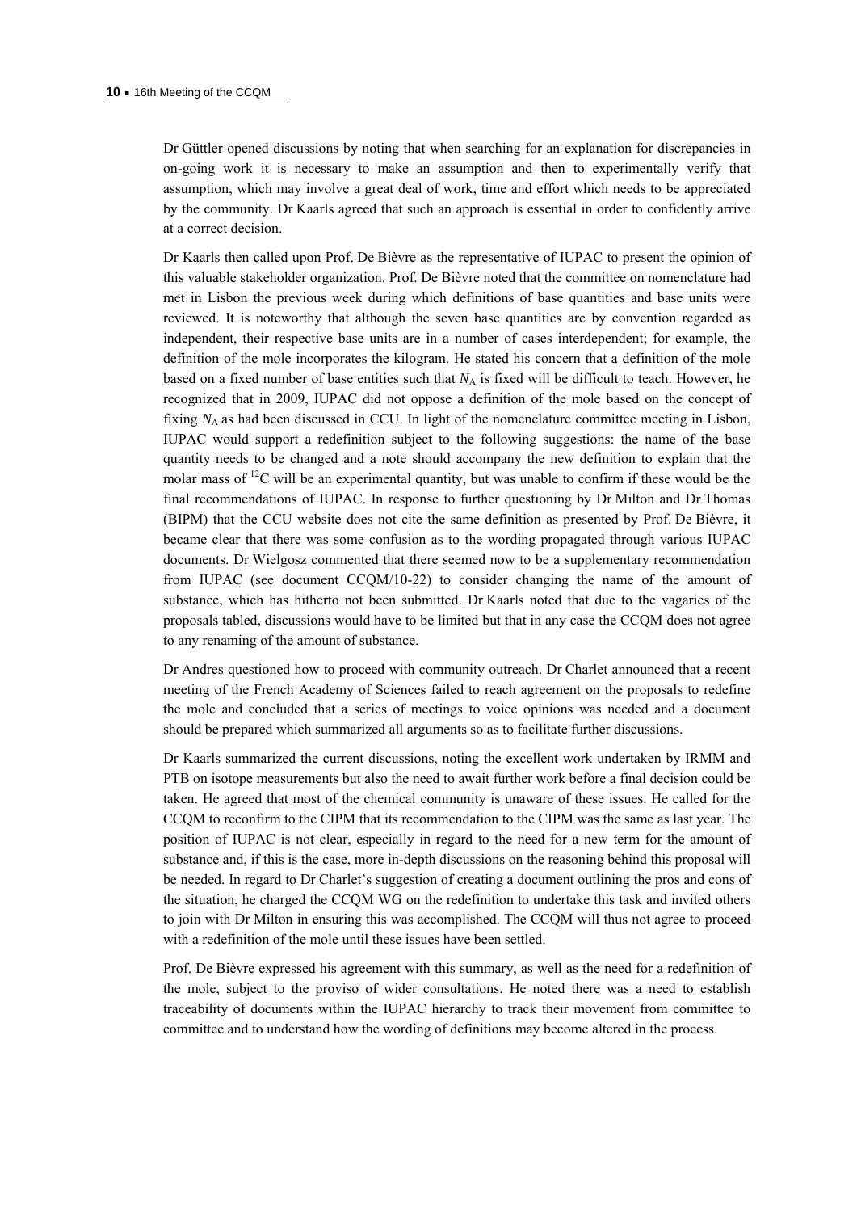Dr Güttler opened discussions by noting that when searching for an explanation for discrepancies in on-going work it is necessary to make an assumption and then to experimentally verify that assumption, which may involve a great deal of work, time and effort which needs to be appreciated by the community. Dr Kaarls agreed that such an approach is essential in order to confidently arrive at a correct decision.

Dr Kaarls then called upon Prof. De Bièvre as the representative of IUPAC to present the opinion of this valuable stakeholder organization. Prof. De Bièvre noted that the committee on nomenclature had met in Lisbon the previous week during which definitions of base quantities and base units were reviewed. It is noteworthy that although the seven base quantities are by convention regarded as independent, their respective base units are in a number of cases interdependent; for example, the definition of the mole incorporates the kilogram. He stated his concern that a definition of the mole based on a fixed number of base entities such that $N_A$ is fixed will be difficult to teach. However, he recognized that in 2009, IUPAC did not oppose a definition of the mole based on the concept of fixing $N_A$ as had been discussed in CCU. In light of the nomenclature committee meeting in Lisbon, IUPAC would support a redefinition subject to the following suggestions: the name of the base quantity needs to be changed and a note should accompany the new definition to explain that the molar mass of $^{12}C$ will be an experimental quantity, but was unable to confirm if these would be the final recommendations of IUPAC. In response to further questioning by Dr Milton and Dr Thomas (BIPM) that the CCU website does not cite the same definition as presented by Prof. De Bièvre, it became clear that there was some confusion as to the wording propagated through various IUPAC documents. Dr Wielgosz commented that there seemed now to be a supplementary recommendation from IUPAC (see document CCQM/10-22) to consider changing the name of the amount of substance, which has hitherto not been submitted. Dr Kaarls noted that due to the vagaries of the proposals tabled, discussions would have to be limited but that in any case the CCQM does not agree to any renaming of the amount of substance.

Dr Andres questioned how to proceed with community outreach. Dr Charlet announced that a recent meeting of the French Academy of Sciences failed to reach agreement on the proposals to redefine the mole and concluded that a series of meetings to voice opinions was needed and a document should be prepared which summarized all arguments so as to facilitate further discussions.

Dr Kaarls summarized the current discussions, noting the excellent work undertaken by IRMM and PTB on isotope measurements but also the need to await further work before a final decision could be taken. He agreed that most of the chemical community is unaware of these issues. He called for the CCQM to reconfirm to the CIPM that its recommendation to the CIPM was the same as last year. The position of IUPAC is not clear, especially in regard to the need for a new term for the amount of substance and, if this is the case, more in-depth discussions on the reasoning behind this proposal will be needed. In regard to Dr Charlet's suggestion of creating a document outlining the pros and cons of the situation, he charged the CCQM WG on the redefinition to undertake this task and invited others to join with Dr Milton in ensuring this was accomplished. The CCQM will thus not agree to proceed with a redefinition of the mole until these issues have been settled.

Prof. De Bièvre expressed his agreement with this summary, as well as the need for a redefinition of the mole, subject to the proviso of wider consultations. He noted there was a need to establish traceability of documents within the IUPAC hierarchy to track their movement from committee to committee and to understand how the wording of definitions may become altered in the process.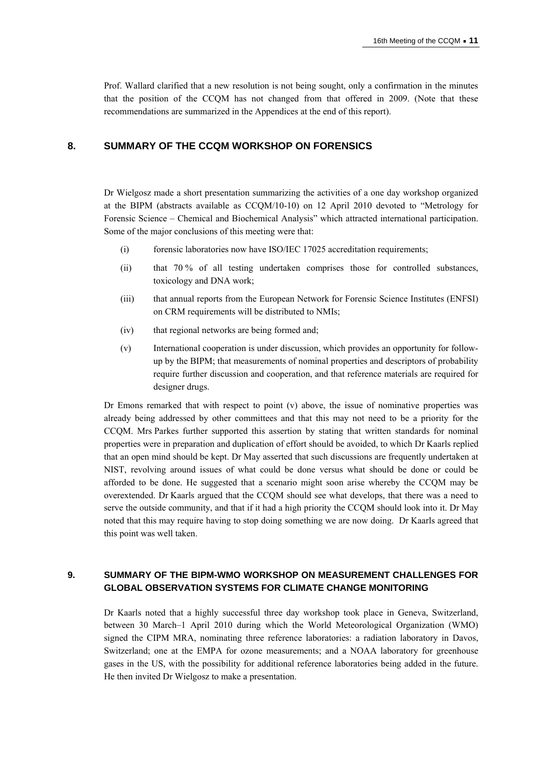Prof. Wallard clarified that a new resolution is not being sought, only a confirmation in the minutes that the position of the CCQM has not changed from that offered in 2009. (Note that these recommendations are summarized in the Appendices at the end of this report).

## 8. SUMMARY OF THE CCQM WORKSHOP ON FORENSICS

Dr Wielgosz made a short presentation summarizing the activities of a one day workshop organized at the BIPM (abstracts available as CCQM/10-10) on 12 April 2010 devoted to "Metrology for Forensic Science – Chemical and Biochemical Analysis" which attracted international participation. Some of the major conclusions of this meeting were that:

(i) forensic laboratories now have ISO/IEC 17025 accreditation requirements;

(ii) that 70 % of all testing undertaken comprises those for controlled substances, toxicology and DNA work;

(iii) that annual reports from the European Network for Forensic Science Institutes (ENFSI) on CRM requirements will be distributed to NMIs;

(iv) that regional networks are being formed and;

(v) International cooperation is under discussion, which provides an opportunity for follow-up by the BIPM; that measurements of nominal properties and descriptors of probability require further discussion and cooperation, and that reference materials are required for designer drugs.

Dr Emons remarked that with respect to point (v) above, the issue of nominative properties was already being addressed by other committees and that this may not need to be a priority for the CCQM. Mrs Parkes further supported this assertion by stating that written standards for nominal properties were in preparation and duplication of effort should be avoided, to which Dr Kaarls replied that an open mind should be kept. Dr May asserted that such discussions are frequently undertaken at NIST, revolving around issues of what could be done versus what should be done or could be afforded to be done. He suggested that a scenario might soon arise whereby the CCQM may be overextended. Dr Kaarls argued that the CCQM should see what develops, that there was a need to serve the outside community, and that if it had a high priority the CCQM should look into it. Dr May noted that this may require having to stop doing something we are now doing. Dr Kaarls agreed that this point was well taken.

## 9. SUMMARY OF THE BIPM-WMO WORKSHOP ON MEASUREMENT CHALLENGES FOR GLOBAL OBSERVATION SYSTEMS FOR CLIMATE CHANGE MONITORING

Dr Kaarls noted that a highly successful three day workshop took place in Geneva, Switzerland, between 30 March–1 April 2010 during which the World Meteorological Organization (WMO) signed the CIPM MRA, nominating three reference laboratories: a radiation laboratory in Davos, Switzerland; one at the EMPA for ozone measurements; and a NOAA laboratory for greenhouse gases in the US, with the possibility for additional reference laboratories being added in the future. He then invited Dr Wielgosz to make a presentation.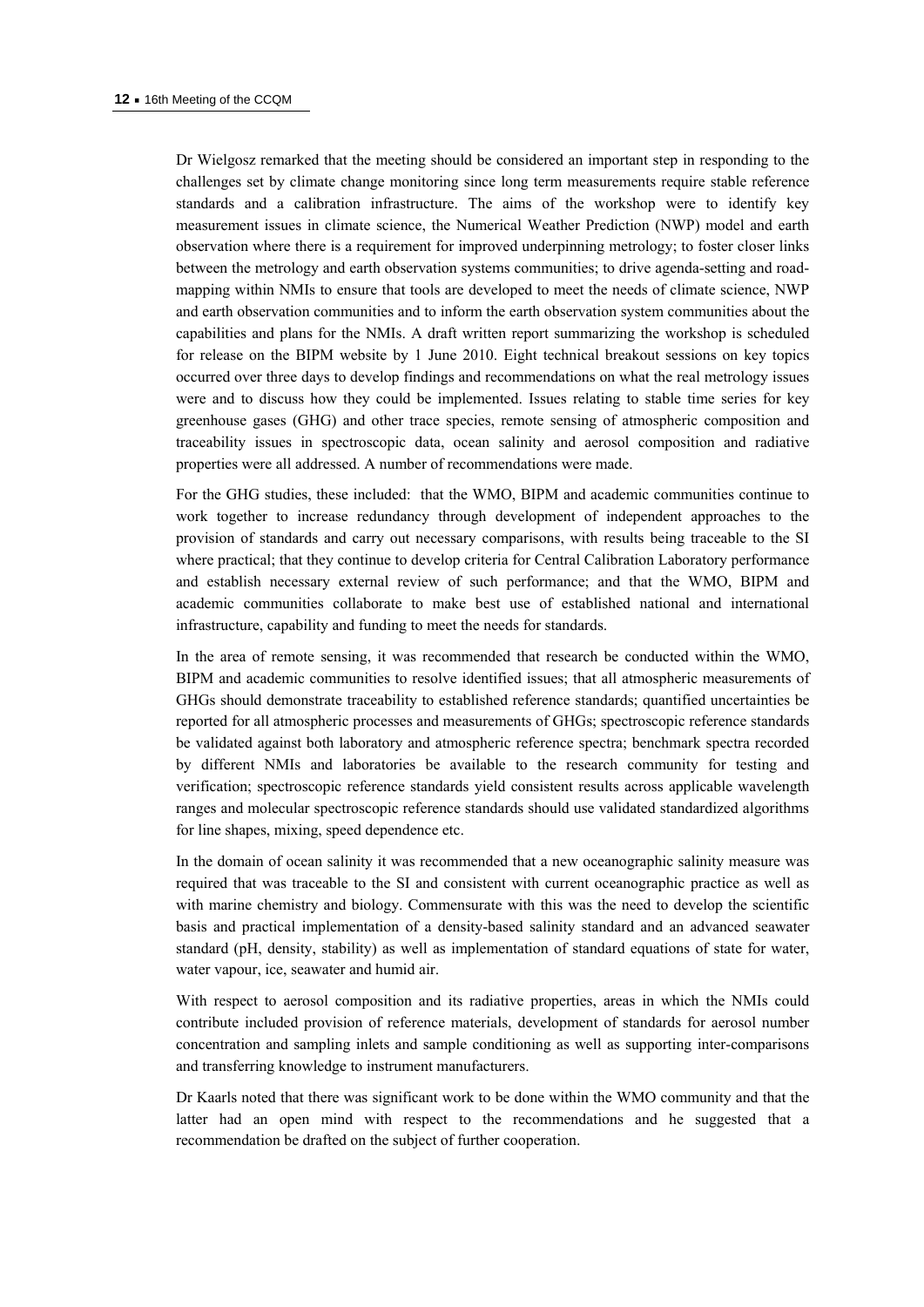Dr Wielgosz remarked that the meeting should be considered an important step in responding to the challenges set by climate change monitoring since long term measurements require stable reference standards and a calibration infrastructure. The aims of the workshop were to identify key measurement issues in climate science, the Numerical Weather Prediction (NWP) model and earth observation where there is a requirement for improved underpinning metrology; to foster closer links between the metrology and earth observation systems communities; to drive agenda-setting and road-mapping within NMIs to ensure that tools are developed to meet the needs of climate science, NWP and earth observation communities and to inform the earth observation system communities about the capabilities and plans for the NMIs. A draft written report summarizing the workshop is scheduled for release on the BIPM website by 1 June 2010. Eight technical breakout sessions on key topics occurred over three days to develop findings and recommendations on what the real metrology issues were and to discuss how they could be implemented. Issues relating to stable time series for key greenhouse gases (GHG) and other trace species, remote sensing of atmospheric composition and traceability issues in spectroscopic data, ocean salinity and aerosol composition and radiative properties were all addressed. A number of recommendations were made.

For the GHG studies, these included: that the WMO, BIPM and academic communities continue to work together to increase redundancy through development of independent approaches to the provision of standards and carry out necessary comparisons, with results being traceable to the SI where practical; that they continue to develop criteria for Central Calibration Laboratory performance and establish necessary external review of such performance; and that the WMO, BIPM and academic communities collaborate to make best use of established national and international infrastructure, capability and funding to meet the needs for standards.

In the area of remote sensing, it was recommended that research be conducted within the WMO, BIPM and academic communities to resolve identified issues; that all atmospheric measurements of GHGs should demonstrate traceability to established reference standards; quantified uncertainties be reported for all atmospheric processes and measurements of GHGs; spectroscopic reference standards be validated against both laboratory and atmospheric reference spectra; benchmark spectra recorded by different NMIs and laboratories be available to the research community for testing and verification; spectroscopic reference standards yield consistent results across applicable wavelength ranges and molecular spectroscopic reference standards should use validated standardized algorithms for line shapes, mixing, speed dependence etc.

In the domain of ocean salinity it was recommended that a new oceanographic salinity measure was required that was traceable to the SI and consistent with current oceanographic practice as well as with marine chemistry and biology. Commensurate with this was the need to develop the scientific basis and practical implementation of a density-based salinity standard and an advanced seawater standard (pH, density, stability) as well as implementation of standard equations of state for water, water vapour, ice, seawater and humid air.

With respect to aerosol composition and its radiative properties, areas in which the NMIs could contribute included provision of reference materials, development of standards for aerosol number concentration and sampling inlets and sample conditioning as well as supporting inter-comparisons and transferring knowledge to instrument manufacturers.

Dr Kaarls noted that there was significant work to be done within the WMO community and that the latter had an open mind with respect to the recommendations and he suggested that a recommendation be drafted on the subject of further cooperation.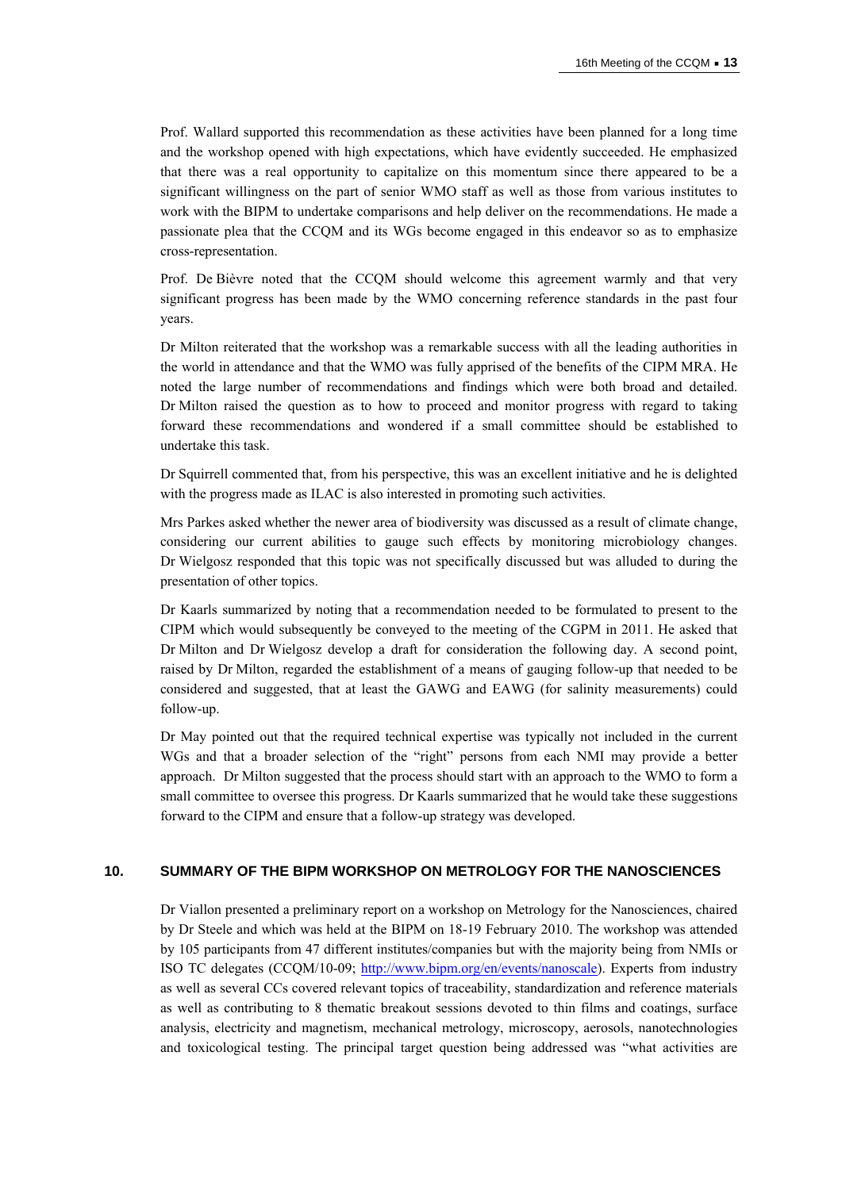Prof. Wallard supported this recommendation as these activities have been planned for a long time and the workshop opened with high expectations, which have evidently succeeded. He emphasized that there was a real opportunity to capitalize on this momentum since there appeared to be a significant willingness on the part of senior WMO staff as well as those from various institutes to work with the BIPM to undertake comparisons and help deliver on the recommendations. He made a passionate plea that the CCQM and its WGs become engaged in this endeavor so as to emphasize cross-representation.

Prof. De Bièvre noted that the CCQM should welcome this agreement warmly and that very significant progress has been made by the WMO concerning reference standards in the past four years.

Dr Milton reiterated that the workshop was a remarkable success with all the leading authorities in the world in attendance and that the WMO was fully apprised of the benefits of the CIPM MRA. He noted the large number of recommendations and findings which were both broad and detailed. Dr Milton raised the question as to how to proceed and monitor progress with regard to taking forward these recommendations and wondered if a small committee should be established to undertake this task.

Dr Squirrell commented that, from his perspective, this was an excellent initiative and he is delighted with the progress made as ILAC is also interested in promoting such activities.

Mrs Parkes asked whether the newer area of biodiversity was discussed as a result of climate change, considering our current abilities to gauge such effects by monitoring microbiology changes. Dr Wielgosz responded that this topic was not specifically discussed but was alluded to during the presentation of other topics.

Dr Kaarls summarized by noting that a recommendation needed to be formulated to present to the CIPM which would subsequently be conveyed to the meeting of the CGPM in 2011. He asked that Dr Milton and Dr Wielgosz develop a draft for consideration the following day. A second point, raised by Dr Milton, regarded the establishment of a means of gauging follow-up that needed to be considered and suggested, that at least the GAWG and EAWG (for salinity measurements) could follow-up.

Dr May pointed out that the required technical expertise was typically not included in the current WGs and that a broader selection of the "right" persons from each NMI may provide a better approach. Dr Milton suggested that the process should start with an approach to the WMO to form a small committee to oversee this progress. Dr Kaarls summarized that he would take these suggestions forward to the CIPM and ensure that a follow-up strategy was developed.

## 10. SUMMARY OF THE BIPM WORKSHOP ON METROLOGY FOR THE NANOSCIENCES

Dr Viallon presented a preliminary report on a workshop on Metrology for the Nanosciences, chaired by Dr Steele and which was held at the BIPM on 18-19 February 2010. The workshop was attended by 105 participants from 47 different institutes/companies but with the majority being from NMIs or ISO TC delegates (CCQM/10-09; http://www.bipm.org/en/events/nanoscale). Experts from industry as well as several CCs covered relevant topics of traceability, standardization and reference materials as well as contributing to 8 thematic breakout sessions devoted to thin films and coatings, surface analysis, electricity and magnetism, mechanical metrology, microscopy, aerosols, nanotechnologies and toxicological testing. The principal target question being addressed was "what activities are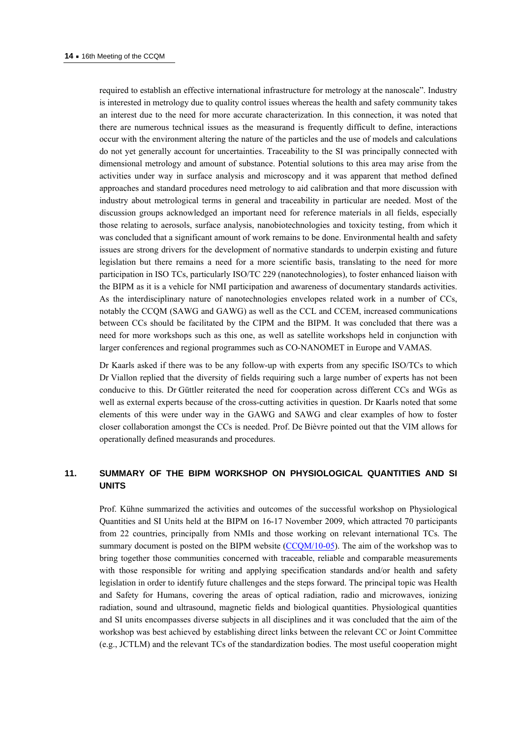required to establish an effective international infrastructure for metrology at the nanoscale". Industry is interested in metrology due to quality control issues whereas the health and safety community takes an interest due to the need for more accurate characterization. In this connection, it was noted that there are numerous technical issues as the measurand is frequently difficult to define, interactions occur with the environment altering the nature of the particles and the use of models and calculations do not yet generally account for uncertainties. Traceability to the SI was principally connected with dimensional metrology and amount of substance. Potential solutions to this area may arise from the activities under way in surface analysis and microscopy and it was apparent that method defined approaches and standard procedures need metrology to aid calibration and that more discussion with industry about metrological terms in general and traceability in particular are needed. Most of the discussion groups acknowledged an important need for reference materials in all fields, especially those relating to aerosols, surface analysis, nanobiotechnologies and toxicity testing, from which it was concluded that a significant amount of work remains to be done. Environmental health and safety issues are strong drivers for the development of normative standards to underpin existing and future legislation but there remains a need for a more scientific basis, translating to the need for more participation in ISO TCs, particularly ISO/TC 229 (nanotechnologies), to foster enhanced liaison with the BIPM as it is a vehicle for NMI participation and awareness of documentary standards activities. As the interdisciplinary nature of nanotechnologies envelopes related work in a number of CCs, notably the CCQM (SAWG and GAWG) as well as the CCL and CCEM, increased communications between CCs should be facilitated by the CIPM and the BIPM. It was concluded that there was a need for more workshops such as this one, as well as satellite workshops held in conjunction with larger conferences and regional programmes such as CO-NANOMET in Europe and VAMAS.

Dr Kaarls asked if there was to be any follow-up with experts from any specific ISO/TCs to which Dr Viallon replied that the diversity of fields requiring such a large number of experts has not been conducive to this. Dr Güttler reiterated the need for cooperation across different CCs and WGs as well as external experts because of the cross-cutting activities in question. Dr Kaarls noted that some elements of this were under way in the GAWG and SAWG and clear examples of how to foster closer collaboration amongst the CCs is needed. Prof. De Bièvre pointed out that the VIM allows for operationally defined measurands and procedures.

## 11. SUMMARY OF THE BIPM WORKSHOP ON PHYSIOLOGICAL QUANTITIES AND SI UNITS

Prof. Kühne summarized the activities and outcomes of the successful workshop on Physiological Quantities and SI Units held at the BIPM on 16-17 November 2009, which attracted 70 participants from 22 countries, principally from NMIs and those working on relevant international TCs. The summary document is posted on the BIPM website (CCQM/10-05). The aim of the workshop was to bring together those communities concerned with traceable, reliable and comparable measurements with those responsible for writing and applying specification standards and/or health and safety legislation in order to identify future challenges and the steps forward. The principal topic was Health and Safety for Humans, covering the areas of optical radiation, radio and microwaves, ionizing radiation, sound and ultrasound, magnetic fields and biological quantities. Physiological quantities and SI units encompasses diverse subjects in all disciplines and it was concluded that the aim of the workshop was best achieved by establishing direct links between the relevant CC or Joint Committee (e.g., JCTLM) and the relevant TCs of the standardization bodies. The most useful cooperation might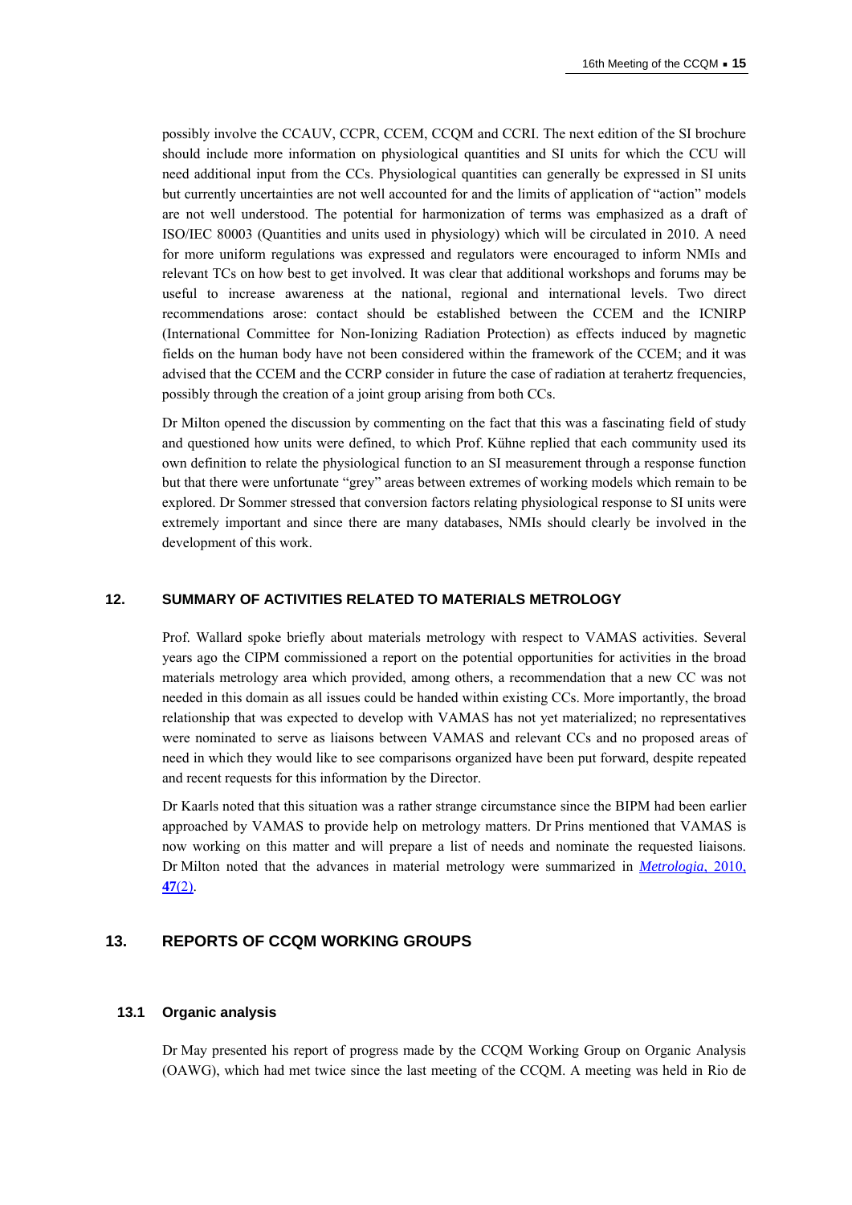possibly involve the CCAUV, CCPR, CCEM, CCQM and CCRI. The next edition of the SI brochure should include more information on physiological quantities and SI units for which the CCU will need additional input from the CCs. Physiological quantities can generally be expressed in SI units but currently uncertainties are not well accounted for and the limits of application of "action" models are not well understood. The potential for harmonization of terms was emphasized as a draft of ISO/IEC 80003 (Quantities and units used in physiology) which will be circulated in 2010. A need for more uniform regulations was expressed and regulators were encouraged to inform NMIs and relevant TCs on how best to get involved. It was clear that additional workshops and forums may be useful to increase awareness at the national, regional and international levels. Two direct recommendations arose: contact should be established between the CCEM and the ICNIRP (International Committee for Non-Ionizing Radiation Protection) as effects induced by magnetic fields on the human body have not been considered within the framework of the CCEM; and it was advised that the CCEM and the CCRP consider in future the case of radiation at terahertz frequencies, possibly through the creation of a joint group arising from both CCs.

Dr Milton opened the discussion by commenting on the fact that this was a fascinating field of study and questioned how units were defined, to which Prof. Kühne replied that each community used its own definition to relate the physiological function to an SI measurement through a response function but that there were unfortunate "grey" areas between extremes of working models which remain to be explored. Dr Sommer stressed that conversion factors relating physiological response to SI units were extremely important and since there are many databases, NMIs should clearly be involved in the development of this work.

## 12. SUMMARY OF ACTIVITIES RELATED TO MATERIALS METROLOGY

Prof. Wallard spoke briefly about materials metrology with respect to VAMAS activities. Several years ago the CIPM commissioned a report on the potential opportunities for activities in the broad materials metrology area which provided, among others, a recommendation that a new CC was not needed in this domain as all issues could be handed within existing CCs. More importantly, the broad relationship that was expected to develop with VAMAS has not yet materialized; no representatives were nominated to serve as liaisons between VAMAS and relevant CCs and no proposed areas of need in which they would like to see comparisons organized have been put forward, despite repeated and recent requests for this information by the Director.

Dr Kaarls noted that this situation was a rather strange circumstance since the BIPM had been earlier approached by VAMAS to provide help on metrology matters. Dr Prins mentioned that VAMAS is now working on this matter and will prepare a list of needs and nominate the requested liaisons. Dr Milton noted that the advances in material metrology were summarized in *Metrologia*, 2010, **47**(2).

## 13. REPORTS OF CCQM WORKING GROUPS

### 13.1 Organic analysis

Dr May presented his report of progress made by the CCQM Working Group on Organic Analysis (OAWG), which had met twice since the last meeting of the CCQM. A meeting was held in Rio de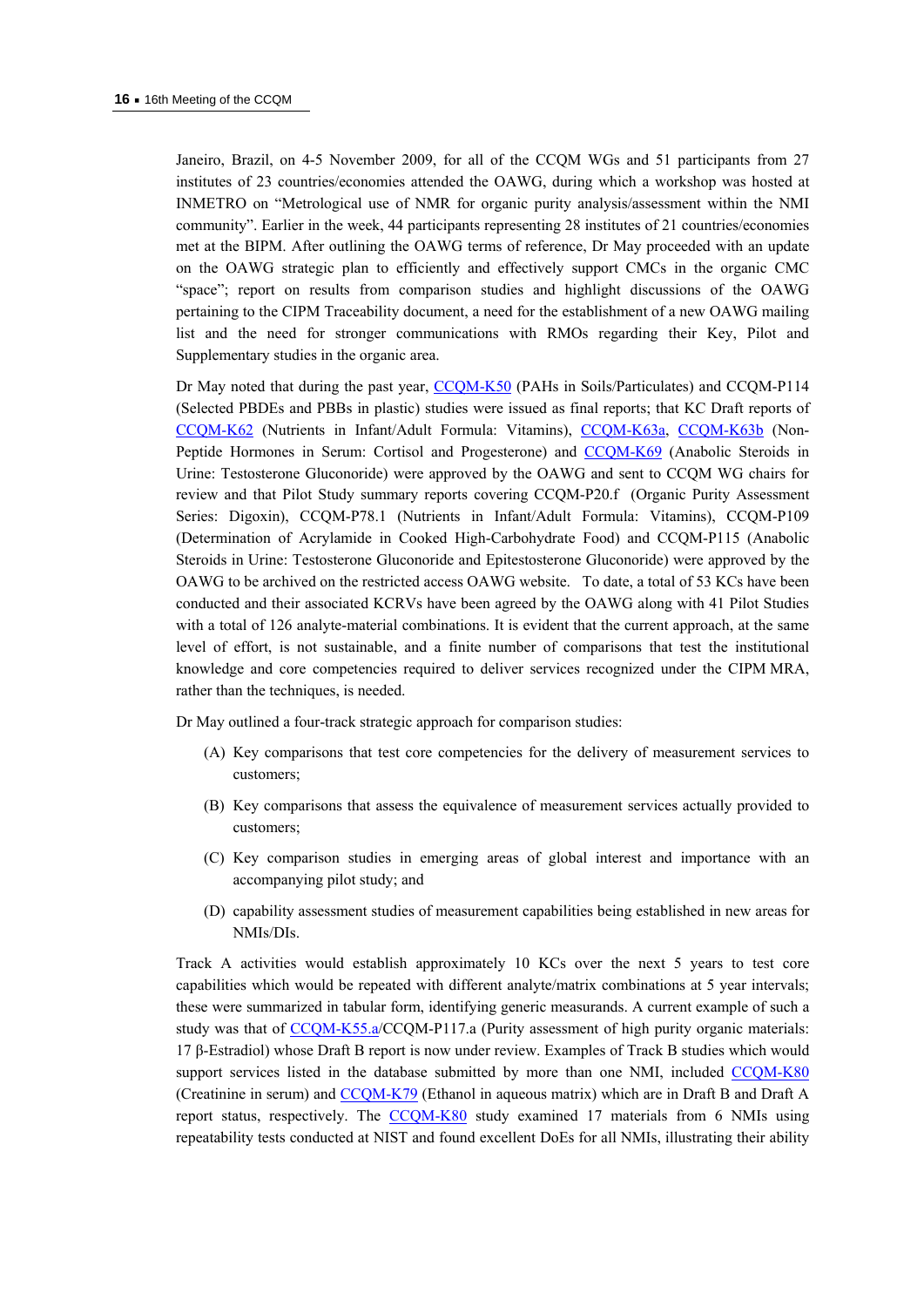Janeiro, Brazil, on 4-5 November 2009, for all of the CCQM WGs and 51 participants from 27 institutes of 23 countries/economies attended the OAWG, during which a workshop was hosted at INMETRO on "Metrological use of NMR for organic purity analysis/assessment within the NMI community". Earlier in the week, 44 participants representing 28 institutes of 21 countries/economies met at the BIPM. After outlining the OAWG terms of reference, Dr May proceeded with an update on the OAWG strategic plan to efficiently and effectively support CMCs in the organic CMC "space"; report on results from comparison studies and highlight discussions of the OAWG pertaining to the CIPM Traceability document, a need for the establishment of a new OAWG mailing list and the need for stronger communications with RMOs regarding their Key, Pilot and Supplementary studies in the organic area.

Dr May noted that during the past year, CCQM-K50 (PAHs in Soils/Particulates) and CCQM-P114 (Selected PBDEs and PBBs in plastic) studies were issued as final reports; that KC Draft reports of CCQM-K62 (Nutrients in Infant/Adult Formula: Vitamins), CCQM-K63a, CCQM-K63b (Non-Peptide Hormones in Serum: Cortisol and Progesterone) and CCQM-K69 (Anabolic Steroids in Urine: Testosterone Gluconoride) were approved by the OAWG and sent to CCQM WG chairs for review and that Pilot Study summary reports covering CCQM-P20.f (Organic Purity Assessment Series: Digoxin), CCQM-P78.1 (Nutrients in Infant/Adult Formula: Vitamins), CCQM-P109 (Determination of Acrylamide in Cooked High-Carbohydrate Food) and CCQM-P115 (Anabolic Steroids in Urine: Testosterone Gluconoride and Epitestosterone Gluconoride) were approved by the OAWG to be archived on the restricted access OAWG website. To date, a total of 53 KCs have been conducted and their associated KCRVs have been agreed by the OAWG along with 41 Pilot Studies with a total of 126 analyte-material combinations. It is evident that the current approach, at the same level of effort, is not sustainable, and a finite number of comparisons that test the institutional knowledge and core competencies required to deliver services recognized under the CIPM MRA, rather than the techniques, is needed.

Dr May outlined a four-track strategic approach for comparison studies:

(A) Key comparisons that test core competencies for the delivery of measurement services to customers;

(B) Key comparisons that assess the equivalence of measurement services actually provided to customers;

(C) Key comparison studies in emerging areas of global interest and importance with an accompanying pilot study; and

(D) capability assessment studies of measurement capabilities being established in new areas for NMIs/DIs.

Track A activities would establish approximately 10 KCs over the next 5 years to test core capabilities which would be repeated with different analyte/matrix combinations at 5 year intervals; these were summarized in tabular form, identifying generic measurands. A current example of such a study was that of CCQM-K55.a/CCQM-P117.a (Purity assessment of high purity organic materials: 17 β-Estradiol) whose Draft B report is now under review. Examples of Track B studies which would support services listed in the database submitted by more than one NMI, included CCQM-K80 (Creatinine in serum) and CCQM-K79 (Ethanol in aqueous matrix) which are in Draft B and Draft A report status, respectively. The CCQM-K80 study examined 17 materials from 6 NMIs using repeatability tests conducted at NIST and found excellent DoEs for all NMIs, illustrating their ability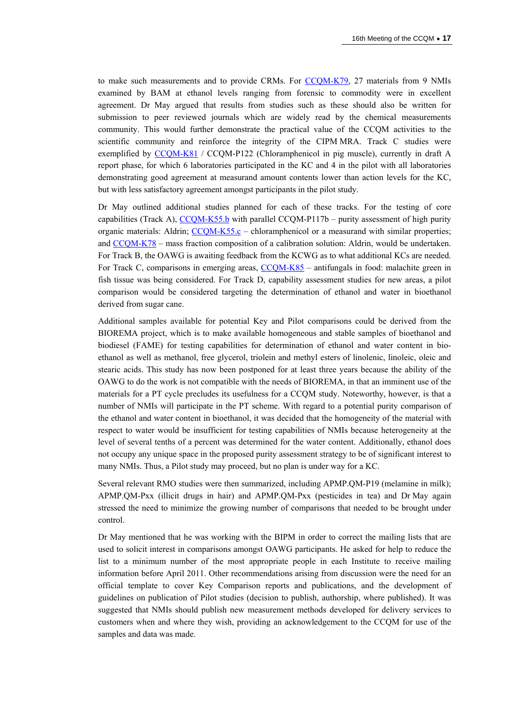to make such measurements and to provide CRMs. For CCQM-K79, 27 materials from 9 NMIs examined by BAM at ethanol levels ranging from forensic to commodity were in excellent agreement. Dr May argued that results from studies such as these should also be written for submission to peer reviewed journals which are widely read by the chemical measurements community. This would further demonstrate the practical value of the CCQM activities to the scientific community and reinforce the integrity of the CIPM MRA. Track C studies were exemplified by CCQM-K81 / CCQM-P122 (Chloramphenicol in pig muscle), currently in draft A report phase, for which 6 laboratories participated in the KC and 4 in the pilot with all laboratories demonstrating good agreement at measurand amount contents lower than action levels for the KC, but with less satisfactory agreement amongst participants in the pilot study.

Dr May outlined additional studies planned for each of these tracks. For the testing of core capabilities (Track A), CCQM-K55.b with parallel CCQM-P117b – purity assessment of high purity organic materials: Aldrin; CCQM-K55.c – chloramphenicol or a measurand with similar properties; and CCQM-K78 – mass fraction composition of a calibration solution: Aldrin, would be undertaken. For Track B, the OAWG is awaiting feedback from the KCWG as to what additional KCs are needed. For Track C, comparisons in emerging areas, CCQM-K85 – antifungals in food: malachite green in fish tissue was being considered. For Track D, capability assessment studies for new areas, a pilot comparison would be considered targeting the determination of ethanol and water in bioethanol derived from sugar cane.

Additional samples available for potential Key and Pilot comparisons could be derived from the BIOREMA project, which is to make available homogeneous and stable samples of bioethanol and biodiesel (FAME) for testing capabilities for determination of ethanol and water content in bio-ethanol as well as methanol, free glycerol, triolein and methyl esters of linolenic, linoleic, oleic and stearic acids. This study has now been postponed for at least three years because the ability of the OAWG to do the work is not compatible with the needs of BIOREMA, in that an imminent use of the materials for a PT cycle precludes its usefulness for a CCQM study. Noteworthy, however, is that a number of NMIs will participate in the PT scheme. With regard to a potential purity comparison of the ethanol and water content in bioethanol, it was decided that the homogeneity of the material with respect to water would be insufficient for testing capabilities of NMIs because heterogeneity at the level of several tenths of a percent was determined for the water content. Additionally, ethanol does not occupy any unique space in the proposed purity assessment strategy to be of significant interest to many NMIs. Thus, a Pilot study may proceed, but no plan is under way for a KC.

Several relevant RMO studies were then summarized, including APMP.QM-P19 (melamine in milk); APMP.QM-Pxx (illicit drugs in hair) and APMP.QM-Pxx (pesticides in tea) and Dr May again stressed the need to minimize the growing number of comparisons that needed to be brought under control.

Dr May mentioned that he was working with the BIPM in order to correct the mailing lists that are used to solicit interest in comparisons amongst OAWG participants. He asked for help to reduce the list to a minimum number of the most appropriate people in each Institute to receive mailing information before April 2011. Other recommendations arising from discussion were the need for an official template to cover Key Comparison reports and publications, and the development of guidelines on publication of Pilot studies (decision to publish, authorship, where published). It was suggested that NMIs should publish new measurement methods developed for delivery services to customers when and where they wish, providing an acknowledgement to the CCQM for use of the samples and data was made.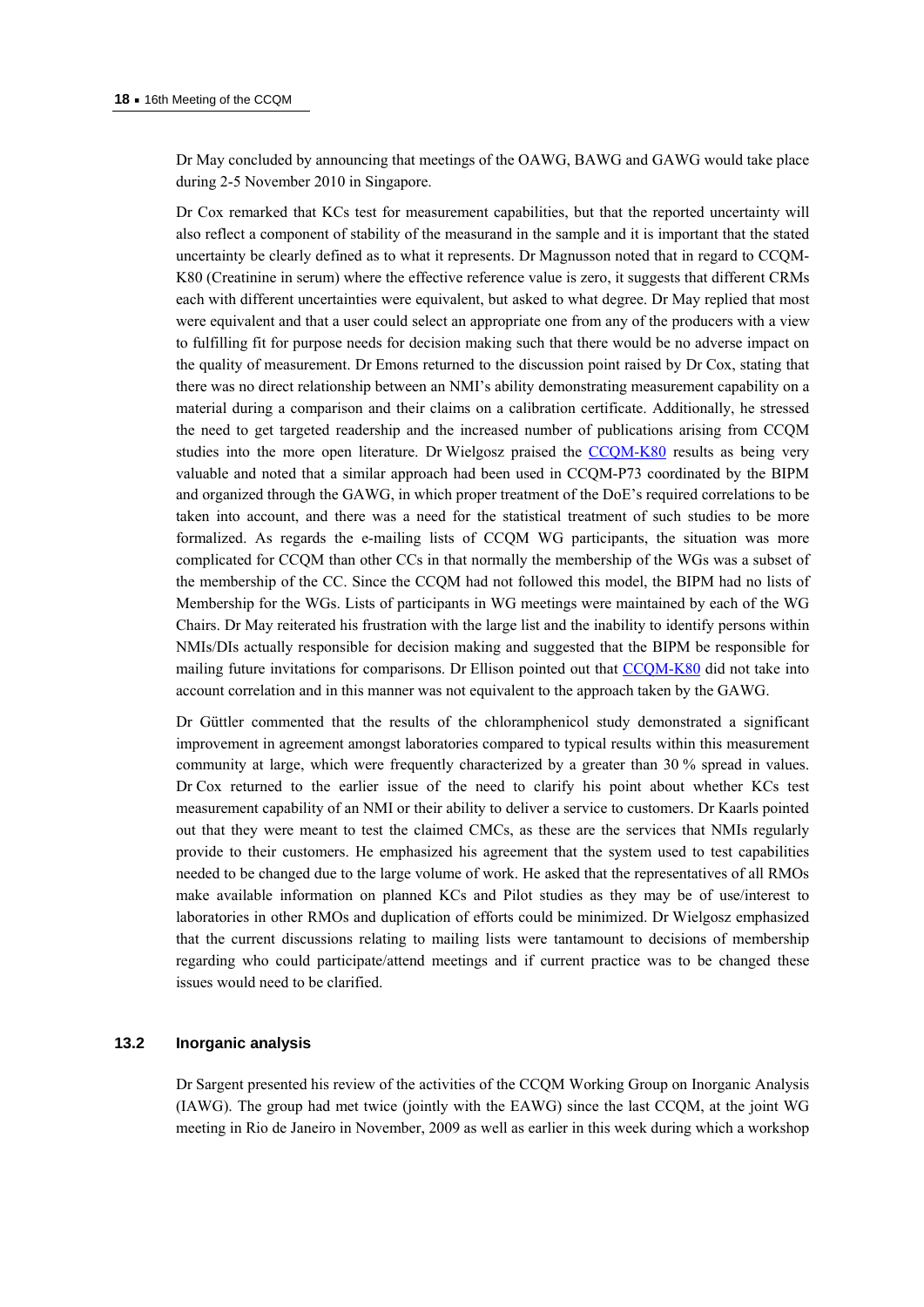Dr May concluded by announcing that meetings of the OAWG, BAWG and GAWG would take place during 2-5 November 2010 in Singapore.

Dr Cox remarked that KCs test for measurement capabilities, but that the reported uncertainty will also reflect a component of stability of the measurand in the sample and it is important that the stated uncertainty be clearly defined as to what it represents. Dr Magnusson noted that in regard to CCQM-K80 (Creatinine in serum) where the effective reference value is zero, it suggests that different CRMs each with different uncertainties were equivalent, but asked to what degree. Dr May replied that most were equivalent and that a user could select an appropriate one from any of the producers with a view to fulfilling fit for purpose needs for decision making such that there would be no adverse impact on the quality of measurement. Dr Emons returned to the discussion point raised by Dr Cox, stating that there was no direct relationship between an NMI's ability demonstrating measurement capability on a material during a comparison and their claims on a calibration certificate. Additionally, he stressed the need to get targeted readership and the increased number of publications arising from CCQM studies into the more open literature. Dr Wielgosz praised the CCQM-K80 results as being very valuable and noted that a similar approach had been used in CCQM-P73 coordinated by the BIPM and organized through the GAWG, in which proper treatment of the DoE's required correlations to be taken into account, and there was a need for the statistical treatment of such studies to be more formalized. As regards the e-mailing lists of CCQM WG participants, the situation was more complicated for CCQM than other CCs in that normally the membership of the WGs was a subset of the membership of the CC. Since the CCQM had not followed this model, the BIPM had no lists of Membership for the WGs. Lists of participants in WG meetings were maintained by each of the WG Chairs. Dr May reiterated his frustration with the large list and the inability to identify persons within NMIs/DIs actually responsible for decision making and suggested that the BIPM be responsible for mailing future invitations for comparisons. Dr Ellison pointed out that CCQM-K80 did not take into account correlation and in this manner was not equivalent to the approach taken by the GAWG.

Dr Güttler commented that the results of the chloramphenicol study demonstrated a significant improvement in agreement amongst laboratories compared to typical results within this measurement community at large, which were frequently characterized by a greater than 30 % spread in values. Dr Cox returned to the earlier issue of the need to clarify his point about whether KCs test measurement capability of an NMI or their ability to deliver a service to customers. Dr Kaarls pointed out that they were meant to test the claimed CMCs, as these are the services that NMIs regularly provide to their customers. He emphasized his agreement that the system used to test capabilities needed to be changed due to the large volume of work. He asked that the representatives of all RMOs make available information on planned KCs and Pilot studies as they may be of use/interest to laboratories in other RMOs and duplication of efforts could be minimized. Dr Wielgosz emphasized that the current discussions relating to mailing lists were tantamount to decisions of membership regarding who could participate/attend meetings and if current practice was to be changed these issues would need to be clarified.

## 13.2 Inorganic analysis

Dr Sargent presented his review of the activities of the CCQM Working Group on Inorganic Analysis (IAWG). The group had met twice (jointly with the EAWG) since the last CCQM, at the joint WG meeting in Rio de Janeiro in November, 2009 as well as earlier in this week during which a workshop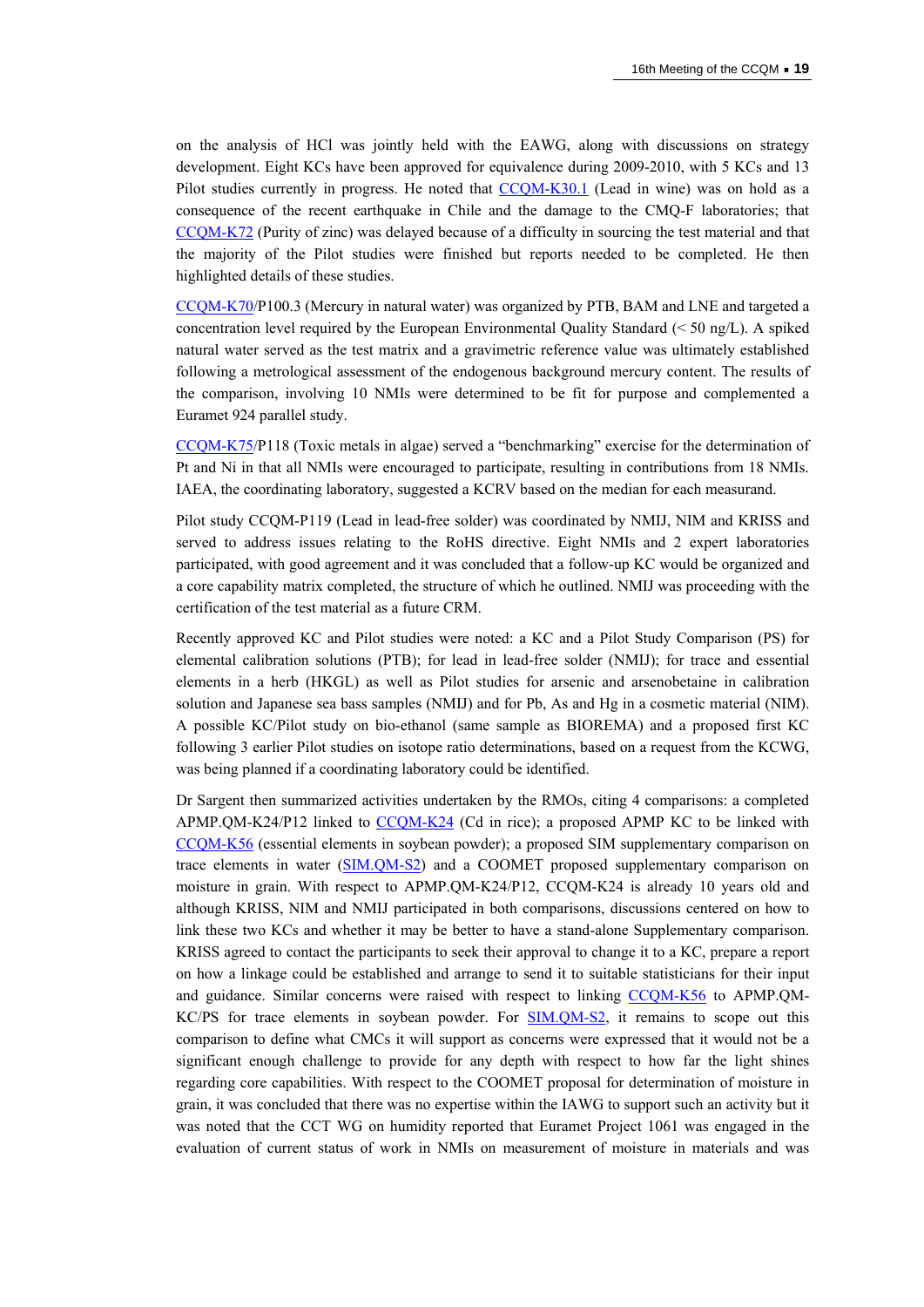on the analysis of HCl was jointly held with the EAWG, along with discussions on strategy development. Eight KCs have been approved for equivalence during 2009-2010, with 5 KCs and 13 Pilot studies currently in progress. He noted that CCQM-K30.1 (Lead in wine) was on hold as a consequence of the recent earthquake in Chile and the damage to the CMQ-F laboratories; that CCQM-K72 (Purity of zinc) was delayed because of a difficulty in sourcing the test material and that the majority of the Pilot studies were finished but reports needed to be completed. He then highlighted details of these studies.

CCQM-K70/P100.3 (Mercury in natural water) was organized by PTB, BAM and LNE and targeted a concentration level required by the European Environmental Quality Standard (< 50 ng/L). A spiked natural water served as the test matrix and a gravimetric reference value was ultimately established following a metrological assessment of the endogenous background mercury content. The results of the comparison, involving 10 NMIs were determined to be fit for purpose and complemented a Euramet 924 parallel study.

CCQM-K75/P118 (Toxic metals in algae) served a "benchmarking" exercise for the determination of Pt and Ni in that all NMIs were encouraged to participate, resulting in contributions from 18 NMIs. IAEA, the coordinating laboratory, suggested a KCRV based on the median for each measurand.

Pilot study CCQM-P119 (Lead in lead-free solder) was coordinated by NMIJ, NIM and KRISS and served to address issues relating to the RoHS directive. Eight NMIs and 2 expert laboratories participated, with good agreement and it was concluded that a follow-up KC would be organized and a core capability matrix completed, the structure of which he outlined. NMIJ was proceeding with the certification of the test material as a future CRM.

Recently approved KC and Pilot studies were noted: a KC and a Pilot Study Comparison (PS) for elemental calibration solutions (PTB); for lead in lead-free solder (NMIJ); for trace and essential elements in a herb (HKGL) as well as Pilot studies for arsenic and arsenobetaine in calibration solution and Japanese sea bass samples (NMIJ) and for Pb, As and Hg in a cosmetic material (NIM). A possible KC/Pilot study on bio-ethanol (same sample as BIOREMA) and a proposed first KC following 3 earlier Pilot studies on isotope ratio determinations, based on a request from the KCWG, was being planned if a coordinating laboratory could be identified.

Dr Sargent then summarized activities undertaken by the RMOs, citing 4 comparisons: a completed APMP.QM-K24/P12 linked to CCQM-K24 (Cd in rice); a proposed APMP KC to be linked with CCQM-K56 (essential elements in soybean powder); a proposed SIM supplementary comparison on trace elements in water (SIM.QM-S2) and a COOMET proposed supplementary comparison on moisture in grain. With respect to APMP.QM-K24/P12, CCQM-K24 is already 10 years old and although KRISS, NIM and NMIJ participated in both comparisons, discussions centered on how to link these two KCs and whether it may be better to have a stand-alone Supplementary comparison. KRISS agreed to contact the participants to seek their approval to change it to a KC, prepare a report on how a linkage could be established and arrange to send it to suitable statisticians for their input and guidance. Similar concerns were raised with respect to linking CCQM-K56 to APMP.QM-KC/PS for trace elements in soybean powder. For SIM.QM-S2, it remains to scope out this comparison to define what CMCs it will support as concerns were expressed that it would not be a significant enough challenge to provide for any depth with respect to how far the light shines regarding core capabilities. With respect to the COOMET proposal for determination of moisture in grain, it was concluded that there was no expertise within the IAWG to support such an activity but it was noted that the CCT WG on humidity reported that Euramet Project 1061 was engaged in the evaluation of current status of work in NMIs on measurement of moisture in materials and was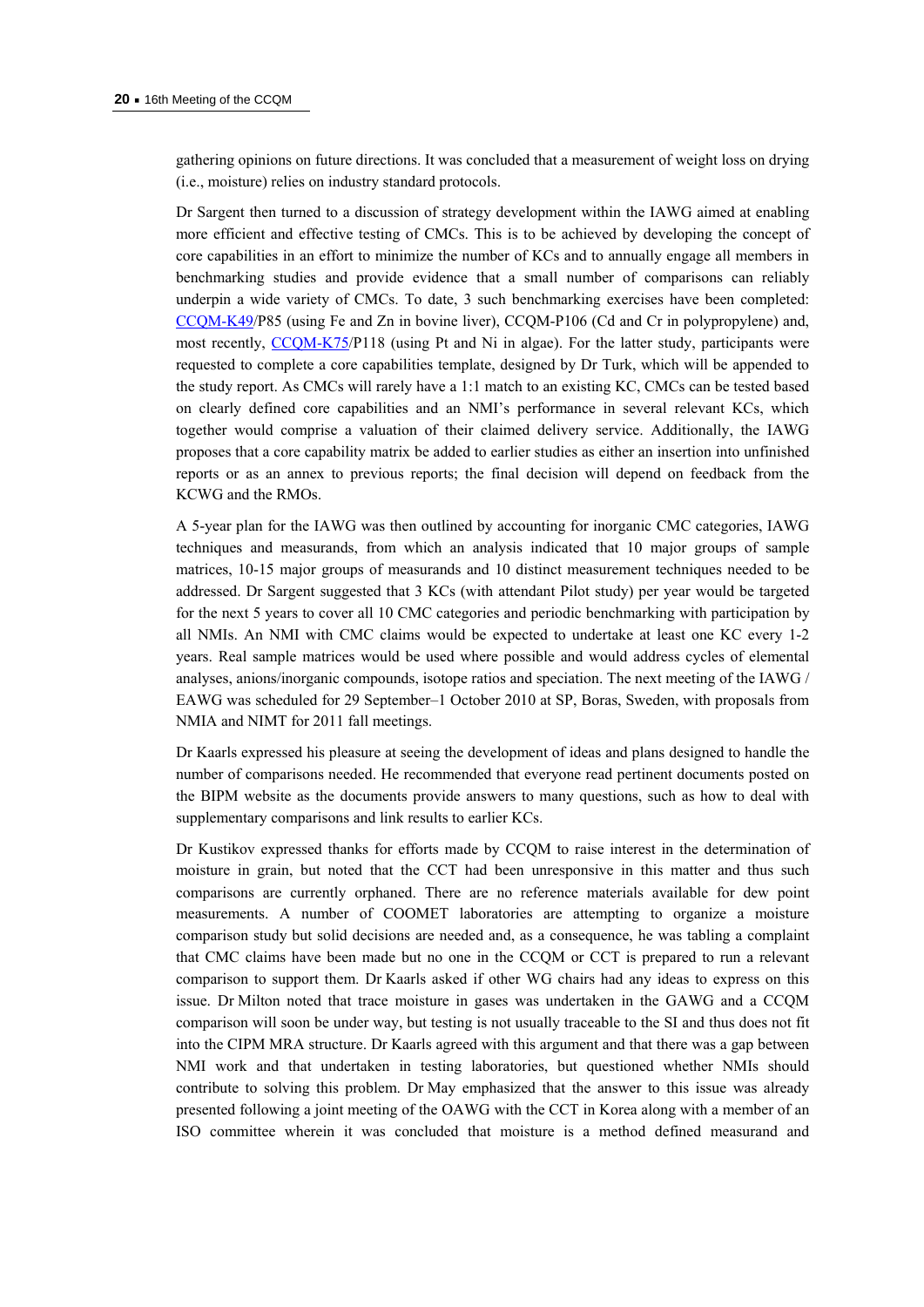gathering opinions on future directions. It was concluded that a measurement of weight loss on drying (i.e., moisture) relies on industry standard protocols.

Dr Sargent then turned to a discussion of strategy development within the IAWG aimed at enabling more efficient and effective testing of CMCs. This is to be achieved by developing the concept of core capabilities in an effort to minimize the number of KCs and to annually engage all members in benchmarking studies and provide evidence that a small number of comparisons can reliably underpin a wide variety of CMCs. To date, 3 such benchmarking exercises have been completed: CCQM-K49/P85 (using Fe and Zn in bovine liver), CCQM-P106 (Cd and Cr in polypropylene) and, most recently, CCQM-K75/P118 (using Pt and Ni in algae). For the latter study, participants were requested to complete a core capabilities template, designed by Dr Turk, which will be appended to the study report. As CMCs will rarely have a 1:1 match to an existing KC, CMCs can be tested based on clearly defined core capabilities and an NMI's performance in several relevant KCs, which together would comprise a valuation of their claimed delivery service. Additionally, the IAWG proposes that a core capability matrix be added to earlier studies as either an insertion into unfinished reports or as an annex to previous reports; the final decision will depend on feedback from the KCWG and the RMOs.

A 5-year plan for the IAWG was then outlined by accounting for inorganic CMC categories, IAWG techniques and measurands, from which an analysis indicated that 10 major groups of sample matrices, 10-15 major groups of measurands and 10 distinct measurement techniques needed to be addressed. Dr Sargent suggested that 3 KCs (with attendant Pilot study) per year would be targeted for the next 5 years to cover all 10 CMC categories and periodic benchmarking with participation by all NMIs. An NMI with CMC claims would be expected to undertake at least one KC every 1-2 years. Real sample matrices would be used where possible and would address cycles of elemental analyses, anions/inorganic compounds, isotope ratios and speciation. The next meeting of the IAWG / EAWG was scheduled for 29 September–1 October 2010 at SP, Boras, Sweden, with proposals from NMIA and NIMT for 2011 fall meetings.

Dr Kaarls expressed his pleasure at seeing the development of ideas and plans designed to handle the number of comparisons needed. He recommended that everyone read pertinent documents posted on the BIPM website as the documents provide answers to many questions, such as how to deal with supplementary comparisons and link results to earlier KCs.

Dr Kustikov expressed thanks for efforts made by CCQM to raise interest in the determination of moisture in grain, but noted that the CCT had been unresponsive in this matter and thus such comparisons are currently orphaned. There are no reference materials available for dew point measurements. A number of COOMET laboratories are attempting to organize a moisture comparison study but solid decisions are needed and, as a consequence, he was tabling a complaint that CMC claims have been made but no one in the CCQM or CCT is prepared to run a relevant comparison to support them. Dr Kaarls asked if other WG chairs had any ideas to express on this issue. Dr Milton noted that trace moisture in gases was undertaken in the GAWG and a CCQM comparison will soon be under way, but testing is not usually traceable to the SI and thus does not fit into the CIPM MRA structure. Dr Kaarls agreed with this argument and that there was a gap between NMI work and that undertaken in testing laboratories, but questioned whether NMIs should contribute to solving this problem. Dr May emphasized that the answer to this issue was already presented following a joint meeting of the OAWG with the CCT in Korea along with a member of an ISO committee wherein it was concluded that moisture is a method defined measurand and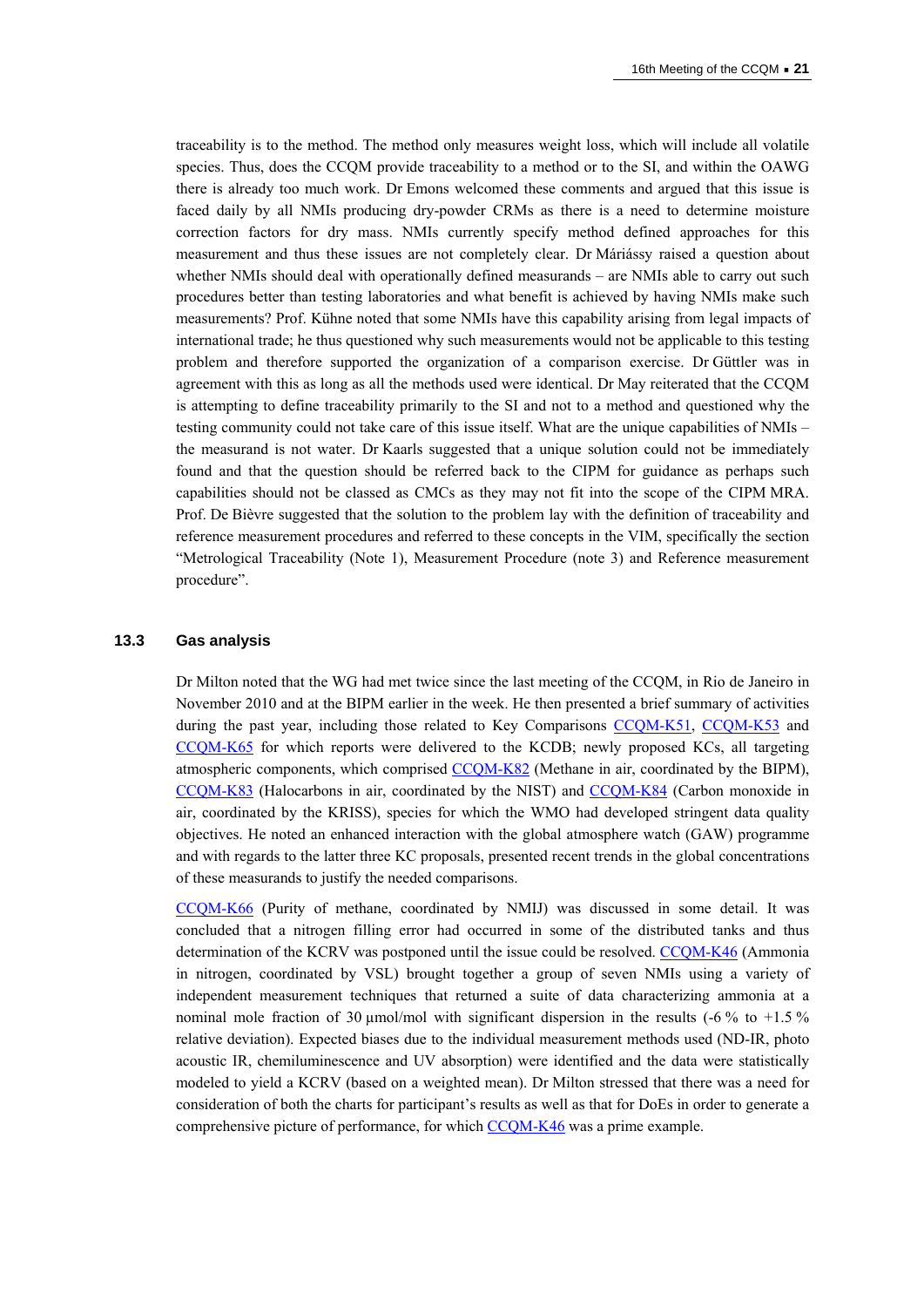traceability is to the method. The method only measures weight loss, which will include all volatile species. Thus, does the CCQM provide traceability to a method or to the SI, and within the OAWG there is already too much work. Dr Emons welcomed these comments and argued that this issue is faced daily by all NMIs producing dry-powder CRMs as there is a need to determine moisture correction factors for dry mass. NMIs currently specify method defined approaches for this measurement and thus these issues are not completely clear. Dr Máriássy raised a question about whether NMIs should deal with operationally defined measurands – are NMIs able to carry out such procedures better than testing laboratories and what benefit is achieved by having NMIs make such measurements? Prof. Kühne noted that some NMIs have this capability arising from legal impacts of international trade; he thus questioned why such measurements would not be applicable to this testing problem and therefore supported the organization of a comparison exercise. Dr Güttler was in agreement with this as long as all the methods used were identical. Dr May reiterated that the CCQM is attempting to define traceability primarily to the SI and not to a method and questioned why the testing community could not take care of this issue itself. What are the unique capabilities of NMIs – the measurand is not water. Dr Kaarls suggested that a unique solution could not be immediately found and that the question should be referred back to the CIPM for guidance as perhaps such capabilities should not be classed as CMCs as they may not fit into the scope of the CIPM MRA. Prof. De Bièvre suggested that the solution to the problem lay with the definition of traceability and reference measurement procedures and referred to these concepts in the VIM, specifically the section "Metrological Traceability (Note 1), Measurement Procedure (note 3) and Reference measurement procedure".

### 13.3 Gas analysis

Dr Milton noted that the WG had met twice since the last meeting of the CCQM, in Rio de Janeiro in November 2010 and at the BIPM earlier in the week. He then presented a brief summary of activities during the past year, including those related to Key Comparisons CCQM-K51, CCQM-K53 and CCQM-K65 for which reports were delivered to the KCDB; newly proposed KCs, all targeting atmospheric components, which comprised CCQM-K82 (Methane in air, coordinated by the BIPM), CCQM-K83 (Halocarbons in air, coordinated by the NIST) and CCQM-K84 (Carbon monoxide in air, coordinated by the KRISS), species for which the WMO had developed stringent data quality objectives. He noted an enhanced interaction with the global atmosphere watch (GAW) programme and with regards to the latter three KC proposals, presented recent trends in the global concentrations of these measurands to justify the needed comparisons.

CCQM-K66 (Purity of methane, coordinated by NMIJ) was discussed in some detail. It was concluded that a nitrogen filling error had occurred in some of the distributed tanks and thus determination of the KCRV was postponed until the issue could be resolved. CCQM-K46 (Ammonia in nitrogen, coordinated by VSL) brought together a group of seven NMIs using a variety of independent measurement techniques that returned a suite of data characterizing ammonia at a nominal mole fraction of 30 µmol/mol with significant dispersion in the results (-6 % to +1.5 % relative deviation). Expected biases due to the individual measurement methods used (ND-IR, photo acoustic IR, chemiluminescence and UV absorption) were identified and the data were statistically modeled to yield a KCRV (based on a weighted mean). Dr Milton stressed that there was a need for consideration of both the charts for participant's results as well as that for DoEs in order to generate a comprehensive picture of performance, for which CCQM-K46 was a prime example.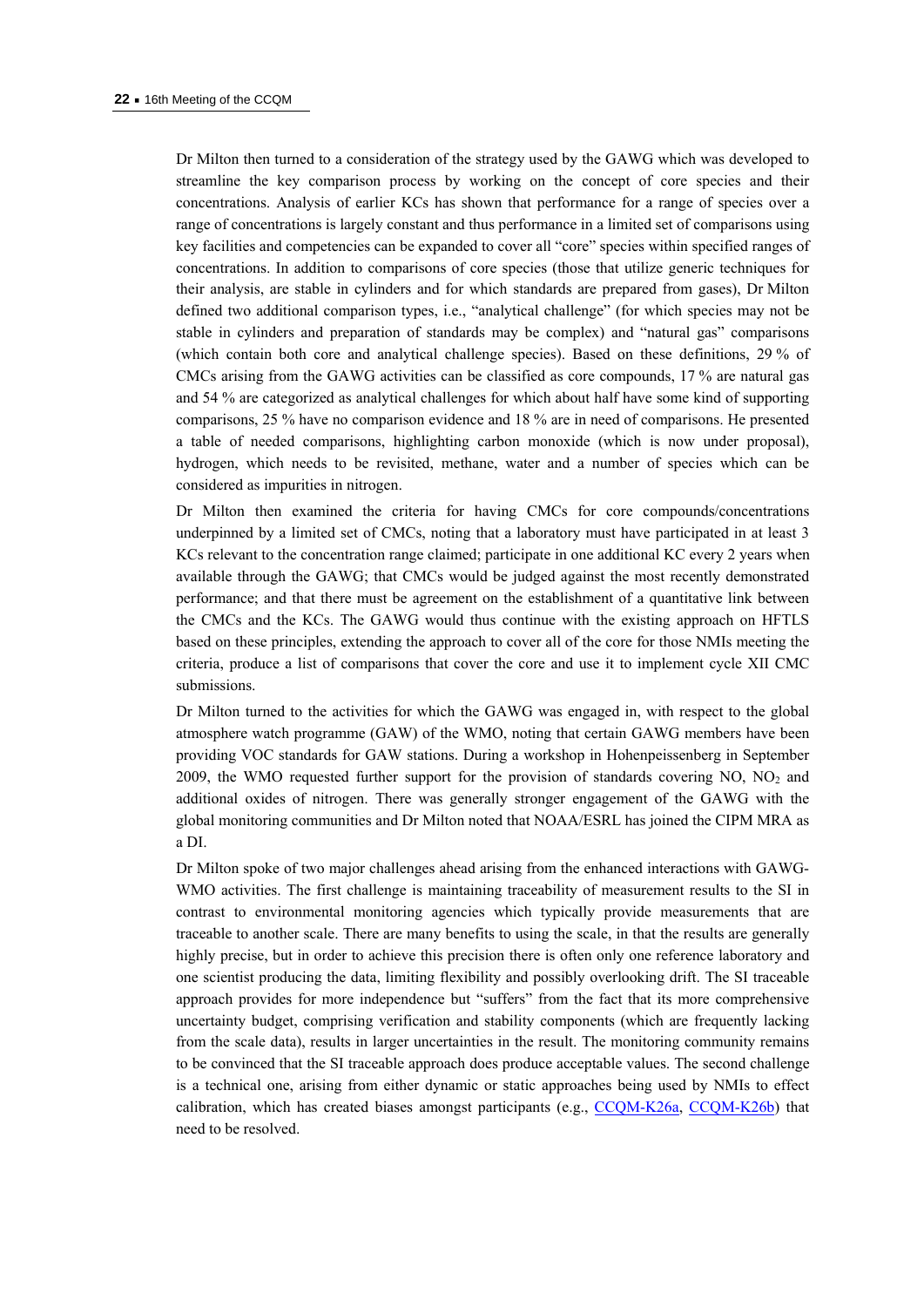Dr Milton then turned to a consideration of the strategy used by the GAWG which was developed to streamline the key comparison process by working on the concept of core species and their concentrations. Analysis of earlier KCs has shown that performance for a range of species over a range of concentrations is largely constant and thus performance in a limited set of comparisons using key facilities and competencies can be expanded to cover all "core" species within specified ranges of concentrations. In addition to comparisons of core species (those that utilize generic techniques for their analysis, are stable in cylinders and for which standards are prepared from gases), Dr Milton defined two additional comparison types, i.e., "analytical challenge" (for which species may not be stable in cylinders and preparation of standards may be complex) and "natural gas" comparisons (which contain both core and analytical challenge species). Based on these definitions, 29 % of CMCs arising from the GAWG activities can be classified as core compounds, 17 % are natural gas and 54 % are categorized as analytical challenges for which about half have some kind of supporting comparisons, 25 % have no comparison evidence and 18 % are in need of comparisons. He presented a table of needed comparisons, highlighting carbon monoxide (which is now under proposal), hydrogen, which needs to be revisited, methane, water and a number of species which can be considered as impurities in nitrogen.

Dr Milton then examined the criteria for having CMCs for core compounds/concentrations underpinned by a limited set of CMCs, noting that a laboratory must have participated in at least 3 KCs relevant to the concentration range claimed; participate in one additional KC every 2 years when available through the GAWG; that CMCs would be judged against the most recently demonstrated performance; and that there must be agreement on the establishment of a quantitative link between the CMCs and the KCs. The GAWG would thus continue with the existing approach on HFTLS based on these principles, extending the approach to cover all of the core for those NMIs meeting the criteria, produce a list of comparisons that cover the core and use it to implement cycle XII CMC submissions.

Dr Milton turned to the activities for which the GAWG was engaged in, with respect to the global atmosphere watch programme (GAW) of the WMO, noting that certain GAWG members have been providing VOC standards for GAW stations. During a workshop in Hohenpeissenberg in September 2009, the WMO requested further support for the provision of standards covering NO, $NO_2$ and additional oxides of nitrogen. There was generally stronger engagement of the GAWG with the global monitoring communities and Dr Milton noted that NOAA/ESRL has joined the CIPM MRA as a DI.

Dr Milton spoke of two major challenges ahead arising from the enhanced interactions with GAWG-WMO activities. The first challenge is maintaining traceability of measurement results to the SI in contrast to environmental monitoring agencies which typically provide measurements that are traceable to another scale. There are many benefits to using the scale, in that the results are generally highly precise, but in order to achieve this precision there is often only one reference laboratory and one scientist producing the data, limiting flexibility and possibly overlooking drift. The SI traceable approach provides for more independence but "suffers" from the fact that its more comprehensive uncertainty budget, comprising verification and stability components (which are frequently lacking from the scale data), results in larger uncertainties in the result. The monitoring community remains to be convinced that the SI traceable approach does produce acceptable values. The second challenge is a technical one, arising from either dynamic or static approaches being used by NMIs to effect calibration, which has created biases amongst participants (e.g., CCQM-K26a, CCQM-K26b) that need to be resolved.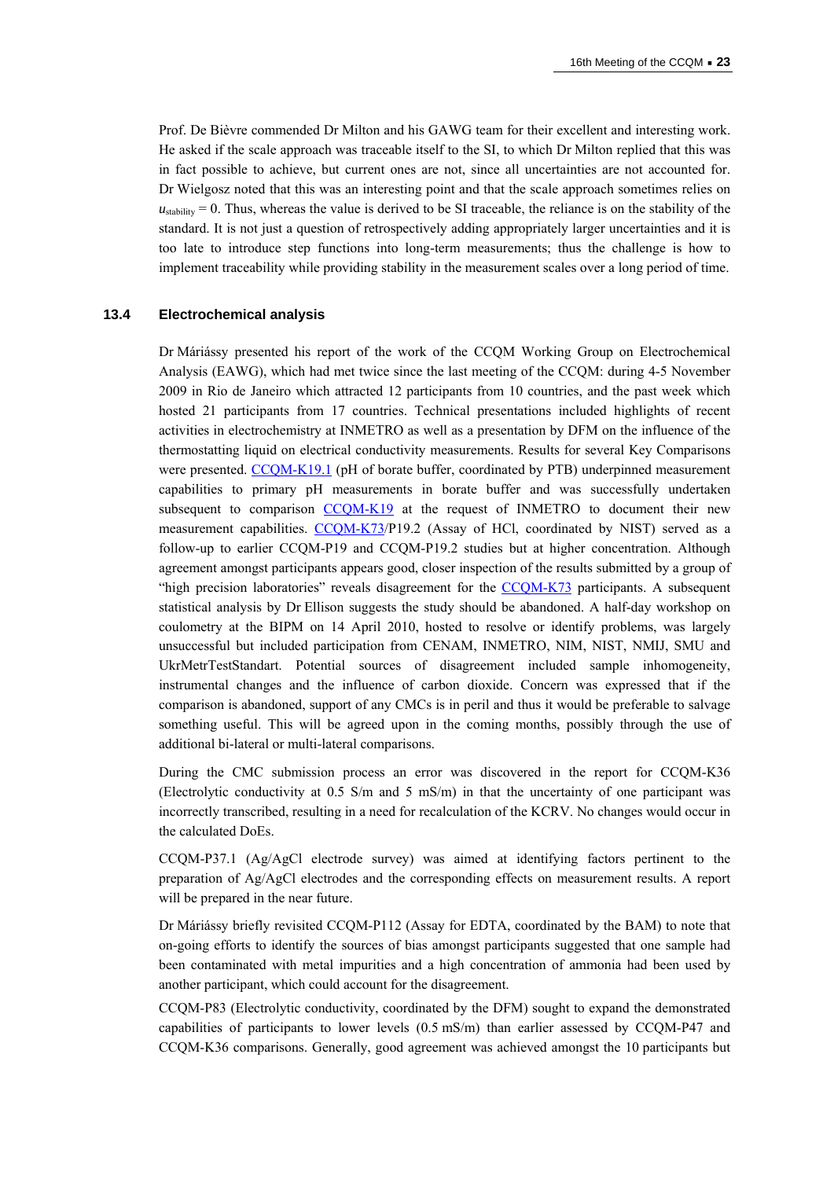Prof. De Bièvre commended Dr Milton and his GAWG team for their excellent and interesting work. He asked if the scale approach was traceable itself to the SI, to which Dr Milton replied that this was in fact possible to achieve, but current ones are not, since all uncertainties are not accounted for. Dr Wielgosz noted that this was an interesting point and that the scale approach sometimes relies on $u_{\text{stability}} = 0$. Thus, whereas the value is derived to be SI traceable, the reliance is on the stability of the standard. It is not just a question of retrospectively adding appropriately larger uncertainties and it is too late to introduce step functions into long-term measurements; thus the challenge is how to implement traceability while providing stability in the measurement scales over a long period of time.

### 13.4 Electrochemical analysis

Dr Máriássy presented his report of the work of the CCQM Working Group on Electrochemical Analysis (EAWG), which had met twice since the last meeting of the CCQM: during 4-5 November 2009 in Rio de Janeiro which attracted 12 participants from 10 countries, and the past week which hosted 21 participants from 17 countries. Technical presentations included highlights of recent activities in electrochemistry at INMETRO as well as a presentation by DFM on the influence of the thermostatting liquid on electrical conductivity measurements. Results for several Key Comparisons were presented. CCQM-K19.1 (pH of borate buffer, coordinated by PTB) underpinned measurement capabilities to primary pH measurements in borate buffer and was successfully undertaken subsequent to comparison CCQM-K19 at the request of INMETRO to document their new measurement capabilities. CCQM-K73/P19.2 (Assay of HCl, coordinated by NIST) served as a follow-up to earlier CCQM-P19 and CCQM-P19.2 studies but at higher concentration. Although agreement amongst participants appears good, closer inspection of the results submitted by a group of "high precision laboratories" reveals disagreement for the CCQM-K73 participants. A subsequent statistical analysis by Dr Ellison suggests the study should be abandoned. A half-day workshop on coulometry at the BIPM on 14 April 2010, hosted to resolve or identify problems, was largely unsuccessful but included participation from CENAM, INMETRO, NIM, NIST, NMIJ, SMU and UkrMetrTestStandart. Potential sources of disagreement included sample inhomogeneity, instrumental changes and the influence of carbon dioxide. Concern was expressed that if the comparison is abandoned, support of any CMCs is in peril and thus it would be preferable to salvage something useful. This will be agreed upon in the coming months, possibly through the use of additional bi-lateral or multi-lateral comparisons.

During the CMC submission process an error was discovered in the report for CCQM-K36 (Electrolytic conductivity at 0.5 S/m and 5 mS/m) in that the uncertainty of one participant was incorrectly transcribed, resulting in a need for recalculation of the KCRV. No changes would occur in the calculated DoEs.

CCQM-P37.1 (Ag/AgCl electrode survey) was aimed at identifying factors pertinent to the preparation of Ag/AgCl electrodes and the corresponding effects on measurement results. A report will be prepared in the near future.

Dr Máriássy briefly revisited CCQM-P112 (Assay for EDTA, coordinated by the BAM) to note that on-going efforts to identify the sources of bias amongst participants suggested that one sample had been contaminated with metal impurities and a high concentration of ammonia had been used by another participant, which could account for the disagreement.

CCQM-P83 (Electrolytic conductivity, coordinated by the DFM) sought to expand the demonstrated capabilities of participants to lower levels (0.5 mS/m) than earlier assessed by CCQM-P47 and CCQM-K36 comparisons. Generally, good agreement was achieved amongst the 10 participants but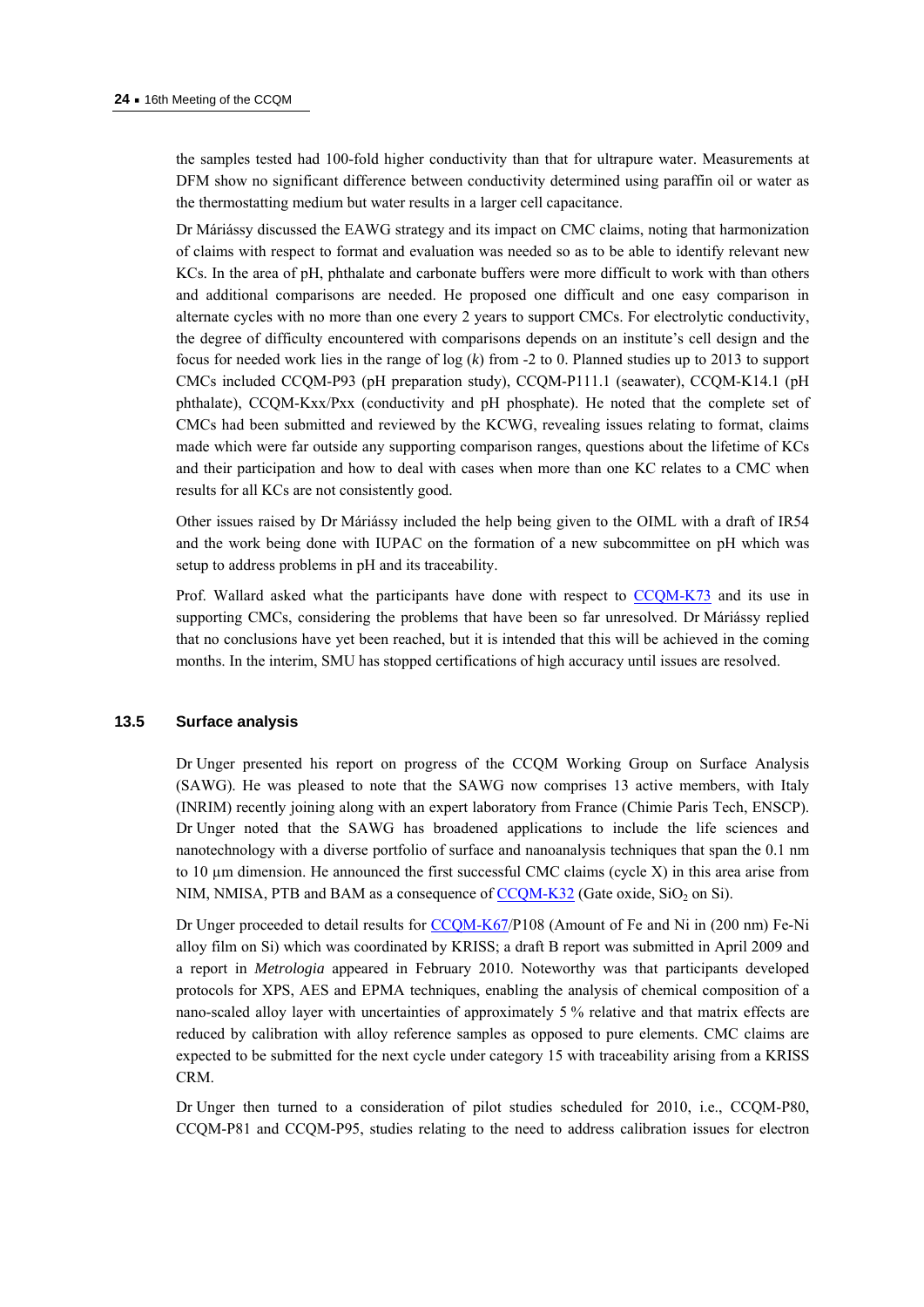the samples tested had 100-fold higher conductivity than that for ultrapure water. Measurements at DFM show no significant difference between conductivity determined using paraffin oil or water as the thermostatting medium but water results in a larger cell capacitance.

Dr Máriássy discussed the EAWG strategy and its impact on CMC claims, noting that harmonization of claims with respect to format and evaluation was needed so as to be able to identify relevant new KCs. In the area of pH, phthalate and carbonate buffers were more difficult to work with than others and additional comparisons are needed. He proposed one difficult and one easy comparison in alternate cycles with no more than one every 2 years to support CMCs. For electrolytic conductivity, the degree of difficulty encountered with comparisons depends on an institute's cell design and the focus for needed work lies in the range of log ($k$) from -2 to 0. Planned studies up to 2013 to support CMCs included CCQM-P93 (pH preparation study), CCQM-P111.1 (seawater), CCQM-K14.1 (pH phthalate), CCQM-Kxx/Pxx (conductivity and pH phosphate). He noted that the complete set of CMCs had been submitted and reviewed by the KCWG, revealing issues relating to format, claims made which were far outside any supporting comparison ranges, questions about the lifetime of KCs and their participation and how to deal with cases when more than one KC relates to a CMC when results for all KCs are not consistently good.

Other issues raised by Dr Máriássy included the help being given to the OIML with a draft of IR54 and the work being done with IUPAC on the formation of a new subcommittee on pH which was setup to address problems in pH and its traceability.

Prof. Wallard asked what the participants have done with respect to CCQM-K73 and its use in supporting CMCs, considering the problems that have been so far unresolved. Dr Máriássy replied that no conclusions have yet been reached, but it is intended that this will be achieved in the coming months. In the interim, SMU has stopped certifications of high accuracy until issues are resolved.

### 13.5 Surface analysis

Dr Unger presented his report on progress of the CCQM Working Group on Surface Analysis (SAWG). He was pleased to note that the SAWG now comprises 13 active members, with Italy (INRIM) recently joining along with an expert laboratory from France (Chimie Paris Tech, ENSCP). Dr Unger noted that the SAWG has broadened applications to include the life sciences and nanotechnology with a diverse portfolio of surface and nanoanalysis techniques that span the 0.1 nm to 10 µm dimension. He announced the first successful CMC claims (cycle X) in this area arise from NIM, NMISA, PTB and BAM as a consequence of CCQM-K32 (Gate oxide, $SiO_2$ on Si).

Dr Unger proceeded to detail results for CCQM-K67/P108 (Amount of Fe and Ni in (200 nm) Fe-Ni alloy film on Si) which was coordinated by KRISS; a draft B report was submitted in April 2009 and a report in *Metrologia* appeared in February 2010. Noteworthy was that participants developed protocols for XPS, AES and EPMA techniques, enabling the analysis of chemical composition of a nano-scaled alloy layer with uncertainties of approximately 5 % relative and that matrix effects are reduced by calibration with alloy reference samples as opposed to pure elements. CMC claims are expected to be submitted for the next cycle under category 15 with traceability arising from a KRISS CRM.

Dr Unger then turned to a consideration of pilot studies scheduled for 2010, i.e., CCQM-P80, CCQM-P81 and CCQM-P95, studies relating to the need to address calibration issues for electron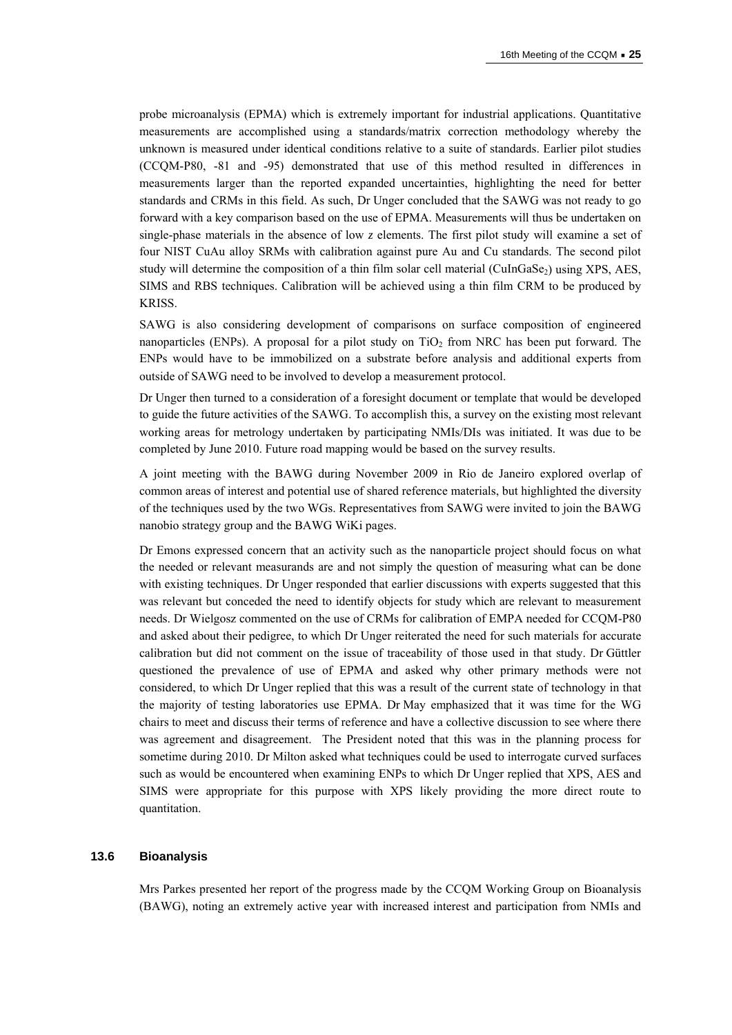probe microanalysis (EPMA) which is extremely important for industrial applications. Quantitative measurements are accomplished using a standards/matrix correction methodology whereby the unknown is measured under identical conditions relative to a suite of standards. Earlier pilot studies (CCQM-P80, -81 and -95) demonstrated that use of this method resulted in differences in measurements larger than the reported expanded uncertainties, highlighting the need for better standards and CRMs in this field. As such, Dr Unger concluded that the SAWG was not ready to go forward with a key comparison based on the use of EPMA. Measurements will thus be undertaken on single-phase materials in the absence of low *z* elements. The first pilot study will examine a set of four NIST CuAu alloy SRMs with calibration against pure Au and Cu standards. The second pilot study will determine the composition of a thin film solar cell material ($CuInGaSe_2$) using XPS, AES, SIMS and RBS techniques. Calibration will be achieved using a thin film CRM to be produced by KRISS.

SAWG is also considering development of comparisons on surface composition of engineered nanoparticles (ENPs). A proposal for a pilot study on $TiO_2$ from NRC has been put forward. The ENPs would have to be immobilized on a substrate before analysis and additional experts from outside of SAWG need to be involved to develop a measurement protocol.

Dr Unger then turned to a consideration of a foresight document or template that would be developed to guide the future activities of the SAWG. To accomplish this, a survey on the existing most relevant working areas for metrology undertaken by participating NMIs/DIs was initiated. It was due to be completed by June 2010. Future road mapping would be based on the survey results.

A joint meeting with the BAWG during November 2009 in Rio de Janeiro explored overlap of common areas of interest and potential use of shared reference materials, but highlighted the diversity of the techniques used by the two WGs. Representatives from SAWG were invited to join the BAWG nanobio strategy group and the BAWG WiKi pages.

Dr Emons expressed concern that an activity such as the nanoparticle project should focus on what the needed or relevant measurands are and not simply the question of measuring what can be done with existing techniques. Dr Unger responded that earlier discussions with experts suggested that this was relevant but conceded the need to identify objects for study which are relevant to measurement needs. Dr Wielgosz commented on the use of CRMs for calibration of EMPA needed for CCQM-P80 and asked about their pedigree, to which Dr Unger reiterated the need for such materials for accurate calibration but did not comment on the issue of traceability of those used in that study. Dr Güttler questioned the prevalence of use of EPMA and asked why other primary methods were not considered, to which Dr Unger replied that this was a result of the current state of technology in that the majority of testing laboratories use EPMA. Dr May emphasized that it was time for the WG chairs to meet and discuss their terms of reference and have a collective discussion to see where there was agreement and disagreement. The President noted that this was in the planning process for sometime during 2010. Dr Milton asked what techniques could be used to interrogate curved surfaces such as would be encountered when examining ENPs to which Dr Unger replied that XPS, AES and SIMS were appropriate for this purpose with XPS likely providing the more direct route to quantitation.

### 13.6 Bioanalysis

Mrs Parkes presented her report of the progress made by the CCQM Working Group on Bioanalysis (BAWG), noting an extremely active year with increased interest and participation from NMIs and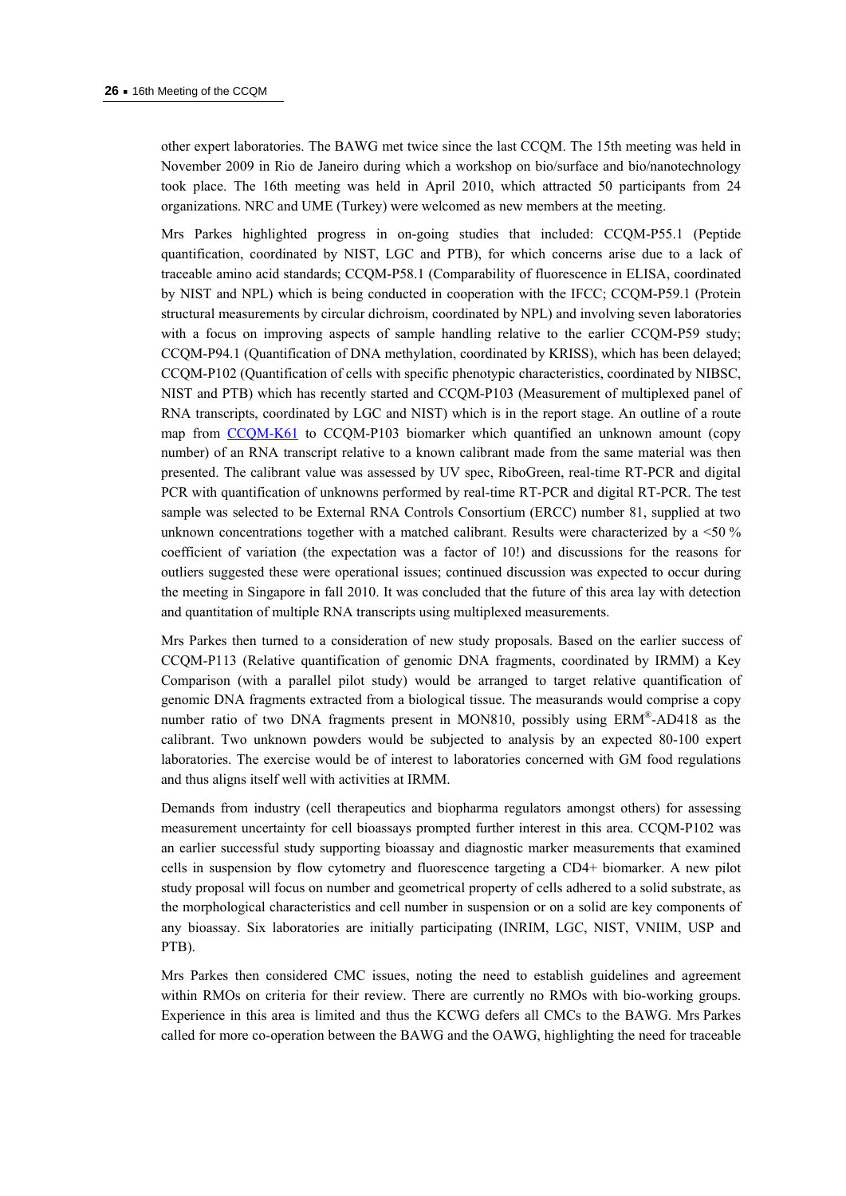other expert laboratories. The BAWG met twice since the last CCQM. The 15th meeting was held in November 2009 in Rio de Janeiro during which a workshop on bio/surface and bio/nanotechnology took place. The 16th meeting was held in April 2010, which attracted 50 participants from 24 organizations. NRC and UME (Turkey) were welcomed as new members at the meeting.

Mrs Parkes highlighted progress in on-going studies that included: CCQM-P55.1 (Peptide quantification, coordinated by NIST, LGC and PTB), for which concerns arise due to a lack of traceable amino acid standards; CCQM-P58.1 (Comparability of fluorescence in ELISA, coordinated by NIST and NPL) which is being conducted in cooperation with the IFCC; CCQM-P59.1 (Protein structural measurements by circular dichroism, coordinated by NPL) and involving seven laboratories with a focus on improving aspects of sample handling relative to the earlier CCQM-P59 study; CCQM-P94.1 (Quantification of DNA methylation, coordinated by KRISS), which has been delayed; CCQM-P102 (Quantification of cells with specific phenotypic characteristics, coordinated by NIBSC, NIST and PTB) which has recently started and CCQM-P103 (Measurement of multiplexed panel of RNA transcripts, coordinated by LGC and NIST) which is in the report stage. An outline of a route map from CCQM-K61 to CCQM-P103 biomarker which quantified an unknown amount (copy number) of an RNA transcript relative to a known calibrant made from the same material was then presented. The calibrant value was assessed by UV spec, RiboGreen, real-time RT-PCR and digital PCR with quantification of unknowns performed by real-time RT-PCR and digital RT-PCR. The test sample was selected to be External RNA Controls Consortium (ERCC) number 81, supplied at two unknown concentrations together with a matched calibrant. Results were characterized by a <50 % coefficient of variation (the expectation was a factor of 10!) and discussions for the reasons for outliers suggested these were operational issues; continued discussion was expected to occur during the meeting in Singapore in fall 2010. It was concluded that the future of this area lay with detection and quantitation of multiple RNA transcripts using multiplexed measurements.

Mrs Parkes then turned to a consideration of new study proposals. Based on the earlier success of CCQM-P113 (Relative quantification of genomic DNA fragments, coordinated by IRMM) a Key Comparison (with a parallel pilot study) would be arranged to target relative quantification of genomic DNA fragments extracted from a biological tissue. The measurands would comprise a copy number ratio of two DNA fragments present in MON810, possibly using ERM®-AD418 as the calibrant. Two unknown powders would be subjected to analysis by an expected 80-100 expert laboratories. The exercise would be of interest to laboratories concerned with GM food regulations and thus aligns itself well with activities at IRMM.

Demands from industry (cell therapeutics and biopharma regulators amongst others) for assessing measurement uncertainty for cell bioassays prompted further interest in this area. CCQM-P102 was an earlier successful study supporting bioassay and diagnostic marker measurements that examined cells in suspension by flow cytometry and fluorescence targeting a CD4+ biomarker. A new pilot study proposal will focus on number and geometrical property of cells adhered to a solid substrate, as the morphological characteristics and cell number in suspension or on a solid are key components of any bioassay. Six laboratories are initially participating (INRIM, LGC, NIST, VNIIM, USP and PTB).

Mrs Parkes then considered CMC issues, noting the need to establish guidelines and agreement within RMOs on criteria for their review. There are currently no RMOs with bio-working groups. Experience in this area is limited and thus the KCWG defers all CMCs to the BAWG. Mrs Parkes called for more co-operation between the BAWG and the OAWG, highlighting the need for traceable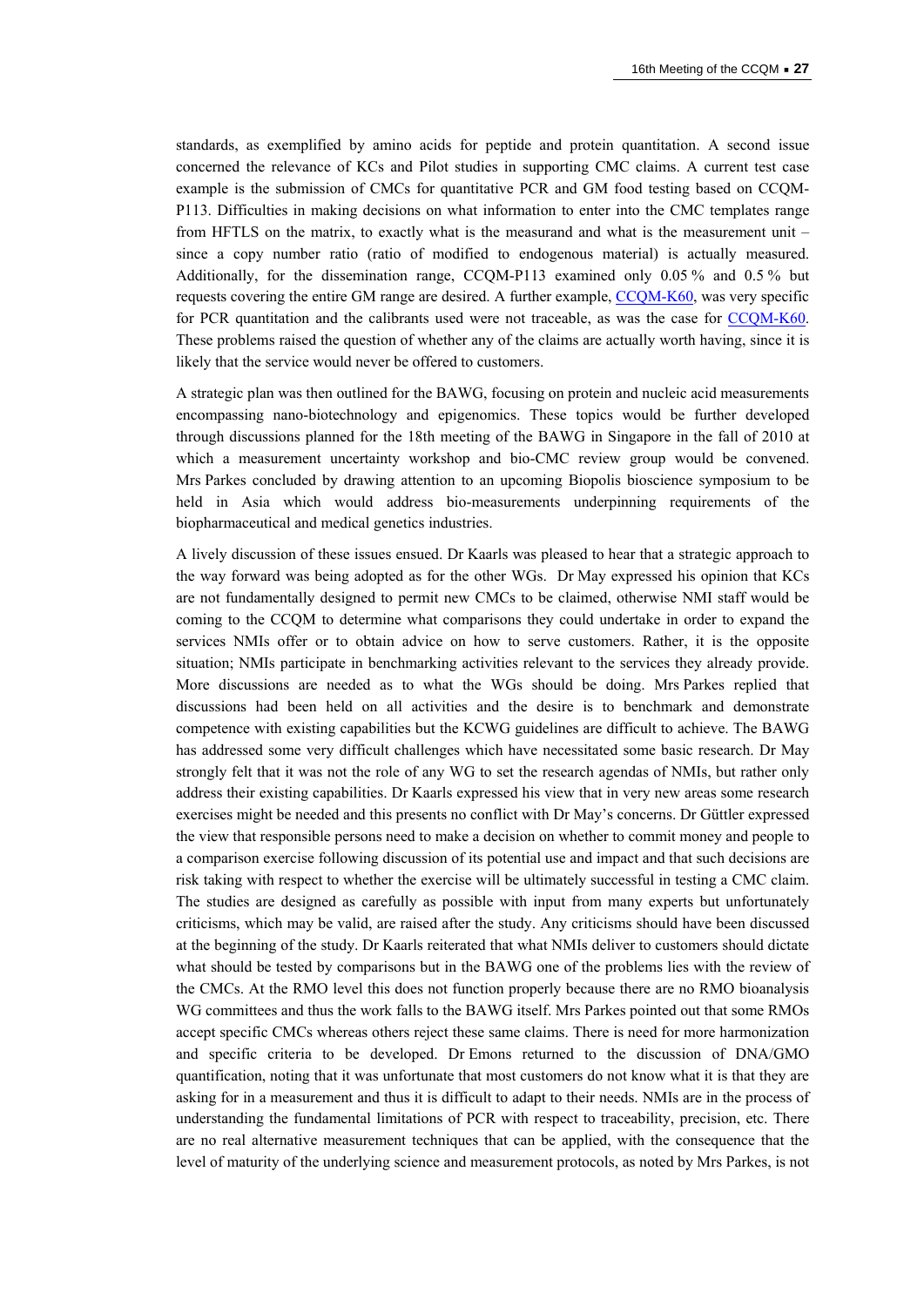standards, as exemplified by amino acids for peptide and protein quantitation. A second issue concerned the relevance of KCs and Pilot studies in supporting CMC claims. A current test case example is the submission of CMCs for quantitative PCR and GM food testing based on CCQM-P113. Difficulties in making decisions on what information to enter into the CMC templates range from HFTLS on the matrix, to exactly what is the measurand and what is the measurement unit – since a copy number ratio (ratio of modified to endogenous material) is actually measured. Additionally, for the dissemination range, CCQM-P113 examined only 0.05 % and 0.5 % but requests covering the entire GM range are desired. A further example, CCQM-K60, was very specific for PCR quantitation and the calibrants used were not traceable, as was the case for CCQM-K60. These problems raised the question of whether any of the claims are actually worth having, since it is likely that the service would never be offered to customers.

A strategic plan was then outlined for the BAWG, focusing on protein and nucleic acid measurements encompassing nano-biotechnology and epigenomics. These topics would be further developed through discussions planned for the 18th meeting of the BAWG in Singapore in the fall of 2010 at which a measurement uncertainty workshop and bio-CMC review group would be convened. Mrs Parkes concluded by drawing attention to an upcoming Biopolis bioscience symposium to be held in Asia which would address bio-measurements underpinning requirements of the biopharmaceutical and medical genetics industries.

A lively discussion of these issues ensued. Dr Kaarls was pleased to hear that a strategic approach to the way forward was being adopted as for the other WGs. Dr May expressed his opinion that KCs are not fundamentally designed to permit new CMCs to be claimed, otherwise NMI staff would be coming to the CCQM to determine what comparisons they could undertake in order to expand the services NMIs offer or to obtain advice on how to serve customers. Rather, it is the opposite situation; NMIs participate in benchmarking activities relevant to the services they already provide. More discussions are needed as to what the WGs should be doing. Mrs Parkes replied that discussions had been held on all activities and the desire is to benchmark and demonstrate competence with existing capabilities but the KCWG guidelines are difficult to achieve. The BAWG has addressed some very difficult challenges which have necessitated some basic research. Dr May strongly felt that it was not the role of any WG to set the research agendas of NMIs, but rather only address their existing capabilities. Dr Kaarls expressed his view that in very new areas some research exercises might be needed and this presents no conflict with Dr May's concerns. Dr Güttler expressed the view that responsible persons need to make a decision on whether to commit money and people to a comparison exercise following discussion of its potential use and impact and that such decisions are risk taking with respect to whether the exercise will be ultimately successful in testing a CMC claim. The studies are designed as carefully as possible with input from many experts but unfortunately criticisms, which may be valid, are raised after the study. Any criticisms should have been discussed at the beginning of the study. Dr Kaarls reiterated that what NMIs deliver to customers should dictate what should be tested by comparisons but in the BAWG one of the problems lies with the review of the CMCs. At the RMO level this does not function properly because there are no RMO bioanalysis WG committees and thus the work falls to the BAWG itself. Mrs Parkes pointed out that some RMOs accept specific CMCs whereas others reject these same claims. There is need for more harmonization and specific criteria to be developed. Dr Emons returned to the discussion of DNA/GMO quantification, noting that it was unfortunate that most customers do not know what it is that they are asking for in a measurement and thus it is difficult to adapt to their needs. NMIs are in the process of understanding the fundamental limitations of PCR with respect to traceability, precision, etc. There are no real alternative measurement techniques that can be applied, with the consequence that the level of maturity of the underlying science and measurement protocols, as noted by Mrs Parkes, is not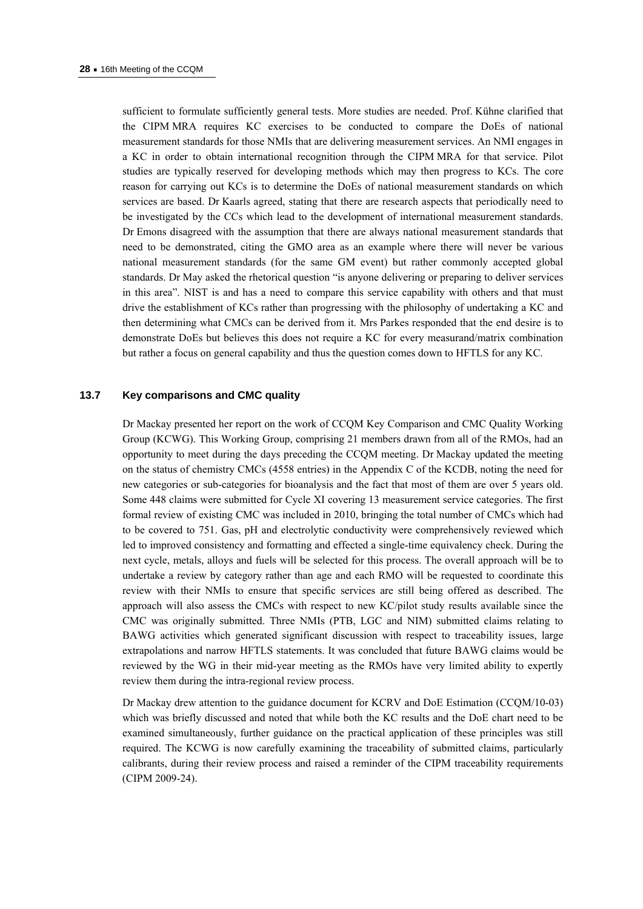sufficient to formulate sufficiently general tests. More studies are needed. Prof. Kühne clarified that the CIPM MRA requires KC exercises to be conducted to compare the DoEs of national measurement standards for those NMIs that are delivering measurement services. An NMI engages in a KC in order to obtain international recognition through the CIPM MRA for that service. Pilot studies are typically reserved for developing methods which may then progress to KCs. The core reason for carrying out KCs is to determine the DoEs of national measurement standards on which services are based. Dr Kaarls agreed, stating that there are research aspects that periodically need to be investigated by the CCs which lead to the development of international measurement standards. Dr Emons disagreed with the assumption that there are always national measurement standards that need to be demonstrated, citing the GMO area as an example where there will never be various national measurement standards (for the same GM event) but rather commonly accepted global standards. Dr May asked the rhetorical question "is anyone delivering or preparing to deliver services in this area". NIST is and has a need to compare this service capability with others and that must drive the establishment of KCs rather than progressing with the philosophy of undertaking a KC and then determining what CMCs can be derived from it. Mrs Parkes responded that the end desire is to demonstrate DoEs but believes this does not require a KC for every measurand/matrix combination but rather a focus on general capability and thus the question comes down to HFTLS for any KC.

### 13.7 Key comparisons and CMC quality

Dr Mackay presented her report on the work of CCQM Key Comparison and CMC Quality Working Group (KCWG). This Working Group, comprising 21 members drawn from all of the RMOs, had an opportunity to meet during the days preceding the CCQM meeting. Dr Mackay updated the meeting on the status of chemistry CMCs (4558 entries) in the Appendix C of the KCDB, noting the need for new categories or sub-categories for bioanalysis and the fact that most of them are over 5 years old. Some 448 claims were submitted for Cycle XI covering 13 measurement service categories. The first formal review of existing CMC was included in 2010, bringing the total number of CMCs which had to be covered to 751. Gas, pH and electrolytic conductivity were comprehensively reviewed which led to improved consistency and formatting and effected a single-time equivalency check. During the next cycle, metals, alloys and fuels will be selected for this process. The overall approach will be to undertake a review by category rather than age and each RMO will be requested to coordinate this review with their NMIs to ensure that specific services are still being offered as described. The approach will also assess the CMCs with respect to new KC/pilot study results available since the CMC was originally submitted. Three NMIs (PTB, LGC and NIM) submitted claims relating to BAWG activities which generated significant discussion with respect to traceability issues, large extrapolations and narrow HFTLS statements. It was concluded that future BAWG claims would be reviewed by the WG in their mid-year meeting as the RMOs have very limited ability to expertly review them during the intra-regional review process.

Dr Mackay drew attention to the guidance document for KCRV and DoE Estimation (CCQM/10-03) which was briefly discussed and noted that while both the KC results and the DoE chart need to be examined simultaneously, further guidance on the practical application of these principles was still required. The KCWG is now carefully examining the traceability of submitted claims, particularly calibrants, during their review process and raised a reminder of the CIPM traceability requirements (CIPM 2009-24).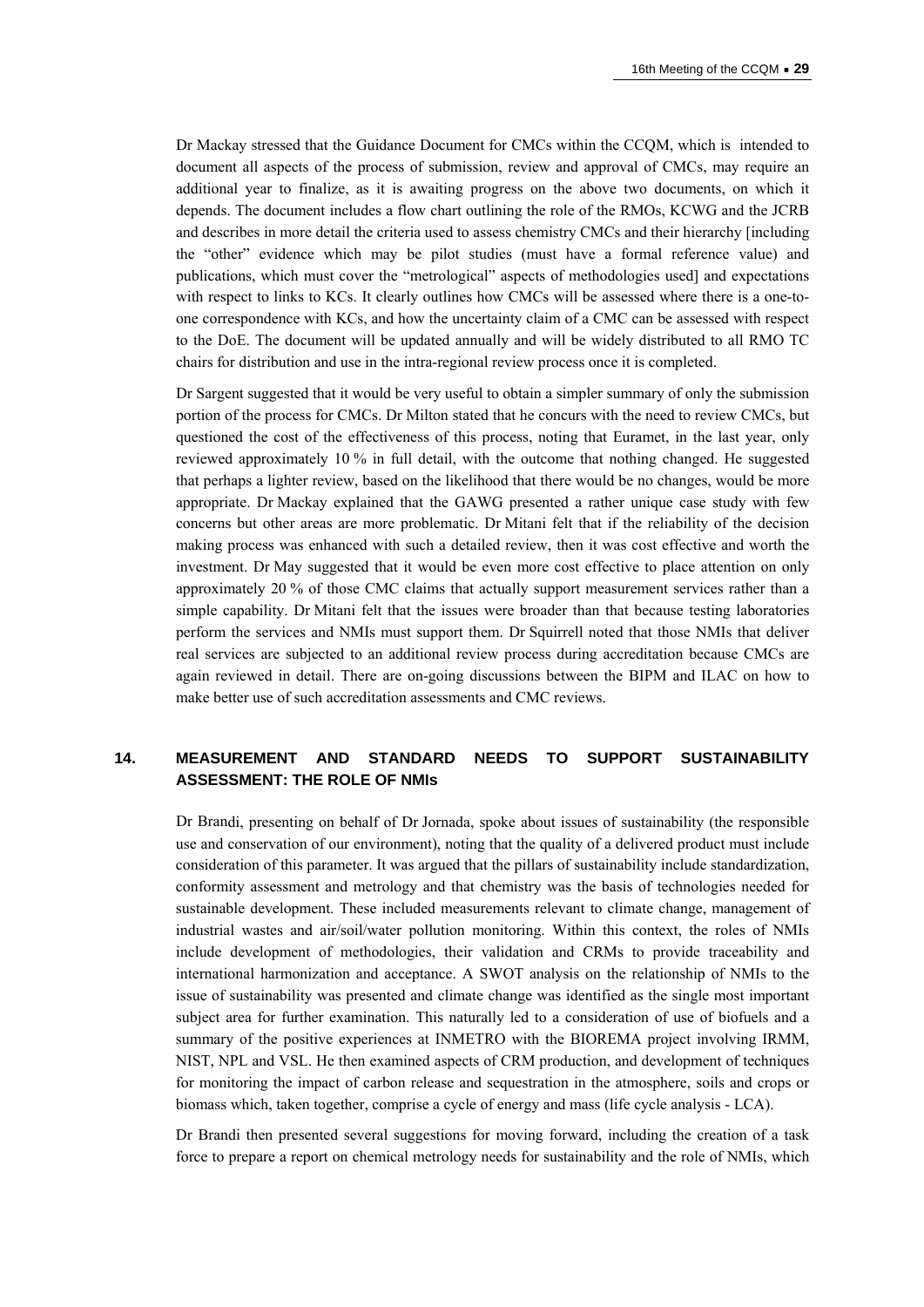Dr Mackay stressed that the Guidance Document for CMCs within the CCQM, which is intended to document all aspects of the process of submission, review and approval of CMCs, may require an additional year to finalize, as it is awaiting progress on the above two documents, on which it depends. The document includes a flow chart outlining the role of the RMOs, KCWG and the JCRB and describes in more detail the criteria used to assess chemistry CMCs and their hierarchy [including the "other" evidence which may be pilot studies (must have a formal reference value) and publications, which must cover the "metrological" aspects of methodologies used] and expectations with respect to links to KCs. It clearly outlines how CMCs will be assessed where there is a one-to-one correspondence with KCs, and how the uncertainty claim of a CMC can be assessed with respect to the DoE. The document will be updated annually and will be widely distributed to all RMO TC chairs for distribution and use in the intra-regional review process once it is completed.

Dr Sargent suggested that it would be very useful to obtain a simpler summary of only the submission portion of the process for CMCs. Dr Milton stated that he concurs with the need to review CMCs, but questioned the cost of the effectiveness of this process, noting that Euramet, in the last year, only reviewed approximately 10 % in full detail, with the outcome that nothing changed. He suggested that perhaps a lighter review, based on the likelihood that there would be no changes, would be more appropriate. Dr Mackay explained that the GAWG presented a rather unique case study with few concerns but other areas are more problematic. Dr Mitani felt that if the reliability of the decision making process was enhanced with such a detailed review, then it was cost effective and worth the investment. Dr May suggested that it would be even more cost effective to place attention on only approximately 20 % of those CMC claims that actually support measurement services rather than a simple capability. Dr Mitani felt that the issues were broader than that because testing laboratories perform the services and NMIs must support them. Dr Squirrell noted that those NMIs that deliver real services are subjected to an additional review process during accreditation because CMCs are again reviewed in detail. There are on-going discussions between the BIPM and ILAC on how to make better use of such accreditation assessments and CMC reviews.

## 14. MEASUREMENT AND STANDARD NEEDS TO SUPPORT SUSTAINABILITY ASSESSMENT: THE ROLE OF NMIs

Dr Brandi, presenting on behalf of Dr Jornada, spoke about issues of sustainability (the responsible use and conservation of our environment), noting that the quality of a delivered product must include consideration of this parameter. It was argued that the pillars of sustainability include standardization, conformity assessment and metrology and that chemistry was the basis of technologies needed for sustainable development. These included measurements relevant to climate change, management of industrial wastes and air/soil/water pollution monitoring. Within this context, the roles of NMIs include development of methodologies, their validation and CRMs to provide traceability and international harmonization and acceptance. A SWOT analysis on the relationship of NMIs to the issue of sustainability was presented and climate change was identified as the single most important subject area for further examination. This naturally led to a consideration of use of biofuels and a summary of the positive experiences at INMETRO with the BIOREMA project involving IRMM, NIST, NPL and VSL. He then examined aspects of CRM production, and development of techniques for monitoring the impact of carbon release and sequestration in the atmosphere, soils and crops or biomass which, taken together, comprise a cycle of energy and mass (life cycle analysis - LCA).

Dr Brandi then presented several suggestions for moving forward, including the creation of a task force to prepare a report on chemical metrology needs for sustainability and the role of NMIs, which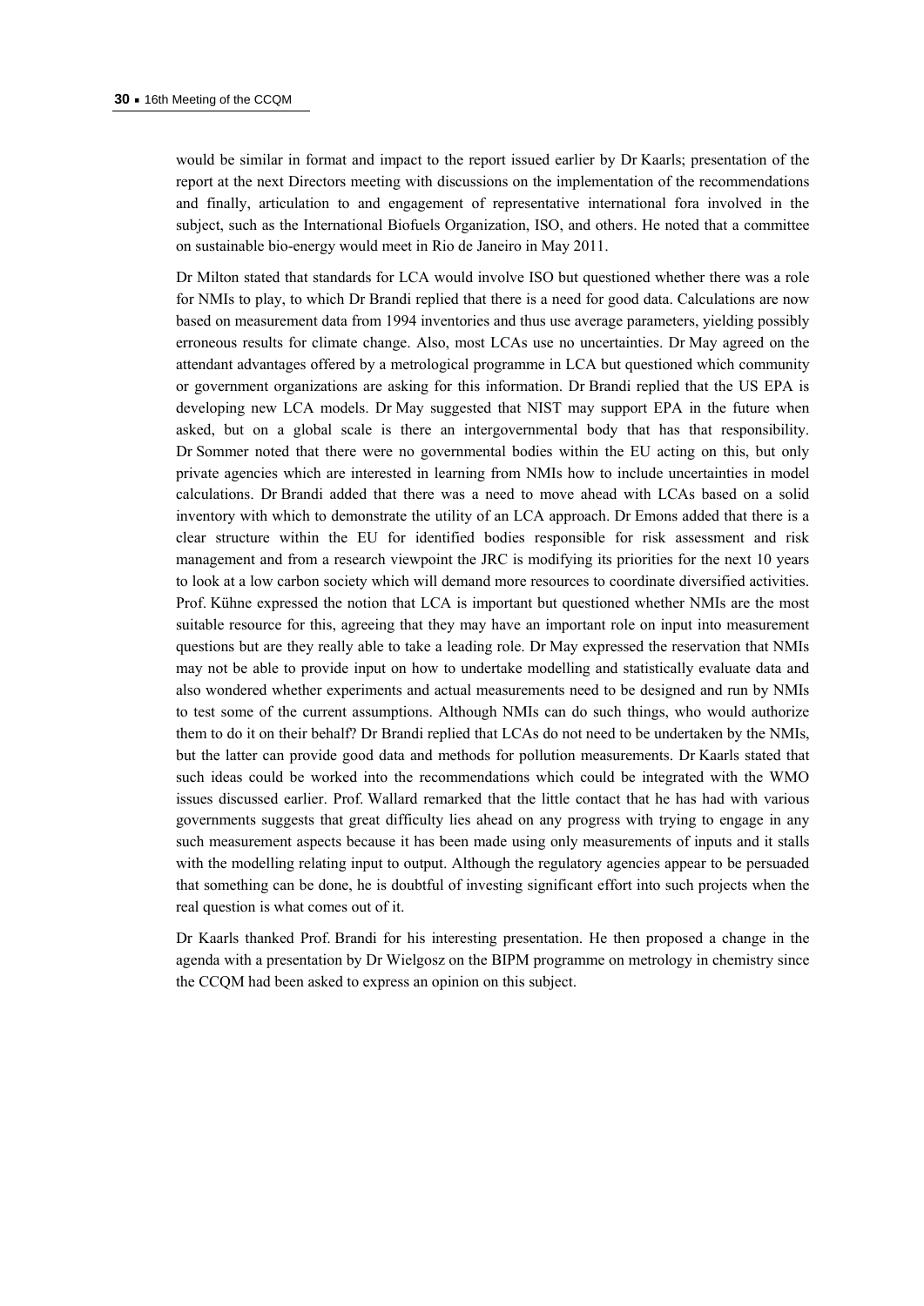would be similar in format and impact to the report issued earlier by Dr Kaarls; presentation of the report at the next Directors meeting with discussions on the implementation of the recommendations and finally, articulation to and engagement of representative international fora involved in the subject, such as the International Biofuels Organization, ISO, and others. He noted that a committee on sustainable bio-energy would meet in Rio de Janeiro in May 2011.

Dr Milton stated that standards for LCA would involve ISO but questioned whether there was a role for NMIs to play, to which Dr Brandi replied that there is a need for good data. Calculations are now based on measurement data from 1994 inventories and thus use average parameters, yielding possibly erroneous results for climate change. Also, most LCAs use no uncertainties. Dr May agreed on the attendant advantages offered by a metrological programme in LCA but questioned which community or government organizations are asking for this information. Dr Brandi replied that the US EPA is developing new LCA models. Dr May suggested that NIST may support EPA in the future when asked, but on a global scale is there an intergovernmental body that has that responsibility. Dr Sommer noted that there were no governmental bodies within the EU acting on this, but only private agencies which are interested in learning from NMIs how to include uncertainties in model calculations. Dr Brandi added that there was a need to move ahead with LCAs based on a solid inventory with which to demonstrate the utility of an LCA approach. Dr Emons added that there is a clear structure within the EU for identified bodies responsible for risk assessment and risk management and from a research viewpoint the JRC is modifying its priorities for the next 10 years to look at a low carbon society which will demand more resources to coordinate diversified activities. Prof. Kühne expressed the notion that LCA is important but questioned whether NMIs are the most suitable resource for this, agreeing that they may have an important role on input into measurement questions but are they really able to take a leading role. Dr May expressed the reservation that NMIs may not be able to provide input on how to undertake modelling and statistically evaluate data and also wondered whether experiments and actual measurements need to be designed and run by NMIs to test some of the current assumptions. Although NMIs can do such things, who would authorize them to do it on their behalf? Dr Brandi replied that LCAs do not need to be undertaken by the NMIs, but the latter can provide good data and methods for pollution measurements. Dr Kaarls stated that such ideas could be worked into the recommendations which could be integrated with the WMO issues discussed earlier. Prof. Wallard remarked that the little contact that he has had with various governments suggests that great difficulty lies ahead on any progress with trying to engage in any such measurement aspects because it has been made using only measurements of inputs and it stalls with the modelling relating input to output. Although the regulatory agencies appear to be persuaded that something can be done, he is doubtful of investing significant effort into such projects when the real question is what comes out of it.

Dr Kaarls thanked Prof. Brandi for his interesting presentation. He then proposed a change in the agenda with a presentation by Dr Wielgosz on the BIPM programme on metrology in chemistry since the CCQM had been asked to express an opinion on this subject.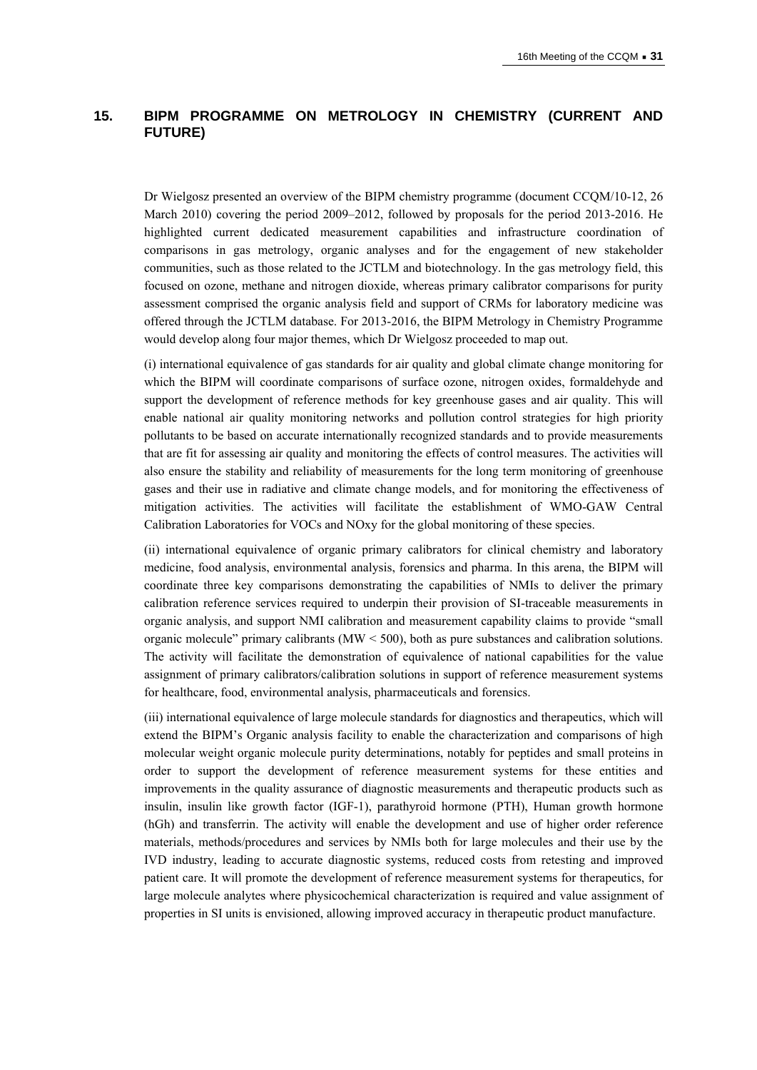## 15. BIPM PROGRAMME ON METROLOGY IN CHEMISTRY (CURRENT AND FUTURE)

Dr Wielgosz presented an overview of the BIPM chemistry programme (document CCQM/10-12, 26 March 2010) covering the period 2009–2012, followed by proposals for the period 2013-2016. He highlighted current dedicated measurement capabilities and infrastructure coordination of comparisons in gas metrology, organic analyses and for the engagement of new stakeholder communities, such as those related to the JCTLM and biotechnology. In the gas metrology field, this focused on ozone, methane and nitrogen dioxide, whereas primary calibrator comparisons for purity assessment comprised the organic analysis field and support of CRMs for laboratory medicine was offered through the JCTLM database. For 2013-2016, the BIPM Metrology in Chemistry Programme would develop along four major themes, which Dr Wielgosz proceeded to map out.

(i) international equivalence of gas standards for air quality and global climate change monitoring for which the BIPM will coordinate comparisons of surface ozone, nitrogen oxides, formaldehyde and support the development of reference methods for key greenhouse gases and air quality. This will enable national air quality monitoring networks and pollution control strategies for high priority pollutants to be based on accurate internationally recognized standards and to provide measurements that are fit for assessing air quality and monitoring the effects of control measures. The activities will also ensure the stability and reliability of measurements for the long term monitoring of greenhouse gases and their use in radiative and climate change models, and for monitoring the effectiveness of mitigation activities. The activities will facilitate the establishment of WMO-GAW Central Calibration Laboratories for VOCs and NOxy for the global monitoring of these species.

(ii) international equivalence of organic primary calibrators for clinical chemistry and laboratory medicine, food analysis, environmental analysis, forensics and pharma. In this arena, the BIPM will coordinate three key comparisons demonstrating the capabilities of NMIs to deliver the primary calibration reference services required to underpin their provision of SI-traceable measurements in organic analysis, and support NMI calibration and measurement capability claims to provide "small organic molecule" primary calibrants (MW < 500), both as pure substances and calibration solutions. The activity will facilitate the demonstration of equivalence of national capabilities for the value assignment of primary calibrators/calibration solutions in support of reference measurement systems for healthcare, food, environmental analysis, pharmaceuticals and forensics.

(iii) international equivalence of large molecule standards for diagnostics and therapeutics, which will extend the BIPM's Organic analysis facility to enable the characterization and comparisons of high molecular weight organic molecule purity determinations, notably for peptides and small proteins in order to support the development of reference measurement systems for these entities and improvements in the quality assurance of diagnostic measurements and therapeutic products such as insulin, insulin like growth factor (IGF-1), parathyroid hormone (PTH), Human growth hormone (hGh) and transferrin. The activity will enable the development and use of higher order reference materials, methods/procedures and services by NMIs both for large molecules and their use by the IVD industry, leading to accurate diagnostic systems, reduced costs from retesting and improved patient care. It will promote the development of reference measurement systems for therapeutics, for large molecule analytes where physicochemical characterization is required and value assignment of properties in SI units is envisioned, allowing improved accuracy in therapeutic product manufacture.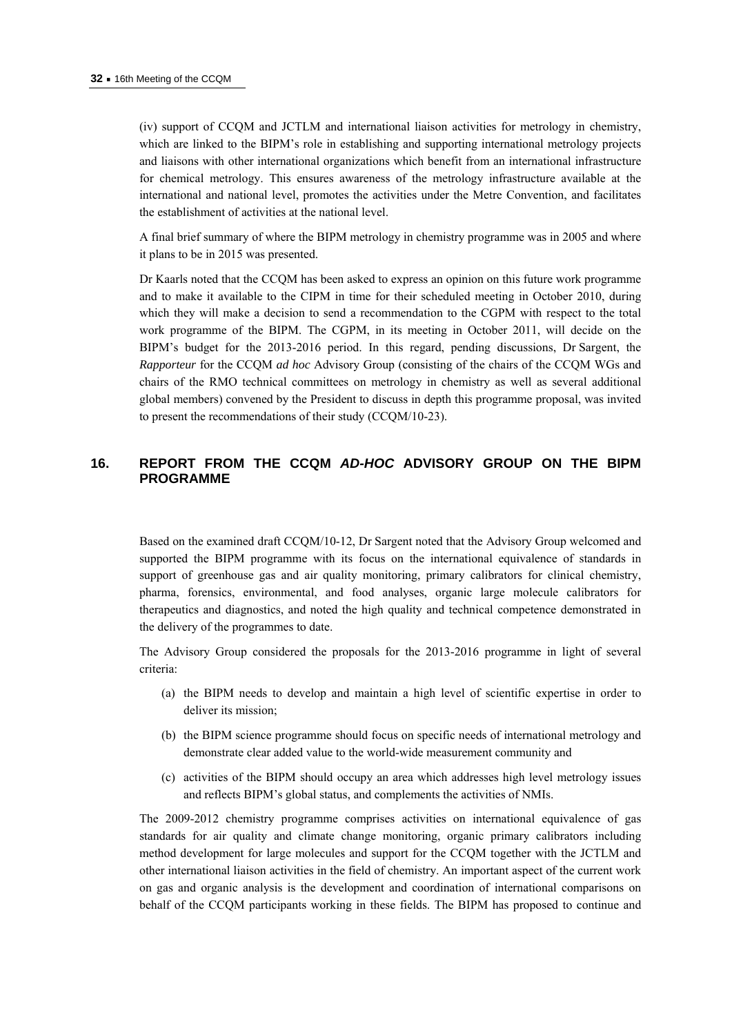(iv) support of CCQM and JCTLM and international liaison activities for metrology in chemistry, which are linked to the BIPM's role in establishing and supporting international metrology projects and liaisons with other international organizations which benefit from an international infrastructure for chemical metrology. This ensures awareness of the metrology infrastructure available at the international and national level, promotes the activities under the Metre Convention, and facilitates the establishment of activities at the national level.

A final brief summary of where the BIPM metrology in chemistry programme was in 2005 and where it plans to be in 2015 was presented.

Dr Kaarls noted that the CCQM has been asked to express an opinion on this future work programme and to make it available to the CIPM in time for their scheduled meeting in October 2010, during which they will make a decision to send a recommendation to the CGPM with respect to the total work programme of the BIPM. The CGPM, in its meeting in October 2011, will decide on the BIPM's budget for the 2013-2016 period. In this regard, pending discussions, Dr Sargent, the *Rapporteur* for the CCQM *ad hoc* Advisory Group (consisting of the chairs of the CCQM WGs and chairs of the RMO technical committees on metrology in chemistry as well as several additional global members) convened by the President to discuss in depth this programme proposal, was invited to present the recommendations of their study (CCQM/10-23).

## 16. REPORT FROM THE CCQM *AD-HOC* ADVISORY GROUP ON THE BIPM PROGRAMME

Based on the examined draft CCQM/10-12, Dr Sargent noted that the Advisory Group welcomed and supported the BIPM programme with its focus on the international equivalence of standards in support of greenhouse gas and air quality monitoring, primary calibrators for clinical chemistry, pharma, forensics, environmental, and food analyses, organic large molecule calibrators for therapeutics and diagnostics, and noted the high quality and technical competence demonstrated in the delivery of the programmes to date.

The Advisory Group considered the proposals for the 2013-2016 programme in light of several criteria:

(a) the BIPM needs to develop and maintain a high level of scientific expertise in order to deliver its mission;

(b) the BIPM science programme should focus on specific needs of international metrology and demonstrate clear added value to the world-wide measurement community and

(c) activities of the BIPM should occupy an area which addresses high level metrology issues and reflects BIPM's global status, and complements the activities of NMIs.

The 2009-2012 chemistry programme comprises activities on international equivalence of gas standards for air quality and climate change monitoring, organic primary calibrators including method development for large molecules and support for the CCQM together with the JCTLM and other international liaison activities in the field of chemistry. An important aspect of the current work on gas and organic analysis is the development and coordination of international comparisons on behalf of the CCQM participants working in these fields. The BIPM has proposed to continue and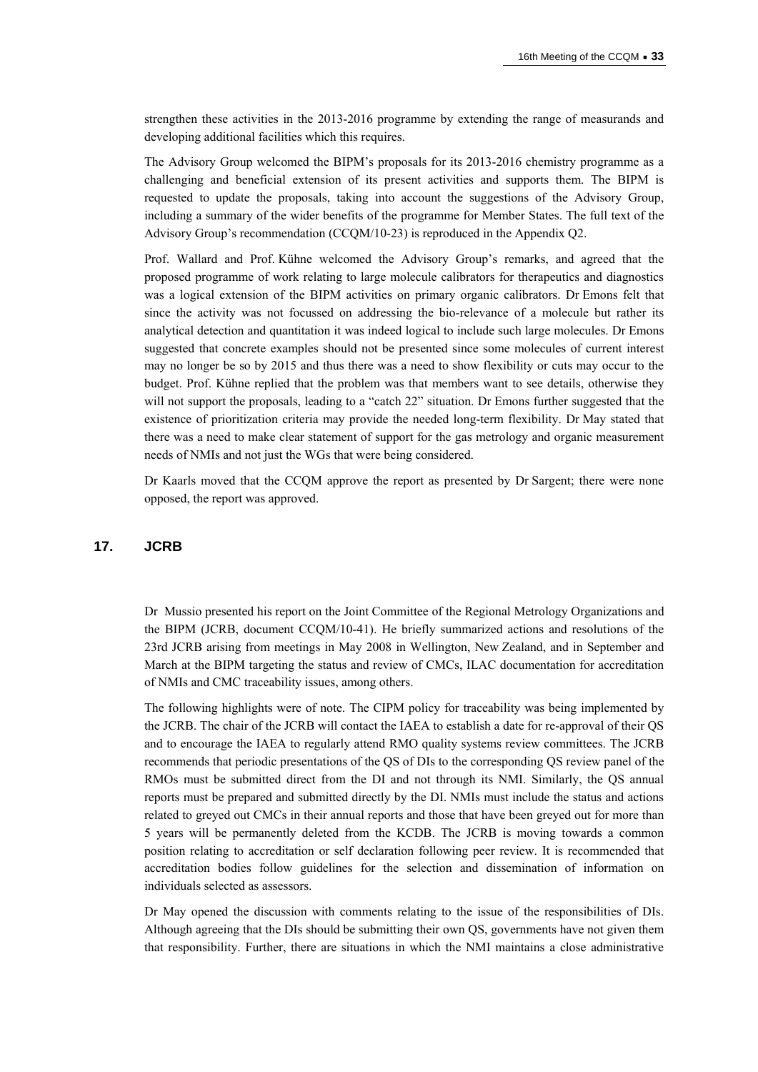strengthen these activities in the 2013-2016 programme by extending the range of measurands and developing additional facilities which this requires.

The Advisory Group welcomed the BIPM's proposals for its 2013-2016 chemistry programme as a challenging and beneficial extension of its present activities and supports them. The BIPM is requested to update the proposals, taking into account the suggestions of the Advisory Group, including a summary of the wider benefits of the programme for Member States. The full text of the Advisory Group's recommendation (CCQM/10-23) is reproduced in the Appendix Q2.

Prof. Wallard and Prof. Kühne welcomed the Advisory Group's remarks, and agreed that the proposed programme of work relating to large molecule calibrators for therapeutics and diagnostics was a logical extension of the BIPM activities on primary organic calibrators. Dr Emons felt that since the activity was not focussed on addressing the bio-relevance of a molecule but rather its analytical detection and quantitation it was indeed logical to include such large molecules. Dr Emons suggested that concrete examples should not be presented since some molecules of current interest may no longer be so by 2015 and thus there was a need to show flexibility or cuts may occur to the budget. Prof. Kühne replied that the problem was that members want to see details, otherwise they will not support the proposals, leading to a "catch 22" situation. Dr Emons further suggested that the existence of prioritization criteria may provide the needed long-term flexibility. Dr May stated that there was a need to make clear statement of support for the gas metrology and organic measurement needs of NMIs and not just the WGs that were being considered.

Dr Kaarls moved that the CCQM approve the report as presented by Dr Sargent; there were none opposed, the report was approved.

## 17. JCRB

Dr Mussio presented his report on the Joint Committee of the Regional Metrology Organizations and the BIPM (JCRB, document CCQM/10-41). He briefly summarized actions and resolutions of the 23rd JCRB arising from meetings in May 2008 in Wellington, New Zealand, and in September and March at the BIPM targeting the status and review of CMCs, ILAC documentation for accreditation of NMIs and CMC traceability issues, among others.

The following highlights were of note. The CIPM policy for traceability was being implemented by the JCRB. The chair of the JCRB will contact the IAEA to establish a date for re-approval of their QS and to encourage the IAEA to regularly attend RMO quality systems review committees. The JCRB recommends that periodic presentations of the QS of DIs to the corresponding QS review panel of the RMOs must be submitted direct from the DI and not through its NMI. Similarly, the QS annual reports must be prepared and submitted directly by the DI. NMIs must include the status and actions related to greyed out CMCs in their annual reports and those that have been greyed out for more than 5 years will be permanently deleted from the KCDB. The JCRB is moving towards a common position relating to accreditation or self declaration following peer review. It is recommended that accreditation bodies follow guidelines for the selection and dissemination of information on individuals selected as assessors.

Dr May opened the discussion with comments relating to the issue of the responsibilities of DIs. Although agreeing that the DIs should be submitting their own QS, governments have not given them that responsibility. Further, there are situations in which the NMI maintains a close administrative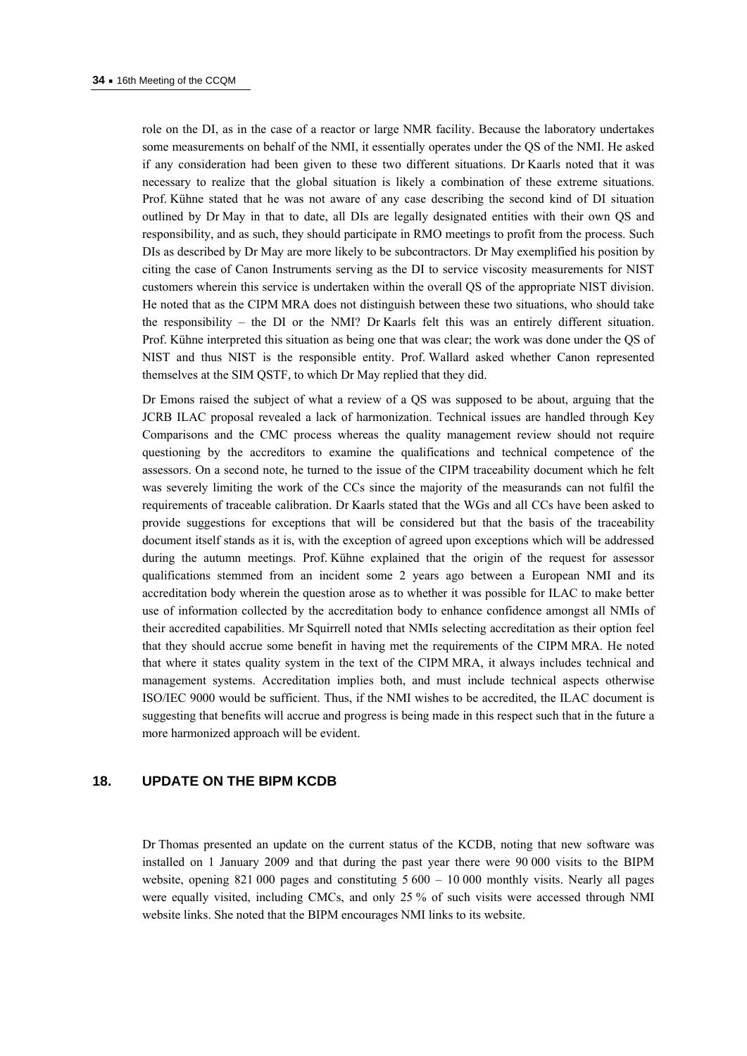role on the DI, as in the case of a reactor or large NMR facility. Because the laboratory undertakes some measurements on behalf of the NMI, it essentially operates under the QS of the NMI. He asked if any consideration had been given to these two different situations. Dr Kaarls noted that it was necessary to realize that the global situation is likely a combination of these extreme situations. Prof. Kühne stated that he was not aware of any case describing the second kind of DI situation outlined by Dr May in that to date, all DIs are legally designated entities with their own QS and responsibility, and as such, they should participate in RMO meetings to profit from the process. Such DIs as described by Dr May are more likely to be subcontractors. Dr May exemplified his position by citing the case of Canon Instruments serving as the DI to service viscosity measurements for NIST customers wherein this service is undertaken within the overall QS of the appropriate NIST division. He noted that as the CIPM MRA does not distinguish between these two situations, who should take the responsibility – the DI or the NMI? Dr Kaarls felt this was an entirely different situation. Prof. Kühne interpreted this situation as being one that was clear; the work was done under the QS of NIST and thus NIST is the responsible entity. Prof. Wallard asked whether Canon represented themselves at the SIM QSTF, to which Dr May replied that they did.

Dr Emons raised the subject of what a review of a QS was supposed to be about, arguing that the JCRB ILAC proposal revealed a lack of harmonization. Technical issues are handled through Key Comparisons and the CMC process whereas the quality management review should not require questioning by the accreditors to examine the qualifications and technical competence of the assessors. On a second note, he turned to the issue of the CIPM traceability document which he felt was severely limiting the work of the CCs since the majority of the measurands can not fulfil the requirements of traceable calibration. Dr Kaarls stated that the WGs and all CCs have been asked to provide suggestions for exceptions that will be considered but that the basis of the traceability document itself stands as it is, with the exception of agreed upon exceptions which will be addressed during the autumn meetings. Prof. Kühne explained that the origin of the request for assessor qualifications stemmed from an incident some 2 years ago between a European NMI and its accreditation body wherein the question arose as to whether it was possible for ILAC to make better use of information collected by the accreditation body to enhance confidence amongst all NMIs of their accredited capabilities. Mr Squirrell noted that NMIs selecting accreditation as their option feel that they should accrue some benefit in having met the requirements of the CIPM MRA. He noted that where it states quality system in the text of the CIPM MRA, it always includes technical and management systems. Accreditation implies both, and must include technical aspects otherwise ISO/IEC 9000 would be sufficient. Thus, if the NMI wishes to be accredited, the ILAC document is suggesting that benefits will accrue and progress is being made in this respect such that in the future a more harmonized approach will be evident.

## 18. UPDATE ON THE BIPM KCDB

Dr Thomas presented an update on the current status of the KCDB, noting that new software was installed on 1 January 2009 and that during the past year there were 90 000 visits to the BIPM website, opening 821 000 pages and constituting 5 600 – 10 000 monthly visits. Nearly all pages were equally visited, including CMCs, and only 25 % of such visits were accessed through NMI website links. She noted that the BIPM encourages NMI links to its website.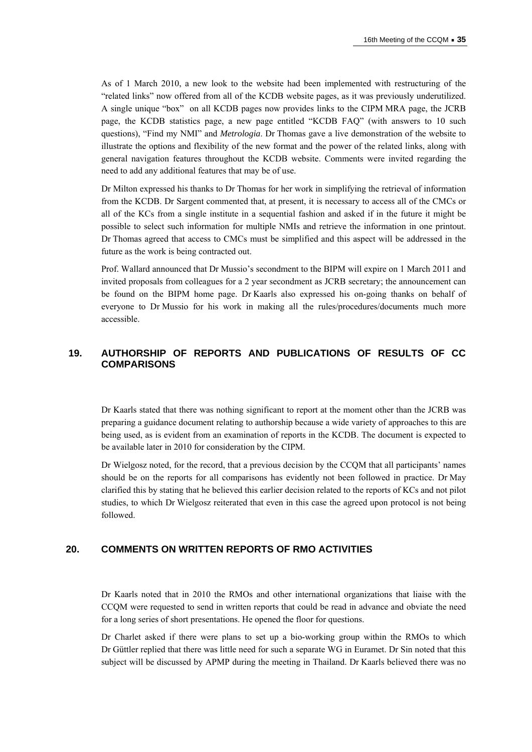As of 1 March 2010, a new look to the website had been implemented with restructuring of the "related links" now offered from all of the KCDB website pages, as it was previously underutilized. A single unique "box" on all KCDB pages now provides links to the CIPM MRA page, the JCRB page, the KCDB statistics page, a new page entitled "KCDB FAQ" (with answers to 10 such questions), "Find my NMI" and *Metrologia*. Dr Thomas gave a live demonstration of the website to illustrate the options and flexibility of the new format and the power of the related links, along with general navigation features throughout the KCDB website. Comments were invited regarding the need to add any additional features that may be of use.

Dr Milton expressed his thanks to Dr Thomas for her work in simplifying the retrieval of information from the KCDB. Dr Sargent commented that, at present, it is necessary to access all of the CMCs or all of the KCs from a single institute in a sequential fashion and asked if in the future it might be possible to select such information for multiple NMIs and retrieve the information in one printout. Dr Thomas agreed that access to CMCs must be simplified and this aspect will be addressed in the future as the work is being contracted out.

Prof. Wallard announced that Dr Mussio's secondment to the BIPM will expire on 1 March 2011 and invited proposals from colleagues for a 2 year secondment as JCRB secretary; the announcement can be found on the BIPM home page. Dr Kaarls also expressed his on-going thanks on behalf of everyone to Dr Mussio for his work in making all the rules/procedures/documents much more accessible.

## 19. AUTHORSHIP OF REPORTS AND PUBLICATIONS OF RESULTS OF CC COMPARISONS

Dr Kaarls stated that there was nothing significant to report at the moment other than the JCRB was preparing a guidance document relating to authorship because a wide variety of approaches to this are being used, as is evident from an examination of reports in the KCDB. The document is expected to be available later in 2010 for consideration by the CIPM.

Dr Wielgosz noted, for the record, that a previous decision by the CCQM that all participants' names should be on the reports for all comparisons has evidently not been followed in practice. Dr May clarified this by stating that he believed this earlier decision related to the reports of KCs and not pilot studies, to which Dr Wielgosz reiterated that even in this case the agreed upon protocol is not being followed.

## 20. COMMENTS ON WRITTEN REPORTS OF RMO ACTIVITIES

Dr Kaarls noted that in 2010 the RMOs and other international organizations that liaise with the CCQM were requested to send in written reports that could be read in advance and obviate the need for a long series of short presentations. He opened the floor for questions.

Dr Charlet asked if there were plans to set up a bio-working group within the RMOs to which Dr Güttler replied that there was little need for such a separate WG in Euramet. Dr Sin noted that this subject will be discussed by APMP during the meeting in Thailand. Dr Kaarls believed there was no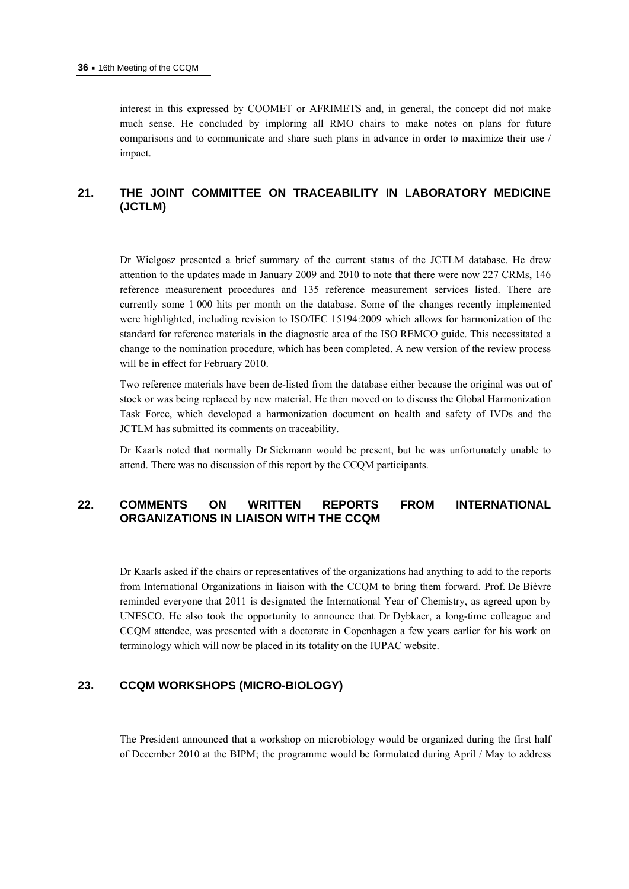interest in this expressed by COOMET or AFRIMETS and, in general, the concept did not make much sense. He concluded by imploring all RMO chairs to make notes on plans for future comparisons and to communicate and share such plans in advance in order to maximize their use / impact.

## 21. THE JOINT COMMITTEE ON TRACEABILITY IN LABORATORY MEDICINE (JCTLM)

Dr Wielgosz presented a brief summary of the current status of the JCTLM database. He drew attention to the updates made in January 2009 and 2010 to note that there were now 227 CRMs, 146 reference measurement procedures and 135 reference measurement services listed. There are currently some 1 000 hits per month on the database. Some of the changes recently implemented were highlighted, including revision to ISO/IEC 15194:2009 which allows for harmonization of the standard for reference materials in the diagnostic area of the ISO REMCO guide. This necessitated a change to the nomination procedure, which has been completed. A new version of the review process will be in effect for February 2010.

Two reference materials have been de-listed from the database either because the original was out of stock or was being replaced by new material. He then moved on to discuss the Global Harmonization Task Force, which developed a harmonization document on health and safety of IVDs and the JCTLM has submitted its comments on traceability.

Dr Kaarls noted that normally Dr Siekmann would be present, but he was unfortunately unable to attend. There was no discussion of this report by the CCQM participants.

## 22. COMMENTS ON WRITTEN REPORTS FROM INTERNATIONAL ORGANIZATIONS IN LIAISON WITH THE CCQM

Dr Kaarls asked if the chairs or representatives of the organizations had anything to add to the reports from International Organizations in liaison with the CCQM to bring them forward. Prof. De Bièvre reminded everyone that 2011 is designated the International Year of Chemistry, as agreed upon by UNESCO. He also took the opportunity to announce that Dr Dybkaer, a long-time colleague and CCQM attendee, was presented with a doctorate in Copenhagen a few years earlier for his work on terminology which will now be placed in its totality on the IUPAC website.

## 23. CCQM WORKSHOPS (MICRO-BIOLOGY)

The President announced that a workshop on microbiology would be organized during the first half of December 2010 at the BIPM; the programme would be formulated during April / May to address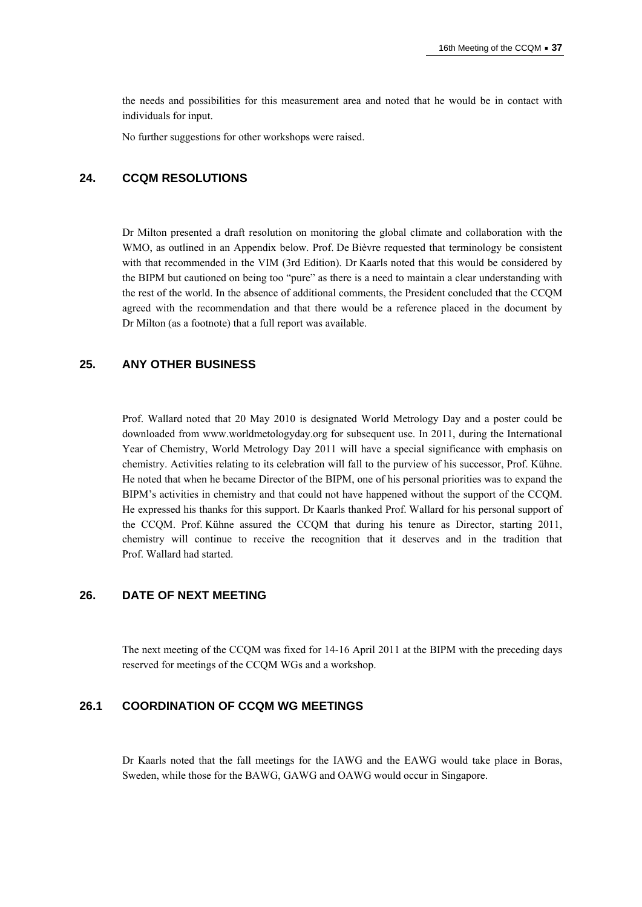the needs and possibilities for this measurement area and noted that he would be in contact with individuals for input.

No further suggestions for other workshops were raised.

## 24. CCQM RESOLUTIONS

Dr Milton presented a draft resolution on monitoring the global climate and collaboration with the WMO, as outlined in an Appendix below. Prof. De Bièvre requested that terminology be consistent with that recommended in the VIM (3rd Edition). Dr Kaarls noted that this would be considered by the BIPM but cautioned on being too "pure" as there is a need to maintain a clear understanding with the rest of the world. In the absence of additional comments, the President concluded that the CCQM agreed with the recommendation and that there would be a reference placed in the document by Dr Milton (as a footnote) that a full report was available.

## 25. ANY OTHER BUSINESS

Prof. Wallard noted that 20 May 2010 is designated World Metrology Day and a poster could be downloaded from www.worldmetologyday.org for subsequent use. In 2011, during the International Year of Chemistry, World Metrology Day 2011 will have a special significance with emphasis on chemistry. Activities relating to its celebration will fall to the purview of his successor, Prof. Kühne. He noted that when he became Director of the BIPM, one of his personal priorities was to expand the BIPM's activities in chemistry and that could not have happened without the support of the CCQM. He expressed his thanks for this support. Dr Kaarls thanked Prof. Wallard for his personal support of the CCQM. Prof. Kühne assured the CCQM that during his tenure as Director, starting 2011, chemistry will continue to receive the recognition that it deserves and in the tradition that Prof. Wallard had started.

## 26. DATE OF NEXT MEETING

The next meeting of the CCQM was fixed for 14-16 April 2011 at the BIPM with the preceding days reserved for meetings of the CCQM WGs and a workshop.

### 26.1 COORDINATION OF CCQM WG MEETINGS

Dr Kaarls noted that the fall meetings for the IAWG and the EAWG would take place in Boras, Sweden, while those for the BAWG, GAWG and OAWG would occur in Singapore.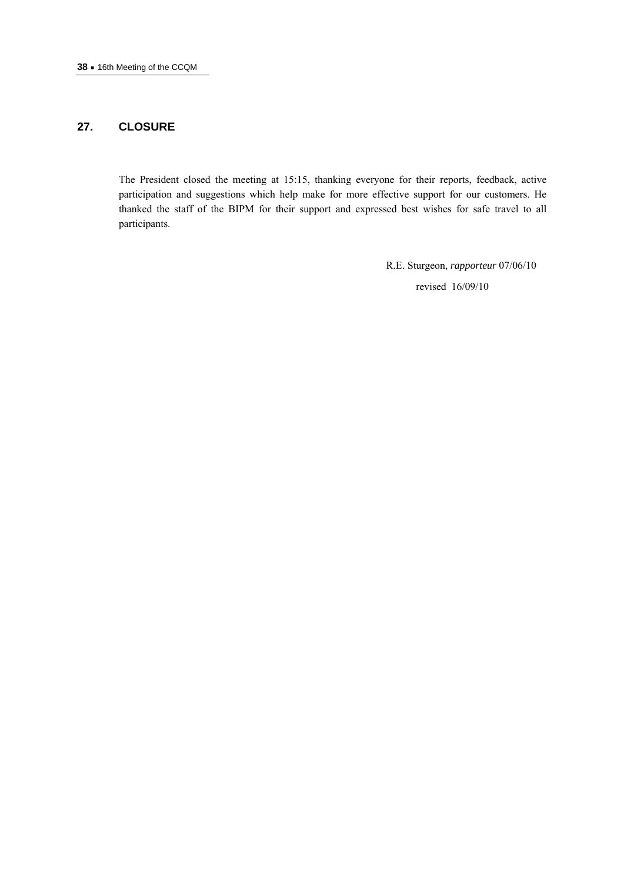## 27. CLOSURE

The President closed the meeting at 15:15, thanking everyone for their reports, feedback, active participation and suggestions which help make for more effective support for our customers. He thanked the staff of the BIPM for their support and expressed best wishes for safe travel to all participants.

R.E. Sturgeon, *rapporteur* 07/06/10

revised 16/09/10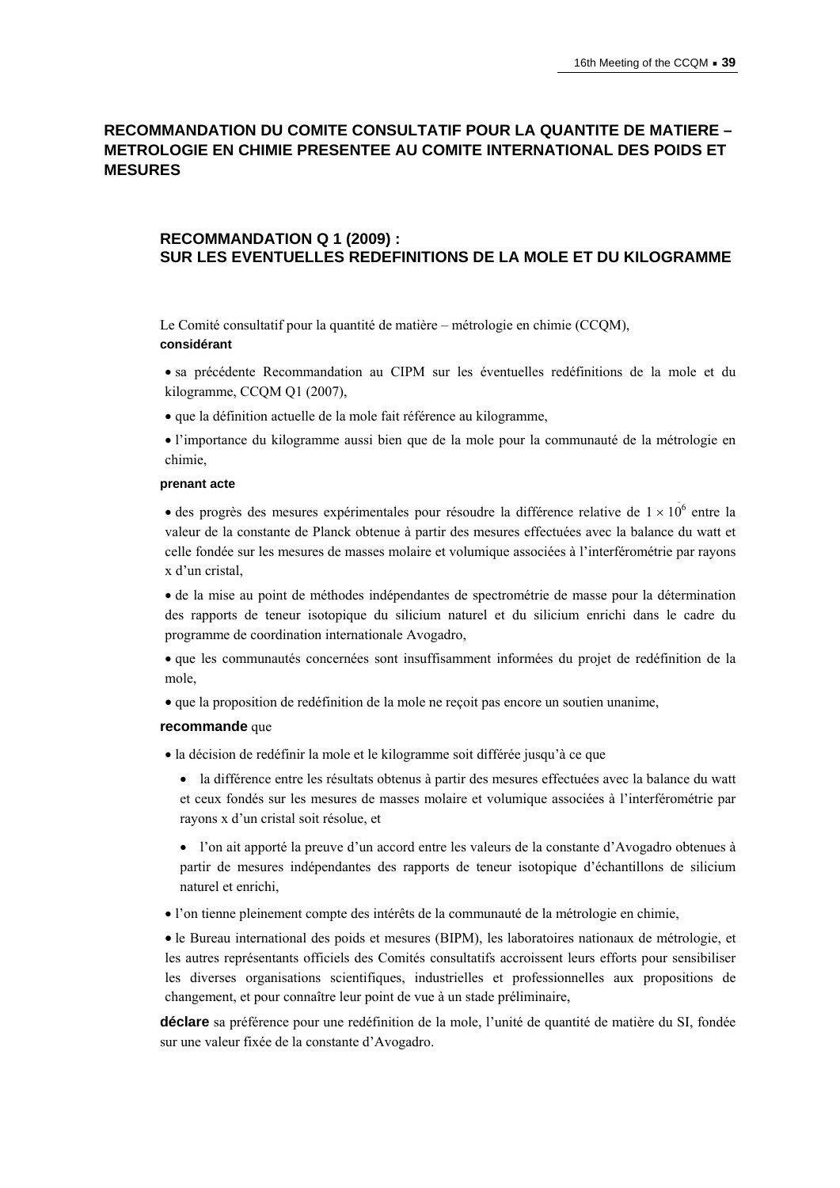## RECOMMANDATION DU COMITE CONSULTATIF POUR LA QUANTITE DE MATIERE – METROLOGIE EN CHIMIE PRESENTEE AU COMITE INTERNATIONAL DES POIDS ET MESURES

### RECOMMANDATION Q 1 (2009) : SUR LES EVENTUELLES REDEFINITIONS DE LA MOLE ET DU KILOGRAMME

Le Comité consultatif pour la quantité de matière – métrologie en chimie (CCQM),

**considérant**

- sa précédente Recommandation au CIPM sur les éventuelles redéfinitions de la mole et du kilogramme, CCQM Q1 (2007),
- que la définition actuelle de la mole fait référence au kilogramme,
- l'importance du kilogramme aussi bien que de la mole pour la communauté de la métrologie en chimie,

**prenant acte**

- des progrès des mesures expérimentales pour résoudre la différence relative de $1 \times 10^{-6}$ entre la valeur de la constante de Planck obtenue à partir des mesures effectuées avec la balance du watt et celle fondée sur les mesures de masses molaire et volumique associées à l'interférométrie par rayons x d'un cristal,
- de la mise au point de méthodes indépendantes de spectrométrie de masse pour la détermination des rapports de teneur isotopique du silicium naturel et du silicium enrichi dans le cadre du programme de coordination internationale Avogadro,
- que les communautés concernées sont insuffisamment informées du projet de redéfinition de la mole,
- que la proposition de redéfinition de la mole ne reçoit pas encore un soutien unanime,

**recommande** que

- la décision de redéfinir la mole et le kilogramme soit différée jusqu'à ce que
  - la différence entre les résultats obtenus à partir des mesures effectuées avec la balance du watt et ceux fondés sur les mesures de masses molaire et volumique associées à l'interférométrie par rayons x d'un cristal soit résolue, et
  - l'on ait apporté la preuve d'un accord entre les valeurs de la constante d'Avogadro obtenues à partir de mesures indépendantes des rapports de teneur isotopique d'échantillons de silicium naturel et enrichi,
- l'on tienne pleinement compte des intérêts de la communauté de la métrologie en chimie,
- le Bureau international des poids et mesures (BIPM), les laboratoires nationaux de métrologie, et les autres représentants officiels des Comités consultatifs accroissent leurs efforts pour sensibiliser les diverses organisations scientifiques, industrielles et professionnelles aux propositions de changement, et pour connaître leur point de vue à un stade préliminaire,

**déclare** sa préférence pour une redéfinition de la mole, l'unité de quantité de matière du SI, fondée sur une valeur fixée de la constante d'Avogadro.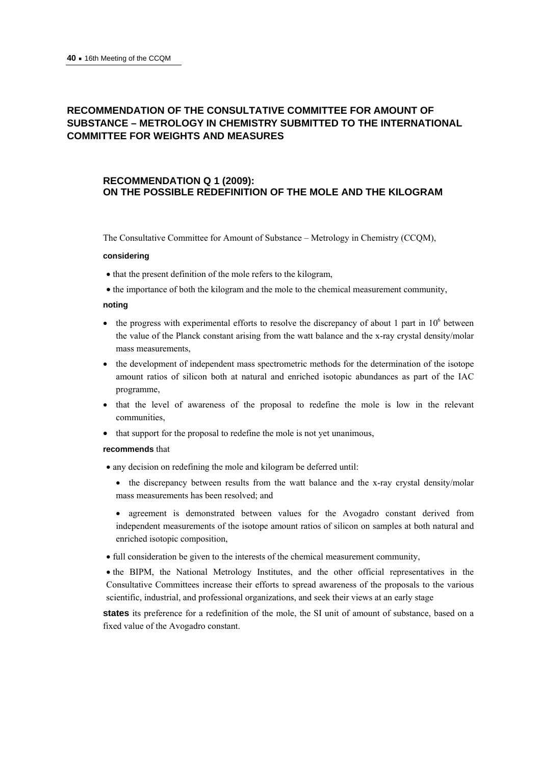## RECOMMENDATION OF THE CONSULTATIVE COMMITTEE FOR AMOUNT OF SUBSTANCE – METROLOGY IN CHEMISTRY SUBMITTED TO THE INTERNATIONAL COMMITTEE FOR WEIGHTS AND MEASURES

### RECOMMENDATION Q 1 (2009): ON THE POSSIBLE REDEFINITION OF THE MOLE AND THE KILOGRAM

The Consultative Committee for Amount of Substance – Metrology in Chemistry (CCQM),

**considering**

- that the present definition of the mole refers to the kilogram,
- the importance of both the kilogram and the mole to the chemical measurement community,

**noting**

- the progress with experimental efforts to resolve the discrepancy of about 1 part in $10^6$ between the value of the Planck constant arising from the watt balance and the x-ray crystal density/molar mass measurements,
- the development of independent mass spectrometric methods for the determination of the isotope amount ratios of silicon both at natural and enriched isotopic abundances as part of the IAC programme,
- that the level of awareness of the proposal to redefine the mole is low in the relevant communities,
- that support for the proposal to redefine the mole is not yet unanimous,

**recommends** that

- any decision on redefining the mole and kilogram be deferred until:
  - the discrepancy between results from the watt balance and the x-ray crystal density/molar mass measurements has been resolved; and
  - agreement is demonstrated between values for the Avogadro constant derived from independent measurements of the isotope amount ratios of silicon on samples at both natural and enriched isotopic composition,
- full consideration be given to the interests of the chemical measurement community,
- the BIPM, the National Metrology Institutes, and the other official representatives in the Consultative Committees increase their efforts to spread awareness of the proposals to the various scientific, industrial, and professional organizations, and seek their views at an early stage

**states** its preference for a redefinition of the mole, the SI unit of amount of substance, based on a fixed value of the Avogadro constant.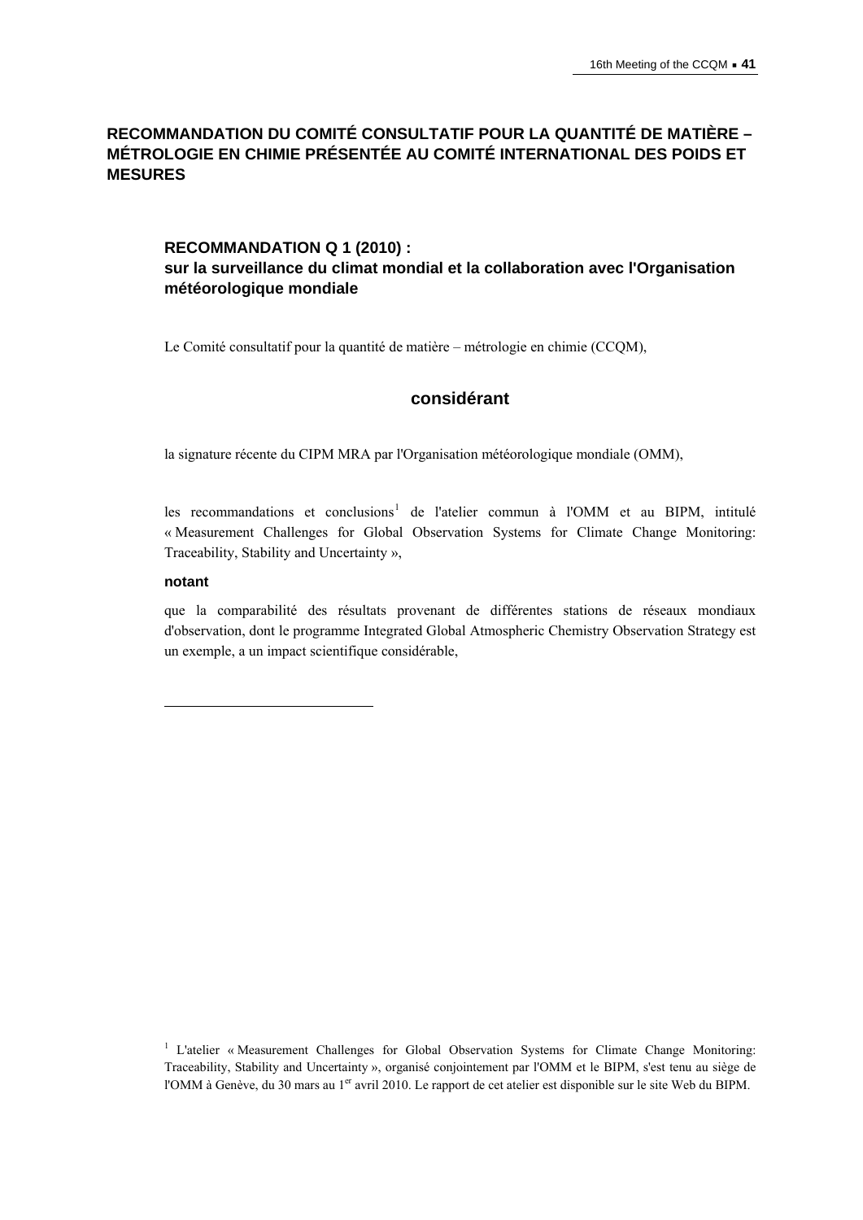## RECOMMANDATION DU COMITÉ CONSULTATIF POUR LA QUANTITÉ DE MATIÈRE – MÉTROLOGIE EN CHIMIE PRÉSENTÉE AU COMITÉ INTERNATIONAL DES POIDS ET MESURES

### RECOMMANDATION Q 1 (2010) : sur la surveillance du climat mondial et la collaboration avec l'Organisation météorologique mondiale

Le Comité consultatif pour la quantité de matière – métrologie en chimie (CCQM),

**considérant**

la signature récente du CIPM MRA par l'Organisation météorologique mondiale (OMM),

les recommandations et conclusions[1] de l'atelier commun à l'OMM et au BIPM, intitulé « Measurement Challenges for Global Observation Systems for Climate Change Monitoring: Traceability, Stability and Uncertainty »,

**notant**

que la comparabilité des résultats provenant de différentes stations de réseaux mondiaux d'observation, dont le programme Integrated Global Atmospheric Chemistry Observation Strategy est un exemple, a un impact scientifique considérable,

---

[1] L'atelier « Measurement Challenges for Global Observation Systems for Climate Change Monitoring: Traceability, Stability and Uncertainty », organisé conjointement par l'OMM et le BIPM, s'est tenu au siège de l'OMM à Genève, du 30 mars au 1er avril 2010. Le rapport de cet atelier est disponible sur le site Web du BIPM.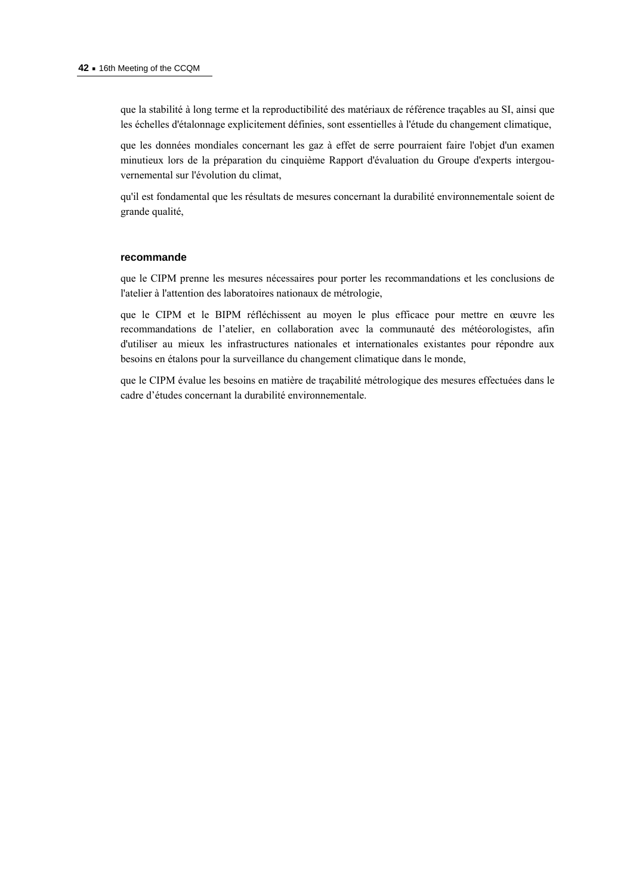que la stabilité à long terme et la reproductibilité des matériaux de référence traçables au SI, ainsi que les échelles d'étalonnage explicitement définies, sont essentielles à l'étude du changement climatique,

que les données mondiales concernant les gaz à effet de serre pourraient faire l'objet d'un examen minutieux lors de la préparation du cinquième Rapport d'évaluation du Groupe d'experts intergouvernemental sur l'évolution du climat,

qu'il est fondamental que les résultats de mesures concernant la durabilité environnementale soient de grande qualité,

**recommande**

que le CIPM prenne les mesures nécessaires pour porter les recommandations et les conclusions de l'atelier à l'attention des laboratoires nationaux de métrologie,

que le CIPM et le BIPM réfléchissent au moyen le plus efficace pour mettre en œuvre les recommandations de l'atelier, en collaboration avec la communauté des météorologistes, afin d'utiliser au mieux les infrastructures nationales et internationales existantes pour répondre aux besoins en étalons pour la surveillance du changement climatique dans le monde,

que le CIPM évalue les besoins en matière de traçabilité métrologique des mesures effectuées dans le cadre d'études concernant la durabilité environnementale.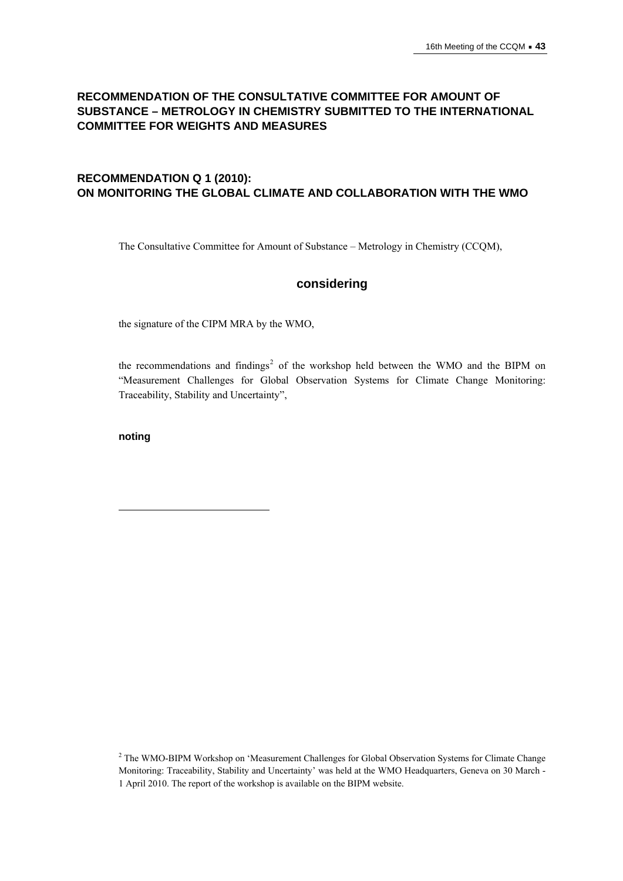## RECOMMENDATION OF THE CONSULTATIVE COMMITTEE FOR AMOUNT OF SUBSTANCE – METROLOGY IN CHEMISTRY SUBMITTED TO THE INTERNATIONAL COMMITTEE FOR WEIGHTS AND MEASURES

## RECOMMENDATION Q 1 (2010): ON MONITORING THE GLOBAL CLIMATE AND COLLABORATION WITH THE WMO

The Consultative Committee for Amount of Substance – Metrology in Chemistry (CCQM),

### considering

the signature of the CIPM MRA by the WMO,

the recommendations and findings[2] of the workshop held between the WMO and the BIPM on "Measurement Challenges for Global Observation Systems for Climate Change Monitoring: Traceability, Stability and Uncertainty",

**noting**

[2] The WMO-BIPM Workshop on 'Measurement Challenges for Global Observation Systems for Climate Change Monitoring: Traceability, Stability and Uncertainty' was held at the WMO Headquarters, Geneva on 30 March - 1 April 2010. The report of the workshop is available on the BIPM website.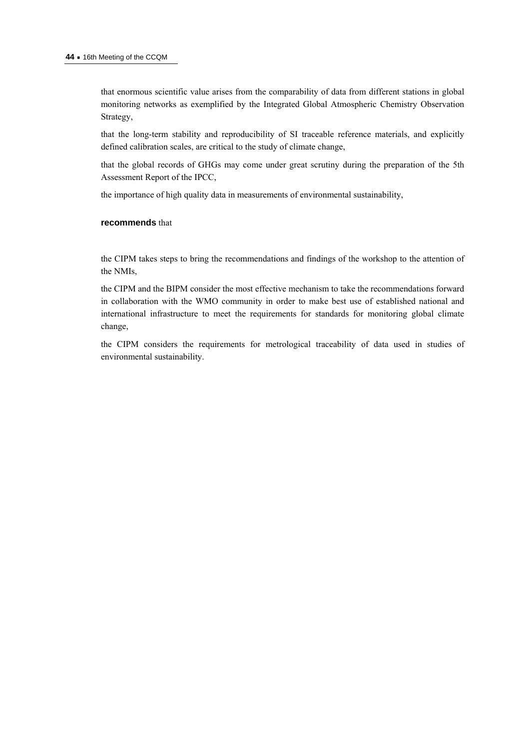that enormous scientific value arises from the comparability of data from different stations in global monitoring networks as exemplified by the Integrated Global Atmospheric Chemistry Observation Strategy,

that the long-term stability and reproducibility of SI traceable reference materials, and explicitly defined calibration scales, are critical to the study of climate change,

that the global records of GHGs may come under great scrutiny during the preparation of the 5th Assessment Report of the IPCC,

the importance of high quality data in measurements of environmental sustainability,

**recommends** that

the CIPM takes steps to bring the recommendations and findings of the workshop to the attention of the NMIs,

the CIPM and the BIPM consider the most effective mechanism to take the recommendations forward in collaboration with the WMO community in order to make best use of established national and international infrastructure to meet the requirements for standards for monitoring global climate change,

the CIPM considers the requirements for metrological traceability of data used in studies of environmental sustainability.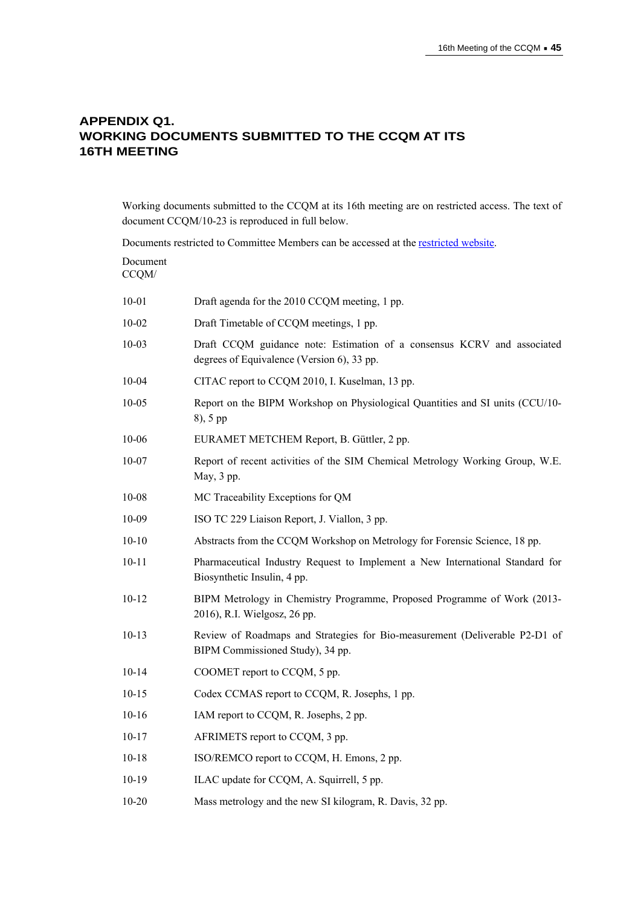# APPENDIX Q1. WORKING DOCUMENTS SUBMITTED TO THE CCQM AT ITS 16TH MEETING

Working documents submitted to the CCQM at its 16th meeting are on restricted access. The text of document CCQM/10-23 is reproduced in full below.

Documents restricted to Committee Members can be accessed at the restricted website.

| Document CCQM/ | |
|---|---|
| 10-01 | Draft agenda for the 2010 CCQM meeting, 1 pp. |
| 10-02 | Draft Timetable of CCQM meetings, 1 pp. |
| 10-03 | Draft CCQM guidance note: Estimation of a consensus KCRV and associated degrees of Equivalence (Version 6), 33 pp. |
| 10-04 | CITAC report to CCQM 2010, I. Kuselman, 13 pp. |
| 10-05 | Report on the BIPM Workshop on Physiological Quantities and SI units (CCU/10-8), 5 pp |
| 10-06 | EURAMET METCHEM Report, B. Güttler, 2 pp. |
| 10-07 | Report of recent activities of the SIM Chemical Metrology Working Group, W.E. May, 3 pp. |
| 10-08 | MC Traceability Exceptions for QM |
| 10-09 | ISO TC 229 Liaison Report, J. Viallon, 3 pp. |
| 10-10 | Abstracts from the CCQM Workshop on Metrology for Forensic Science, 18 pp. |
| 10-11 | Pharmaceutical Industry Request to Implement a New International Standard for Biosynthetic Insulin, 4 pp. |
| 10-12 | BIPM Metrology in Chemistry Programme, Proposed Programme of Work (2013-2016), R.I. Wielgosz, 26 pp. |
| 10-13 | Review of Roadmaps and Strategies for Bio-measurement (Deliverable P2-D1 of BIPM Commissioned Study), 34 pp. |
| 10-14 | COOMET report to CCQM, 5 pp. |
| 10-15 | Codex CCMAS report to CCQM, R. Josephs, 1 pp. |
| 10-16 | IAM report to CCQM, R. Josephs, 2 pp. |
| 10-17 | AFRIMETS report to CCQM, 3 pp. |
| 10-18 | ISO/REMCO report to CCQM, H. Emons, 2 pp. |
| 10-19 | ILAC update for CCQM, A. Squirrell, 5 pp. |
| 10-20 | Mass metrology and the new SI kilogram, R. Davis, 32 pp. |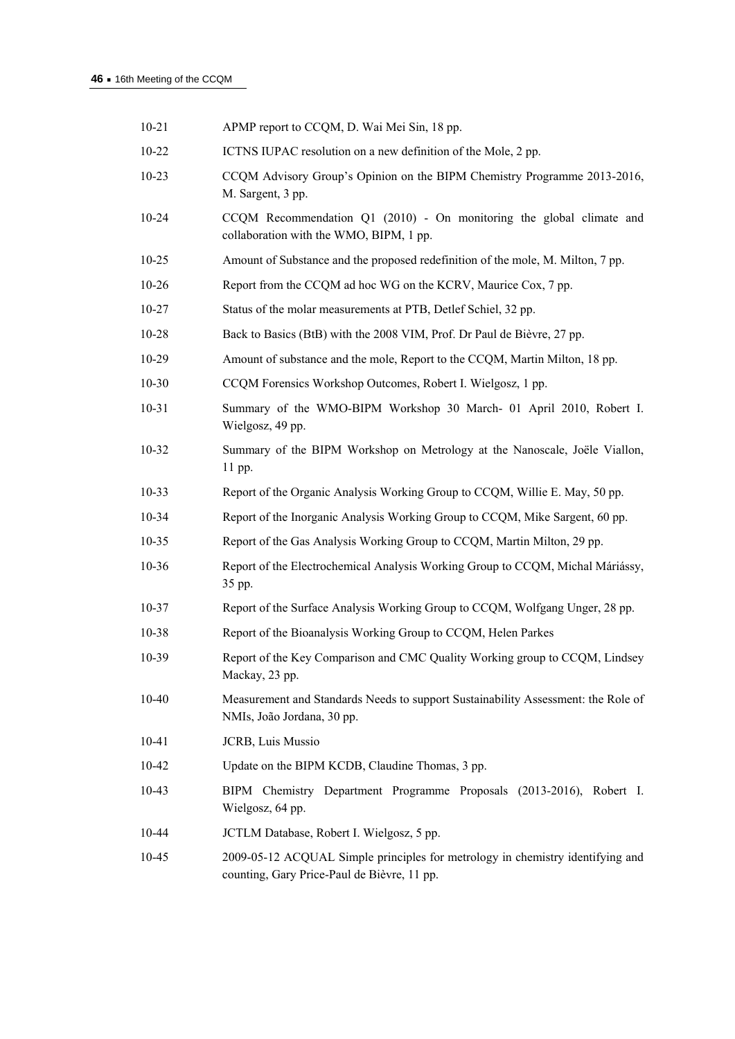| | |
|---|---|
| 10-21 | APMP report to CCQM, D. Wai Mei Sin, 18 pp. |
| 10-22 | ICTNS IUPAC resolution on a new definition of the Mole, 2 pp. |
| 10-23 | CCQM Advisory Group's Opinion on the BIPM Chemistry Programme 2013-2016, M. Sargent, 3 pp. |
| 10-24 | CCQM Recommendation Q1 (2010) - On monitoring the global climate and collaboration with the WMO, BIPM, 1 pp. |
| 10-25 | Amount of Substance and the proposed redefinition of the mole, M. Milton, 7 pp. |
| 10-26 | Report from the CCQM ad hoc WG on the KCRV, Maurice Cox, 7 pp. |
| 10-27 | Status of the molar measurements at PTB, Detlef Schiel, 32 pp. |
| 10-28 | Back to Basics (BtB) with the 2008 VIM, Prof. Dr Paul de Bièvre, 27 pp. |
| 10-29 | Amount of substance and the mole, Report to the CCQM, Martin Milton, 18 pp. |
| 10-30 | CCQM Forensics Workshop Outcomes, Robert I. Wielgosz, 1 pp. |
| 10-31 | Summary of the WMO-BIPM Workshop 30 March- 01 April 2010, Robert I. Wielgosz, 49 pp. |
| 10-32 | Summary of the BIPM Workshop on Metrology at the Nanoscale, Joële Viallon, 11 pp. |
| 10-33 | Report of the Organic Analysis Working Group to CCQM, Willie E. May, 50 pp. |
| 10-34 | Report of the Inorganic Analysis Working Group to CCQM, Mike Sargent, 60 pp. |
| 10-35 | Report of the Gas Analysis Working Group to CCQM, Martin Milton, 29 pp. |
| 10-36 | Report of the Electrochemical Analysis Working Group to CCQM, Michal Máriássy, 35 pp. |
| 10-37 | Report of the Surface Analysis Working Group to CCQM, Wolfgang Unger, 28 pp. |
| 10-38 | Report of the Bioanalysis Working Group to CCQM, Helen Parkes |
| 10-39 | Report of the Key Comparison and CMC Quality Working group to CCQM, Lindsey Mackay, 23 pp. |
| 10-40 | Measurement and Standards Needs to support Sustainability Assessment: the Role of NMIs, João Jordana, 30 pp. |
| 10-41 | JCRB, Luis Mussio |
| 10-42 | Update on the BIPM KCDB, Claudine Thomas, 3 pp. |
| 10-43 | BIPM Chemistry Department Programme Proposals (2013-2016), Robert I. Wielgosz, 64 pp. |
| 10-44 | JCTLM Database, Robert I. Wielgosz, 5 pp. |
| 10-45 | 2009-05-12 ACQUAL Simple principles for metrology in chemistry identifying and counting, Gary Price-Paul de Bièvre, 11 pp. |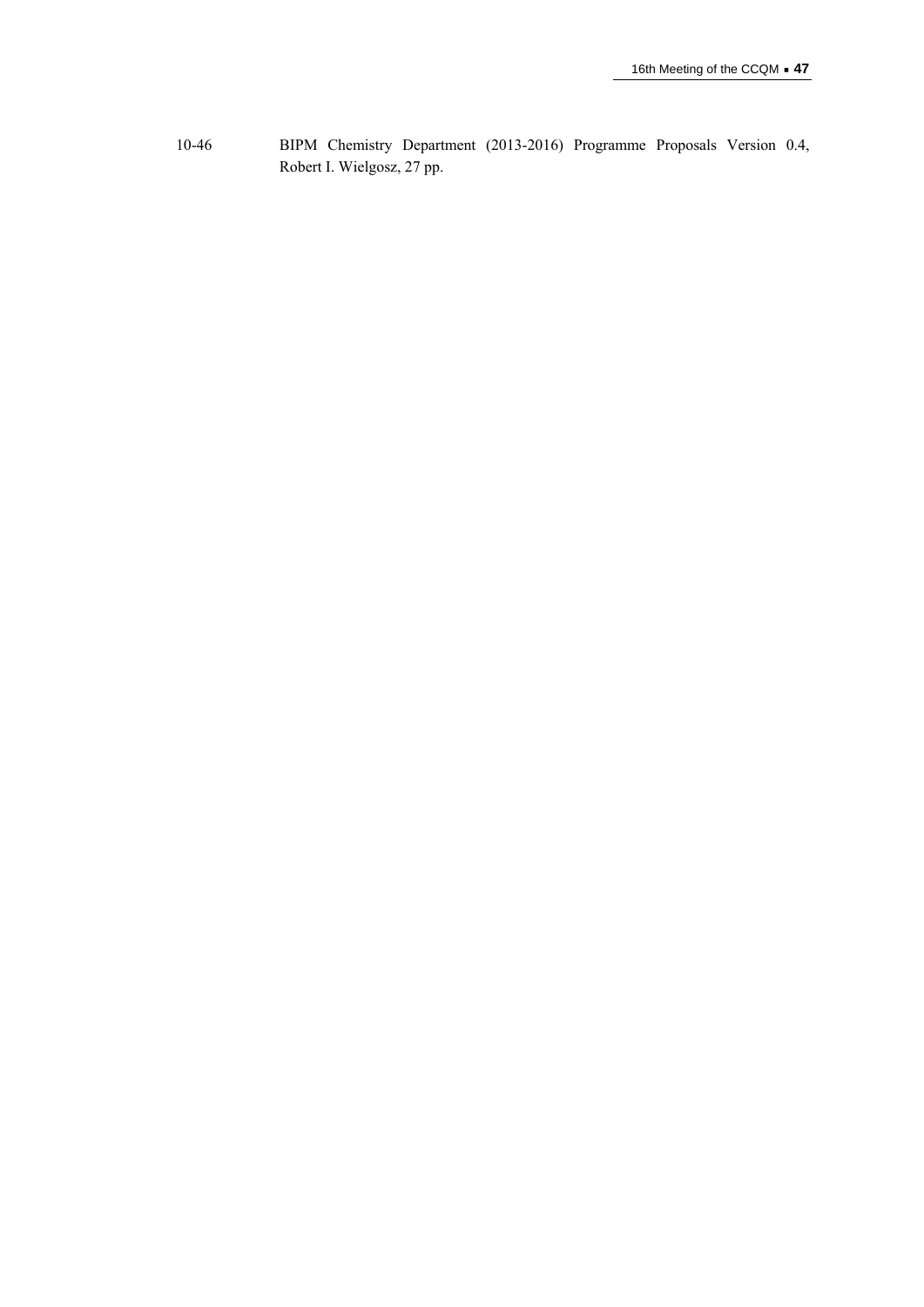10-46 BIPM Chemistry Department (2013-2016) Programme Proposals Version 0.4, Robert I. Wielgosz, 27 pp.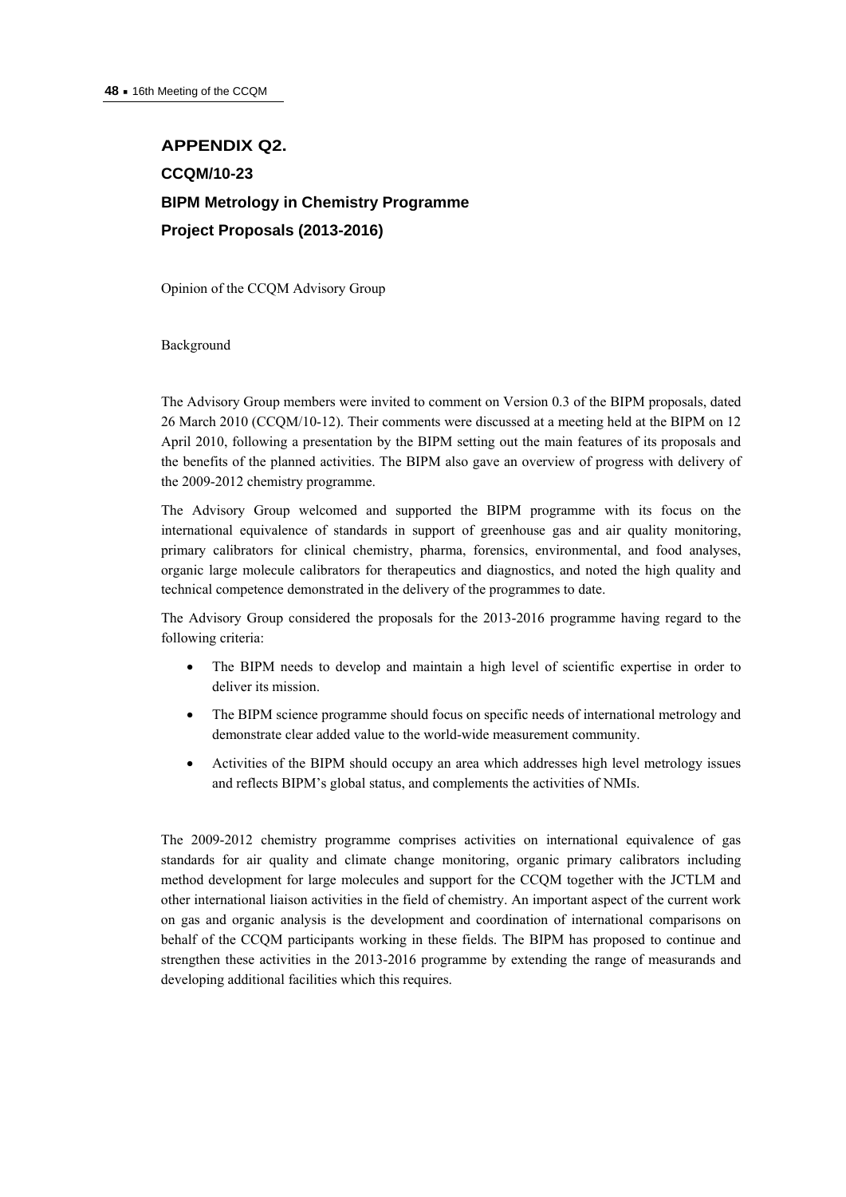## APPENDIX Q2.

## CCQM/10-23

## BIPM Metrology in Chemistry Programme

## Project Proposals (2013-2016)

Opinion of the CCQM Advisory Group

Background

The Advisory Group members were invited to comment on Version 0.3 of the BIPM proposals, dated 26 March 2010 (CCQM/10-12). Their comments were discussed at a meeting held at the BIPM on 12 April 2010, following a presentation by the BIPM setting out the main features of its proposals and the benefits of the planned activities. The BIPM also gave an overview of progress with delivery of the 2009-2012 chemistry programme.

The Advisory Group welcomed and supported the BIPM programme with its focus on the international equivalence of standards in support of greenhouse gas and air quality monitoring, primary calibrators for clinical chemistry, pharma, forensics, environmental, and food analyses, organic large molecule calibrators for therapeutics and diagnostics, and noted the high quality and technical competence demonstrated in the delivery of the programmes to date.

The Advisory Group considered the proposals for the 2013-2016 programme having regard to the following criteria:

- The BIPM needs to develop and maintain a high level of scientific expertise in order to deliver its mission.
- The BIPM science programme should focus on specific needs of international metrology and demonstrate clear added value to the world-wide measurement community.
- Activities of the BIPM should occupy an area which addresses high level metrology issues and reflects BIPM's global status, and complements the activities of NMIs.

The 2009-2012 chemistry programme comprises activities on international equivalence of gas standards for air quality and climate change monitoring, organic primary calibrators including method development for large molecules and support for the CCQM together with the JCTLM and other international liaison activities in the field of chemistry. An important aspect of the current work on gas and organic analysis is the development and coordination of international comparisons on behalf of the CCQM participants working in these fields. The BIPM has proposed to continue and strengthen these activities in the 2013-2016 programme by extending the range of measurands and developing additional facilities which this requires.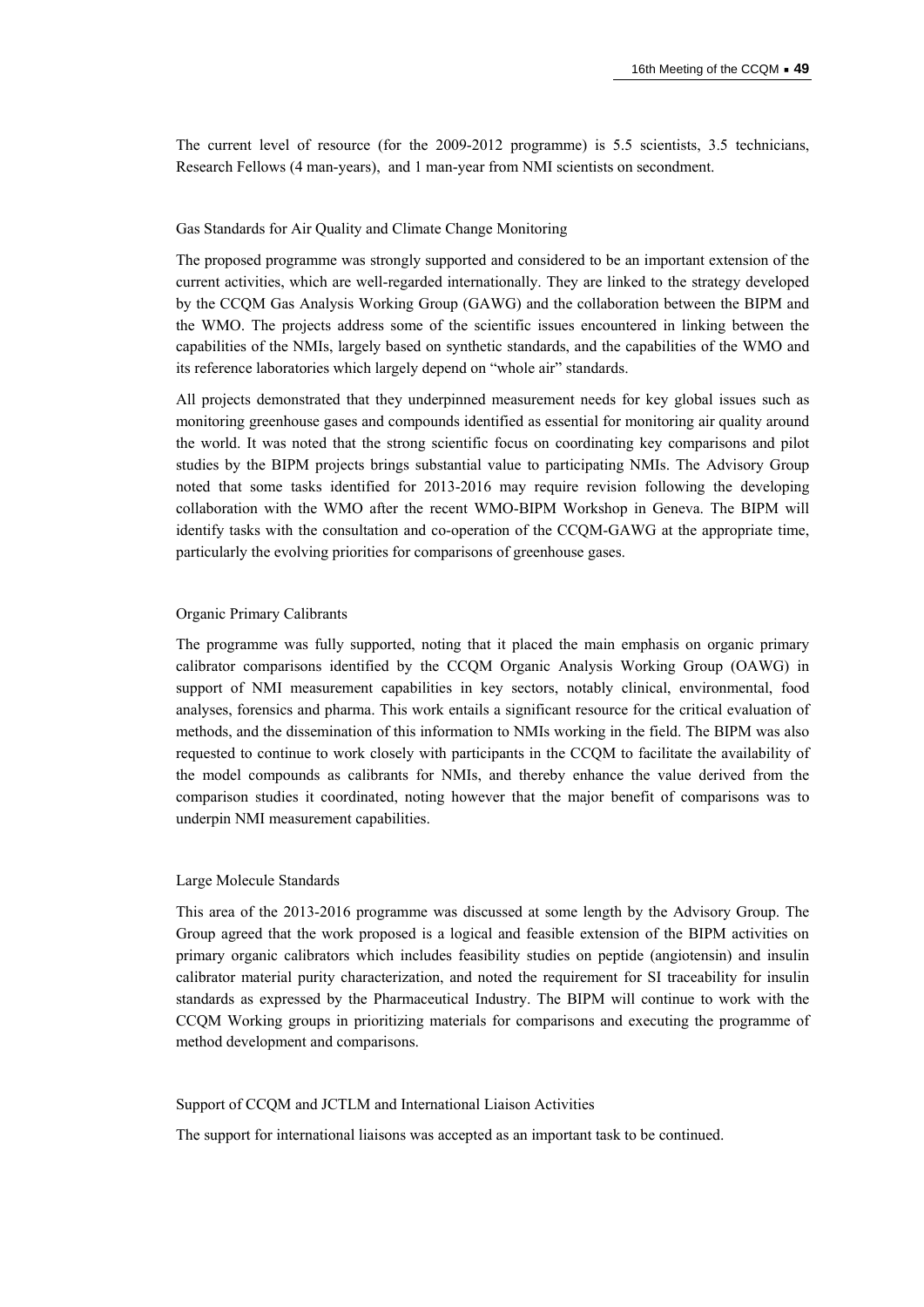The current level of resource (for the 2009-2012 programme) is 5.5 scientists, 3.5 technicians, Research Fellows (4 man-years), and 1 man-year from NMI scientists on secondment.

### Gas Standards for Air Quality and Climate Change Monitoring

The proposed programme was strongly supported and considered to be an important extension of the current activities, which are well-regarded internationally. They are linked to the strategy developed by the CCQM Gas Analysis Working Group (GAWG) and the collaboration between the BIPM and the WMO. The projects address some of the scientific issues encountered in linking between the capabilities of the NMIs, largely based on synthetic standards, and the capabilities of the WMO and its reference laboratories which largely depend on "whole air" standards.

All projects demonstrated that they underpinned measurement needs for key global issues such as monitoring greenhouse gases and compounds identified as essential for monitoring air quality around the world. It was noted that the strong scientific focus on coordinating key comparisons and pilot studies by the BIPM projects brings substantial value to participating NMIs. The Advisory Group noted that some tasks identified for 2013-2016 may require revision following the developing collaboration with the WMO after the recent WMO-BIPM Workshop in Geneva. The BIPM will identify tasks with the consultation and co-operation of the CCQM-GAWG at the appropriate time, particularly the evolving priorities for comparisons of greenhouse gases.

### Organic Primary Calibrants

The programme was fully supported, noting that it placed the main emphasis on organic primary calibrator comparisons identified by the CCQM Organic Analysis Working Group (OAWG) in support of NMI measurement capabilities in key sectors, notably clinical, environmental, food analyses, forensics and pharma. This work entails a significant resource for the critical evaluation of methods, and the dissemination of this information to NMIs working in the field. The BIPM was also requested to continue to work closely with participants in the CCQM to facilitate the availability of the model compounds as calibrants for NMIs, and thereby enhance the value derived from the comparison studies it coordinated, noting however that the major benefit of comparisons was to underpin NMI measurement capabilities.

### Large Molecule Standards

This area of the 2013-2016 programme was discussed at some length by the Advisory Group. The Group agreed that the work proposed is a logical and feasible extension of the BIPM activities on primary organic calibrators which includes feasibility studies on peptide (angiotensin) and insulin calibrator material purity characterization, and noted the requirement for SI traceability for insulin standards as expressed by the Pharmaceutical Industry. The BIPM will continue to work with the CCQM Working groups in prioritizing materials for comparisons and executing the programme of method development and comparisons.

### Support of CCQM and JCTLM and International Liaison Activities

The support for international liaisons was accepted as an important task to be continued.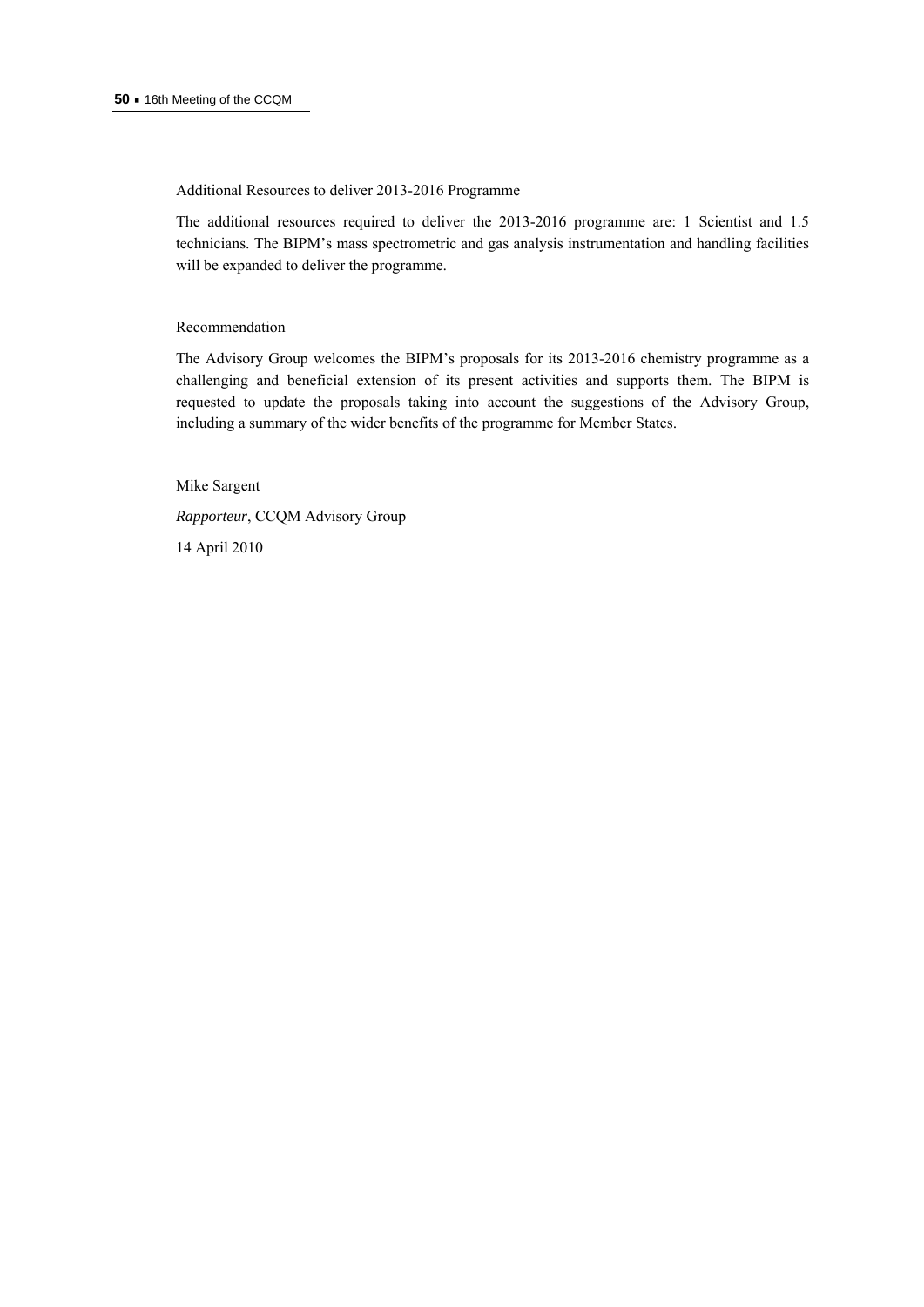Additional Resources to deliver 2013-2016 Programme

The additional resources required to deliver the 2013-2016 programme are: 1 Scientist and 1.5 technicians. The BIPM's mass spectrometric and gas analysis instrumentation and handling facilities will be expanded to deliver the programme.

Recommendation

The Advisory Group welcomes the BIPM's proposals for its 2013-2016 chemistry programme as a challenging and beneficial extension of its present activities and supports them. The BIPM is requested to update the proposals taking into account the suggestions of the Advisory Group, including a summary of the wider benefits of the programme for Member States.

Mike Sargent

*Rapporteur*, CCQM Advisory Group

14 April 2010